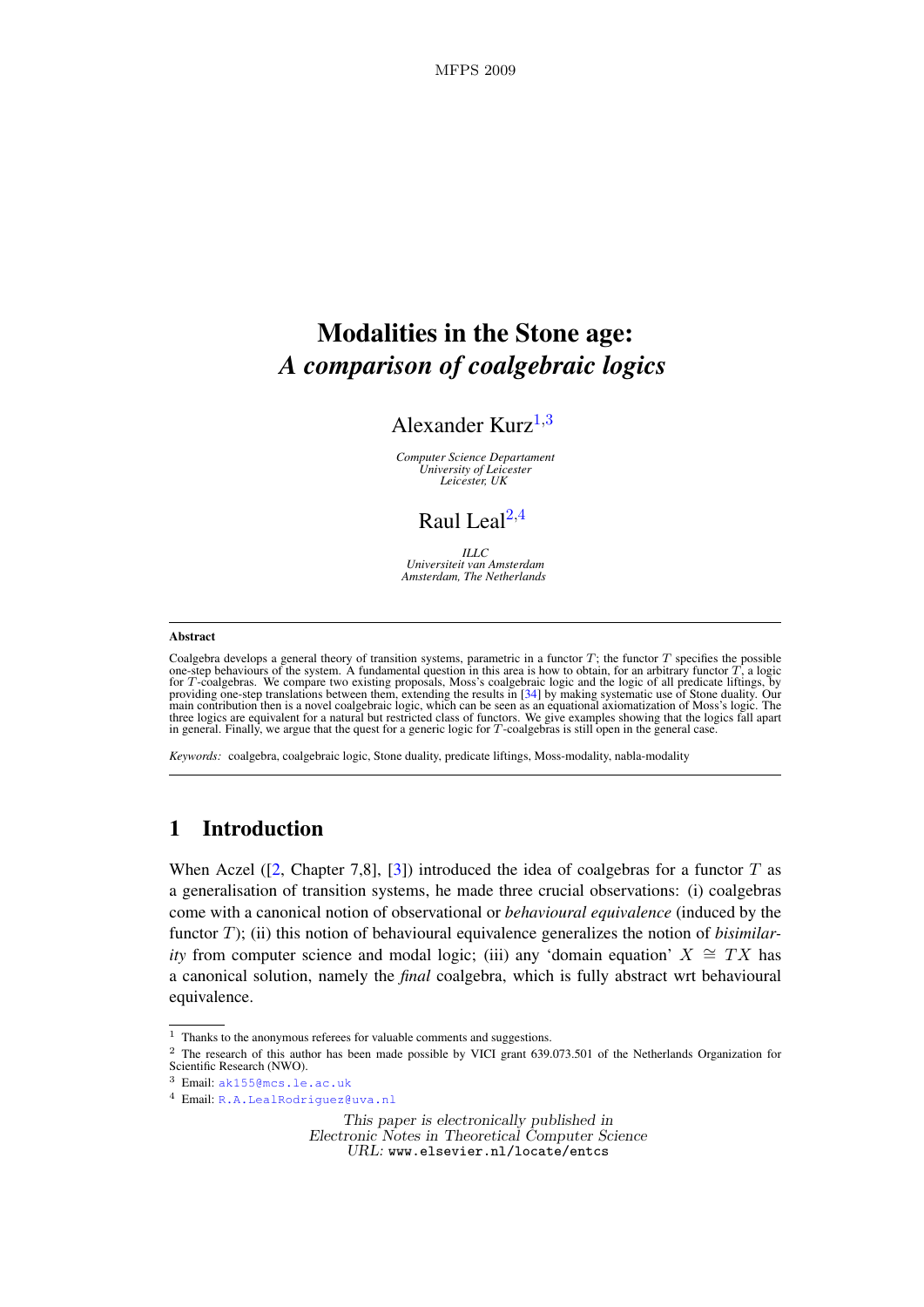# Modalities in the Stone age: *A comparison of coalgebraic logics*

Alexander Kurz[1,3]

*Computer Science Departament*
*University of Leicester*
*Leicester, UK*

Raul Leal[2,4]

*ILLC*
*Universiteit van Amsterdam*
*Amsterdam, The Netherlands*

## Abstract

Coalgebra develops a general theory of transition systems, parametric in a functor $T$; the functor $T$ specifies the possible one-step behaviours of the system. A fundamental question in this area is how to obtain, for an arbitrary functor $T$, a logic for $T$-coalgebras. We compare two existing proposals, Moss's coalgebraic logic and the logic of all predicate liftings, by providing one-step translations between them, extending the results in [34] by making systematic use of Stone duality. Our main contribution then is a novel coalgebraic logic, which can be seen as an equational axiomatization of Moss's logic. The three logics are equivalent for a natural but restricted class of functors. We give examples showing that the logics fall apart in general. Finally, we argue that the quest for a generic logic for $T$-coalgebras is still open in the general case.

*Keywords:* coalgebra, coalgebraic logic, Stone duality, predicate liftings, Moss-modality, nabla-modality

## 1 Introduction

When Aczel ([2, Chapter 7,8], [3]) introduced the idea of coalgebras for a functor $T$ as a generalisation of transition systems, he made three crucial observations: (i) coalgebras come with a canonical notion of observational or *behavioural equivalence* (induced by the functor $T$); (ii) this notion of behavioural equivalence generalizes the notion of *bisimilarity* from computer science and modal logic; (iii) any 'domain equation' $X \cong TX$ has a canonical solution, namely the *final* coalgebra, which is fully abstract wrt behavioural equivalence.

---

[1] Thanks to the anonymous referees for valuable comments and suggestions.

[2] The research of this author has been made possible by VICI grant 639.073.501 of the Netherlands Organization for Scientific Research (NWO).

[3] Email: ak155@mcs.le.ac.uk

[4] Email: R.A.LealRodriguez@uva.nl

This paper is electronically published in
Electronic Notes in Theoretical Computer Science
URL: www.elsevier.nl/locate/entcs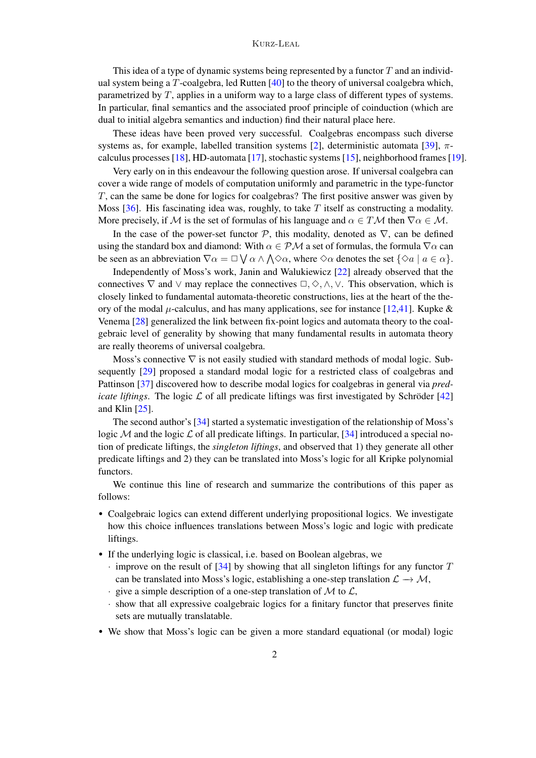This idea of a type of dynamic systems being represented by a functor $T$ and an individual system being a $T$-coalgebra, led Rutten [40] to the theory of universal coalgebra which, parametrized by $T$, applies in a uniform way to a large class of different types of systems. In particular, final semantics and the associated proof principle of coinduction (which are dual to initial algebra semantics and induction) find their natural place here.

These ideas have been proved very successful. Coalgebras encompass such diverse systems as, for example, labelled transition systems [2], deterministic automata [39], $\pi$-calculus processes [18], HD-automata [17], stochastic systems [15], neighborhood frames [19].

Very early on in this endeavour the following question arose. If universal coalgebra can cover a wide range of models of computation uniformly and parametric in the type-functor $T$, can the same be done for logics for coalgebras? The first positive answer was given by Moss [36]. His fascinating idea was, roughly, to take $T$ itself as constructing a modality. More precisely, if $\mathcal{M}$ is the set of formulas of his language and $\alpha \in T\mathcal{M}$ then $\nabla\alpha \in \mathcal{M}$.

In the case of the power-set functor $\mathcal{P}$, this modality, denoted as $\nabla$, can be defined using the standard box and diamond: With $\alpha \in \mathcal{P}\mathcal{M}$ a set of formulas, the formula $\nabla\alpha$ can be seen as an abbreviation $\nabla\alpha = \Box \bigvee \alpha \wedge \bigwedge \Diamond\alpha$, where $\Diamond\alpha$ denotes the set $\{\Diamond a \mid a \in \alpha\}$.

Independently of Moss's work, Janin and Walukiewicz [22] already observed that the connectives $\nabla$ and $\vee$ may replace the connectives $\Box, \Diamond, \wedge, \vee$. This observation, which is closely linked to fundamental automata-theoretic constructions, lies at the heart of the theory of the modal $\mu$-calculus, and has many applications, see for instance [12,41]. Kupke & Venema [28] generalized the link between fix-point logics and automata theory to the coalgebraic level of generality by showing that many fundamental results in automata theory are really theorems of universal coalgebra.

Moss's connective $\nabla$ is not easily studied with standard methods of modal logic. Subsequently [29] proposed a standard modal logic for a restricted class of coalgebras and Pattinson [37] discovered how to describe modal logics for coalgebras in general via *predicate liftings*. The logic $\mathcal{L}$ of all predicate liftings was first investigated by Schröder [42] and Klin [25].

The second author's [34] started a systematic investigation of the relationship of Moss's logic $\mathcal{M}$ and the logic $\mathcal{L}$ of all predicate liftings. In particular, [34] introduced a special notion of predicate liftings, the *singleton liftings*, and observed that 1) they generate all other predicate liftings and 2) they can be translated into Moss's logic for all Kripke polynomial functors.

We continue this line of research and summarize the contributions of this paper as follows:

- Coalgebraic logics can extend different underlying propositional logics. We investigate how this choice influences translations between Moss's logic and logic with predicate liftings.
- If the underlying logic is classical, i.e. based on Boolean algebras, we
  - improve on the result of [34] by showing that all singleton liftings for any functor $T$ can be translated into Moss's logic, establishing a one-step translation $\mathcal{L} \longrightarrow \mathcal{M}$,
  - give a simple description of a one-step translation of $\mathcal{M}$ to $\mathcal{L}$,
  - show that all expressive coalgebraic logics for a finitary functor that preserves finite sets are mutually translatable.
- We show that Moss's logic can be given a more standard equational (or modal) logic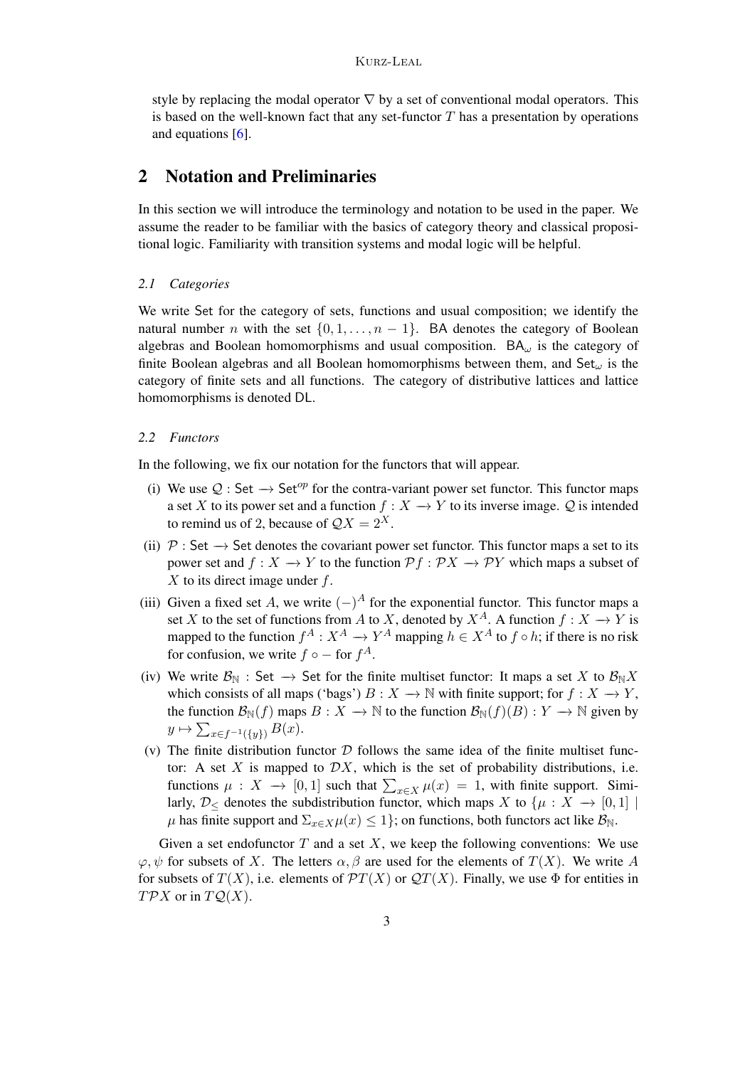style by replacing the modal operator $\nabla$ by a set of conventional modal operators. This is based on the well-known fact that any set-functor $T$ has a presentation by operations and equations [6].

## 2 Notation and Preliminaries

In this section we will introduce the terminology and notation to be used in the paper. We assume the reader to be familiar with the basics of category theory and classical propositional logic. Familiarity with transition systems and modal logic will be helpful.

### *2.1 Categories*

We write $\mathsf{Set}$ for the category of sets, functions and usual composition; we identify the natural number $n$ with the set $\{0, 1, \ldots, n-1\}$. $\mathsf{BA}$ denotes the category of Boolean algebras and Boolean homomorphisms and usual composition. $\mathsf{BA}_\omega$ is the category of finite Boolean algebras and all Boolean homomorphisms between them, and $\mathsf{Set}_\omega$ is the category of finite sets and all functions. The category of distributive lattices and lattice homomorphisms is denoted $\mathsf{DL}$.

### *2.2 Functors*

In the following, we fix our notation for the functors that will appear.

(i) We use $\mathcal{Q} : \mathsf{Set} \longrightarrow \mathsf{Set}^{op}$ for the contra-variant power set functor. This functor maps a set $X$ to its power set and a function $f : X \longrightarrow Y$ to its inverse image. $\mathcal{Q}$ is intended to remind us of 2, because of $\mathcal{Q}X = 2^X$.

(ii) $\mathcal{P} : \mathsf{Set} \longrightarrow \mathsf{Set}$ denotes the covariant power set functor. This functor maps a set to its power set and $f : X \longrightarrow Y$ to the function $\mathcal{P}f : \mathcal{P}X \longrightarrow \mathcal{P}Y$ which maps a subset of $X$ to its direct image under $f$.

(iii) Given a fixed set $A$, we write $(-)^A$ for the exponential functor. This functor maps a set $X$ to the set of functions from $A$ to $X$, denoted by $X^A$. A function $f : X \longrightarrow Y$ is mapped to the function $f^A : X^A \longrightarrow Y^A$ mapping $h \in X^A$ to $f \circ h$; if there is no risk for confusion, we write $f \circ -$ for $f^A$.

(iv) We write $\mathcal{B}_{\mathbb{N}} : \mathsf{Set} \longrightarrow \mathsf{Set}$ for the finite multiset functor: It maps a set $X$ to $\mathcal{B}_{\mathbb{N}}X$ which consists of all maps ('bags') $B : X \longrightarrow \mathbb{N}$ with finite support; for $f : X \longrightarrow Y$, the function $\mathcal{B}_{\mathbb{N}}(f)$ maps $B : X \longrightarrow \mathbb{N}$ to the function $\mathcal{B}_{\mathbb{N}}(f)(B) : Y \longrightarrow \mathbb{N}$ given by $y \mapsto \sum_{x \in f^{-1}(\{y\})} B(x)$.

(v) The finite distribution functor $\mathcal{D}$ follows the same idea of the finite multiset functor: A set $X$ is mapped to $\mathcal{D}X$, which is the set of probability distributions, i.e. functions $\mu : X \longrightarrow [0,1]$ such that $\sum_{x \in X} \mu(x) = 1$, with finite support. Similarly, $\mathcal{D}_{\leq}$ denotes the subdistribution functor, which maps $X$ to $\{\mu : X \longrightarrow [0,1] \mid \mu \text{ has finite support and } \Sigma_{x \in X} \mu(x) \leq 1\}$; on functions, both functors act like $\mathcal{B}_{\mathbb{N}}$.

Given a set endofunctor $T$ and a set $X$, we keep the following conventions: We use $\varphi, \psi$ for subsets of $X$. The letters $\alpha, \beta$ are used for the elements of $T(X)$. We write $A$ for subsets of $T(X)$, i.e. elements of $\mathcal{P}T(X)$ or $\mathcal{Q}T(X)$. Finally, we use $\Phi$ for entities in $T\mathcal{P}X$ or in $T\mathcal{Q}(X)$.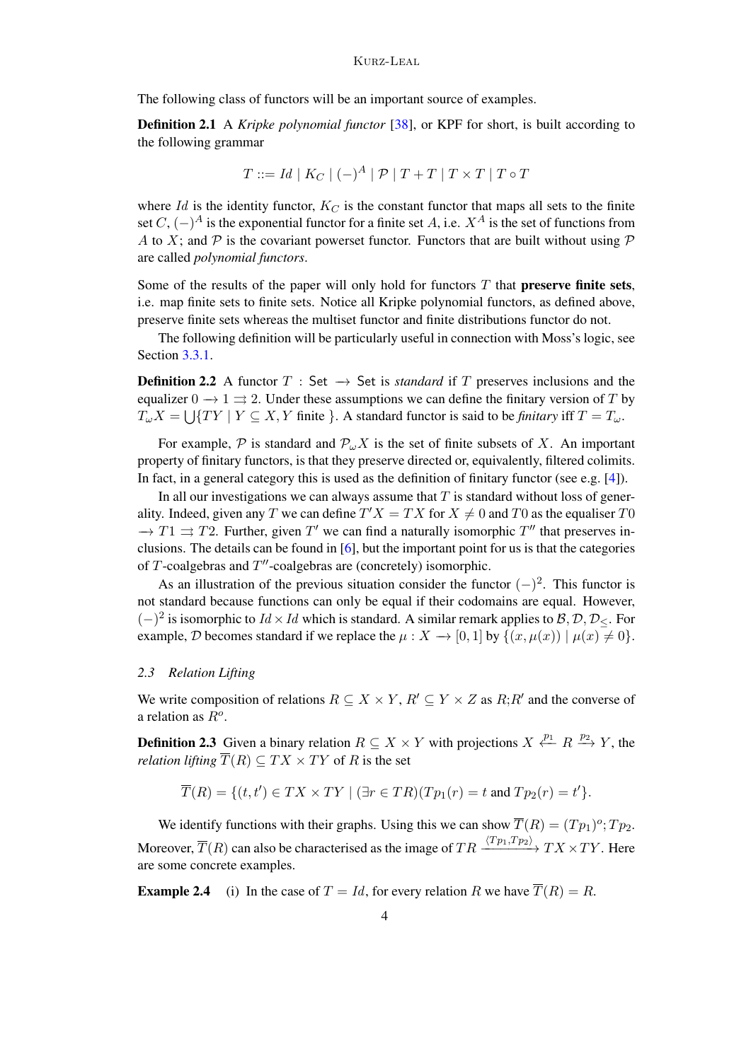The following class of functors will be an important source of examples.

**Definition 2.1** A *Kripke polynomial functor* [38], or KPF for short, is built according to the following grammar

$$T ::= Id \mid K_C \mid (-)^A \mid \mathcal{P} \mid T + T \mid T \times T \mid T \circ T$$

where $Id$ is the identity functor, $K_C$ is the constant functor that maps all sets to the finite set $C$, $(-)^A$ is the exponential functor for a finite set $A$, i.e. $X^A$ is the set of functions from $A$ to $X$; and $\mathcal{P}$ is the covariant powerset functor. Functors that are built without using $\mathcal{P}$ are called *polynomial functors*.

Some of the results of the paper will only hold for functors $T$ that **preserve finite sets**, i.e. map finite sets to finite sets. Notice all Kripke polynomial functors, as defined above, preserve finite sets whereas the multiset functor and finite distributions functor do not.

The following definition will be particularly useful in connection with Moss's logic, see Section 3.3.1.

**Definition 2.2** A functor $T : \mathsf{Set} \to \mathsf{Set}$ is *standard* if $T$ preserves inclusions and the equalizer $0 \to 1 \rightrightarrows 2$. Under these assumptions we can define the finitary version of $T$ by $T_\omega X = \bigcup\{TY \mid Y \subseteq X, Y \text{ finite }\}$. A standard functor is said to be *finitary* iff $T = T_\omega$.

For example, $\mathcal{P}$ is standard and $\mathcal{P}_\omega X$ is the set of finite subsets of $X$. An important property of finitary functors, is that they preserve directed or, equivalently, filtered colimits. In fact, in a general category this is used as the definition of finitary functor (see e.g. [4]).

In all our investigations we can always assume that $T$ is standard without loss of generality. Indeed, given any $T$ we can define $T'X = TX$ for $X \neq 0$ and $T0$ as the equaliser $T0 \to T1 \rightrightarrows T2$. Further, given $T'$ we can find a naturally isomorphic $T''$ that preserves inclusions. The details can be found in [6], but the important point for us is that the categories of $T$-coalgebras and $T''$-coalgebras are (concretely) isomorphic.

As an illustration of the previous situation consider the functor $(-)^2$. This functor is not standard because functions can only be equal if their codomains are equal. However, $(-)^2$ is isomorphic to $Id \times Id$ which is standard. A similar remark applies to $\mathcal{B}, \mathcal{D}, \mathcal{D}_{\leq}$. For example, $\mathcal{D}$ becomes standard if we replace the $\mu : X \to [0,1]$ by $\{(x, \mu(x)) \mid \mu(x) \neq 0\}$.

### *2.3 Relation Lifting*

We write composition of relations $R \subseteq X \times Y$, $R' \subseteq Y \times Z$ as $R;R'$ and the converse of a relation as $R^o$.

**Definition 2.3** Given a binary relation $R \subseteq X \times Y$ with projections $X \xleftarrow{p_1} R \xrightarrow{p_2} Y$, the *relation lifting* $\overline{T}(R) \subseteq TX \times TY$ of $R$ is the set

$$\overline{T}(R) = \{(t, t') \in TX \times TY \mid (\exists r \in TR)(Tp_1(r) = t \text{ and } Tp_2(r) = t'\}.$$

We identify functions with their graphs. Using this we can show $\overline{T}(R) = (Tp_1)^o;Tp_2$. Moreover, $\overline{T}(R)$ can also be characterised as the image of $TR \xrightarrow{\langle Tp_1, Tp_2 \rangle} TX \times TY$. Here are some concrete examples.

**Example 2.4** (i) In the case of $T = Id$, for every relation $R$ we have $\overline{T}(R) = R$.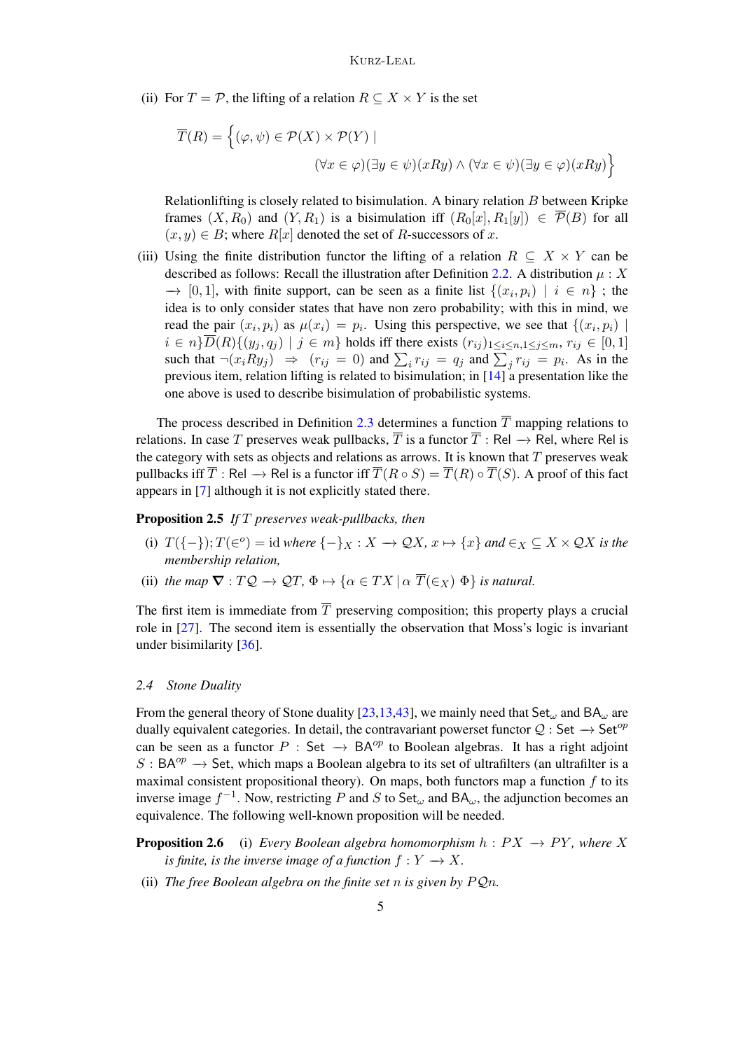(ii) For $T = \mathcal{P}$, the lifting of a relation $R \subseteq X \times Y$ is the set

$$\overline{T}(R) = \Big\{(\varphi, \psi) \in \mathcal{P}(X) \times \mathcal{P}(Y) \mid (\forall x \in \varphi)(\exists y \in \psi)(xRy) \wedge (\forall x \in \psi)(\exists y \in \varphi)(xRy)\Big\}$$

Relationlifting is closely related to bisimulation. A binary relation $B$ between Kripke frames $(X, R_0)$ and $(Y, R_1)$ is a bisimulation iff $(R_0[x], R_1[y]) \in \overline{\mathcal{P}}(B)$ for all $(x, y) \in B$; where $R[x]$ denoted the set of $R$-successors of $x$.

(iii) Using the finite distribution functor the lifting of a relation $R \subseteq X \times Y$ can be described as follows: Recall the illustration after Definition 2.2. A distribution $\mu : X \to [0, 1]$, with finite support, can be seen as a finite list $\{(x_i, p_i) \mid i \in n\}$ ; the idea is to only consider states that have non zero probability; with this in mind, we read the pair $(x_i, p_i)$ as $\mu(x_i) = p_i$. Using this perspective, we see that $\{(x_i, p_i) \mid i \in n\}\overline{D}(R)\{(y_j, q_j) \mid j \in m\}$ holds iff there exists $(r_{ij})_{1\leq i\leq n, 1\leq j\leq m}$, $r_{ij} \in [0, 1]$ such that $\neg(x_i R y_j) \Rightarrow (r_{ij} = 0)$ and $\sum_i r_{ij} = q_j$ and $\sum_j r_{ij} = p_i$. As in the previous item, relation lifting is related to bisimulation; in [14] a presentation like the one above is used to describe bisimulation of probabilistic systems.

The process described in Definition 2.3 determines a function $\overline{T}$ mapping relations to relations. In case $T$ preserves weak pullbacks, $\overline{T}$ is a functor $\overline{T} : \mathsf{Rel} \to \mathsf{Rel}$, where $\mathsf{Rel}$ is the category with sets as objects and relations as arrows. It is known that $T$ preserves weak pullbacks iff $\overline{T} : \mathsf{Rel} \to \mathsf{Rel}$ is a functor iff $\overline{T}(R \circ S) = \overline{T}(R) \circ \overline{T}(S)$. A proof of this fact appears in [7] although it is not explicitly stated there.

**Proposition 2.5** *If $T$ preserves weak-pullbacks, then*

(i) $T(\{-\}); \overline{T}(\in^o) = \mathrm{id}$ *where* $\{-\}_X : X \to \mathcal{Q}X$, $x \mapsto \{x\}$ *and* $\in_X \subseteq X \times \mathcal{Q}X$ *is the membership relation,*

(ii) *the map* $\nabla : T\mathcal{Q} \to \mathcal{Q}T$, $\Phi \mapsto \{\alpha \in TX \mid \alpha \; \overline{T}(\in_X) \; \Phi\}$ *is natural.*

The first item is immediate from $\overline{T}$ preserving composition; this property plays a crucial role in [27]. The second item is essentially the observation that Moss's logic is invariant under bisimilarity [36].

### 2.4 Stone Duality

From the general theory of Stone duality [23,13,43], we mainly need that $\mathsf{Set}_\omega$ and $\mathsf{BA}_\omega$ are dually equivalent categories. In detail, the contravariant powerset functor $\mathcal{Q} : \mathsf{Set} \to \mathsf{Set}^{op}$ can be seen as a functor $P : \mathsf{Set} \to \mathsf{BA}^{op}$ to Boolean algebras. It has a right adjoint $S : \mathsf{BA}^{op} \to \mathsf{Set}$, which maps a Boolean algebra to its set of ultrafilters (an ultrafilter is a maximal consistent propositional theory). On maps, both functors map a function $f$ to its inverse image $f^{-1}$. Now, restricting $P$ and $S$ to $\mathsf{Set}_\omega$ and $\mathsf{BA}_\omega$, the adjunction becomes an equivalence. The following well-known proposition will be needed.

**Proposition 2.6** (i) *Every Boolean algebra homomorphism* $h : PX \to PY$*, where* $X$ *is finite, is the inverse image of a function* $f : Y \to X$.

(ii) *The free Boolean algebra on the finite set* $n$ *is given by* $P\mathcal{Q}n$.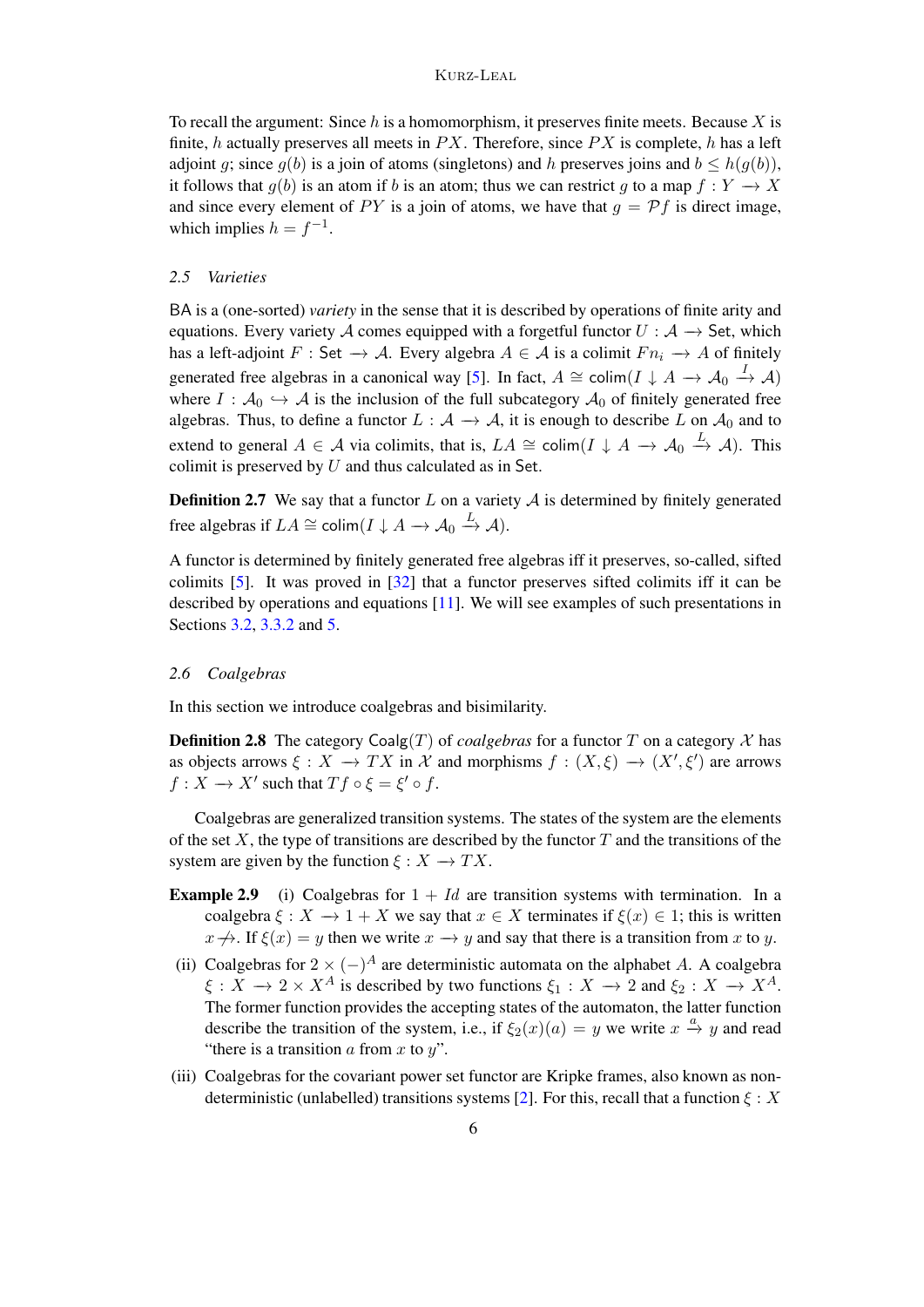To recall the argument: Since $h$ is a homomorphism, it preserves finite meets. Because $X$ is finite, $h$ actually preserves all meets in $PX$. Therefore, since $PX$ is complete, $h$ has a left adjoint $g$; since $g(b)$ is a join of atoms (singletons) and $h$ preserves joins and $b \leq h(g(b))$, it follows that $g(b)$ is an atom if $b$ is an atom; thus we can restrict $g$ to a map $f : Y \to X$ and since every element of $PY$ is a join of atoms, we have that $g = \mathcal{P}f$ is direct image, which implies $h = f^{-1}$.

### 2.5 *Varieties*

BA is a (one-sorted) *variety* in the sense that it is described by operations of finite arity and equations. Every variety $\mathcal{A}$ comes equipped with a forgetful functor $U : \mathcal{A} \to \mathsf{Set}$, which has a left-adjoint $F : \mathsf{Set} \to \mathcal{A}$. Every algebra $A \in \mathcal{A}$ is a colimit $Fn_i \to A$ of finitely generated free algebras in a canonical way [5]. In fact, $A \cong \mathsf{colim}(I \downarrow A \to \mathcal{A}_0 \xrightarrow{I} \mathcal{A})$ where $I : \mathcal{A}_0 \hookrightarrow \mathcal{A}$ is the inclusion of the full subcategory $\mathcal{A}_0$ of finitely generated free algebras. Thus, to define a functor $L : \mathcal{A} \to \mathcal{A}$, it is enough to describe $L$ on $\mathcal{A}_0$ and to extend to general $A \in \mathcal{A}$ via colimits, that is, $LA \cong \mathsf{colim}(I \downarrow A \to \mathcal{A}_0 \xrightarrow{L} \mathcal{A})$. This colimit is preserved by $U$ and thus calculated as in $\mathsf{Set}$.

**Definition 2.7** We say that a functor $L$ on a variety $\mathcal{A}$ is determined by finitely generated free algebras if $LA \cong \mathsf{colim}(I \downarrow A \to \mathcal{A}_0 \xrightarrow{L} \mathcal{A})$.

A functor is determined by finitely generated free algebras iff it preserves, so-called, sifted colimits [5]. It was proved in [32] that a functor preserves sifted colimits iff it can be described by operations and equations [11]. We will see examples of such presentations in Sections 3.2, 3.3.2 and 5.

### 2.6 *Coalgebras*

In this section we introduce coalgebras and bisimilarity.

**Definition 2.8** The category $\mathsf{Coalg}(T)$ of *coalgebras* for a functor $T$ on a category $\mathcal{X}$ has as objects arrows $\xi : X \to TX$ in $\mathcal{X}$ and morphisms $f : (X, \xi) \to (X', \xi')$ are arrows $f : X \to X'$ such that $Tf \circ \xi = \xi' \circ f$.

Coalgebras are generalized transition systems. The states of the system are the elements of the set $X$, the type of transitions are described by the functor $T$ and the transitions of the system are given by the function $\xi : X \to TX$.

**Example 2.9**
- (i) Coalgebras for $1 + Id$ are transition systems with termination. In a coalgebra $\xi : X \to 1 + X$ we say that $x \in X$ terminates if $\xi(x) \in 1$; this is written $x \not\to$. If $\xi(x) = y$ then we write $x \to y$ and say that there is a transition from $x$ to $y$.
- (ii) Coalgebras for $2 \times (-)^A$ are deterministic automata on the alphabet $A$. A coalgebra $\xi : X \to 2 \times X^A$ is described by two functions $\xi_1 : X \to 2$ and $\xi_2 : X \to X^A$. The former function provides the accepting states of the automaton, the latter function describe the transition of the system, i.e., if $\xi_2(x)(a) = y$ we write $x \xrightarrow{a} y$ and read "there is a transition $a$ from $x$ to $y$".
- (iii) Coalgebras for the covariant power set functor are Kripke frames, also known as non-deterministic (unlabelled) transitions systems [2]. For this, recall that a function $\xi : X$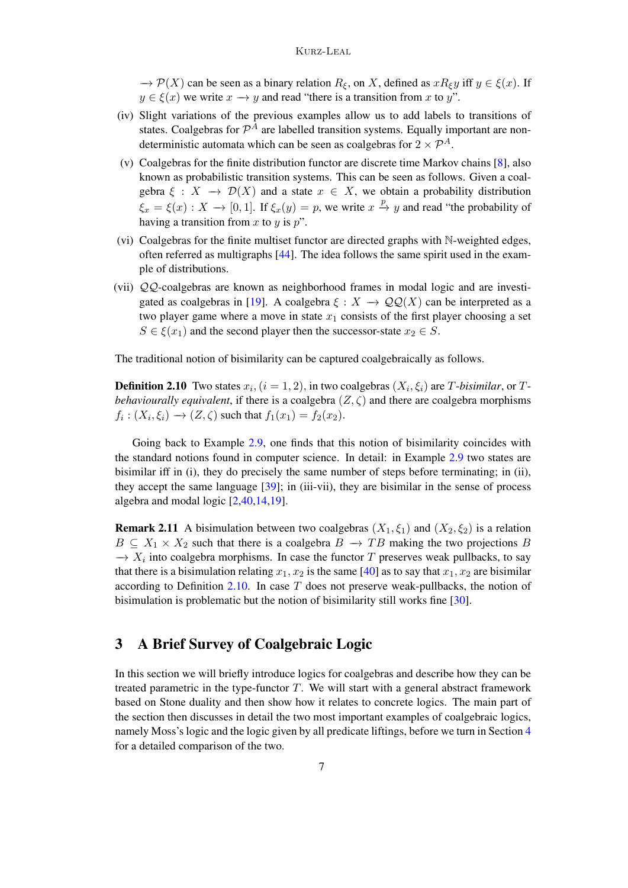$\longrightarrow \mathcal{P}(X)$ can be seen as a binary relation $R_\xi$, on $X$, defined as $xR_\xi y$ iff $y \in \xi(x)$. If $y \in \xi(x)$ we write $x \longrightarrow y$ and read "there is a transition from $x$ to $y$".

(iv) Slight variations of the previous examples allow us to add labels to transitions of states. Coalgebras for $\mathcal{P}^A$ are labelled transition systems. Equally important are non-deterministic automata which can be seen as coalgebras for $2 \times \mathcal{P}^A$.

(v) Coalgebras for the finite distribution functor are discrete time Markov chains [8], also known as probabilistic transition systems. This can be seen as follows. Given a coalgebra $\xi : X \longrightarrow \mathcal{D}(X)$ and a state $x \in X$, we obtain a probability distribution $\xi_x = \xi(x) : X \longrightarrow [0, 1]$. If $\xi_x(y) = p$, we write $x \xrightarrow{p} y$ and read "the probability of having a transition from $x$ to $y$ is $p$".

(vi) Coalgebras for the finite multiset functor are directed graphs with $\mathbb{N}$-weighted edges, often referred as multigraphs [44]. The idea follows the same spirit used in the example of distributions.

(vii) $\mathcal{Q}\mathcal{Q}$-coalgebras are known as neighborhood frames in modal logic and are investigated as coalgebras in [19]. A coalgebra $\xi : X \longrightarrow \mathcal{Q}\mathcal{Q}(X)$ can be interpreted as a two player game where a move in state $x_1$ consists of the first player choosing a set $S \in \xi(x_1)$ and the second player then the successor-state $x_2 \in S$.

The traditional notion of bisimilarity can be captured coalgebraically as follows.

**Definition 2.10** Two states $x_i, (i = 1, 2)$, in two coalgebras $(X_i, \xi_i)$ are $T$-*bisimilar*, or $T$-*behaviourally equivalent*, if there is a coalgebra $(Z, \zeta)$ and there are coalgebra morphisms $f_i : (X_i, \xi_i) \longrightarrow (Z, \zeta)$ such that $f_1(x_1) = f_2(x_2)$.

Going back to Example 2.9, one finds that this notion of bisimilarity coincides with the standard notions found in computer science. In detail: in Example 2.9 two states are bisimilar iff in (i), they do precisely the same number of steps before terminating; in (ii), they accept the same language [39]; in (iii-vii), they are bisimilar in the sense of process algebra and modal logic [2,40,14,19].

**Remark 2.11** A bisimulation between two coalgebras $(X_1, \xi_1)$ and $(X_2, \xi_2)$ is a relation $B \subseteq X_1 \times X_2$ such that there is a coalgebra $B \longrightarrow TB$ making the two projections $B \longrightarrow X_i$ into coalgebra morphisms. In case the functor $T$ preserves weak pullbacks, to say that there is a bisimulation relating $x_1, x_2$ is the same [40] as to say that $x_1, x_2$ are bisimilar according to Definition 2.10. In case $T$ does not preserve weak-pullbacks, the notion of bisimulation is problematic but the notion of bisimilarity still works fine [30].

# 3 A Brief Survey of Coalgebraic Logic

In this section we will briefly introduce logics for coalgebras and describe how they can be treated parametric in the type-functor $T$. We will start with a general abstract framework based on Stone duality and then show how it relates to concrete logics. The main part of the section then discusses in detail the two most important examples of coalgebraic logics, namely Moss's logic and the logic given by all predicate liftings, before we turn in Section 4 for a detailed comparison of the two.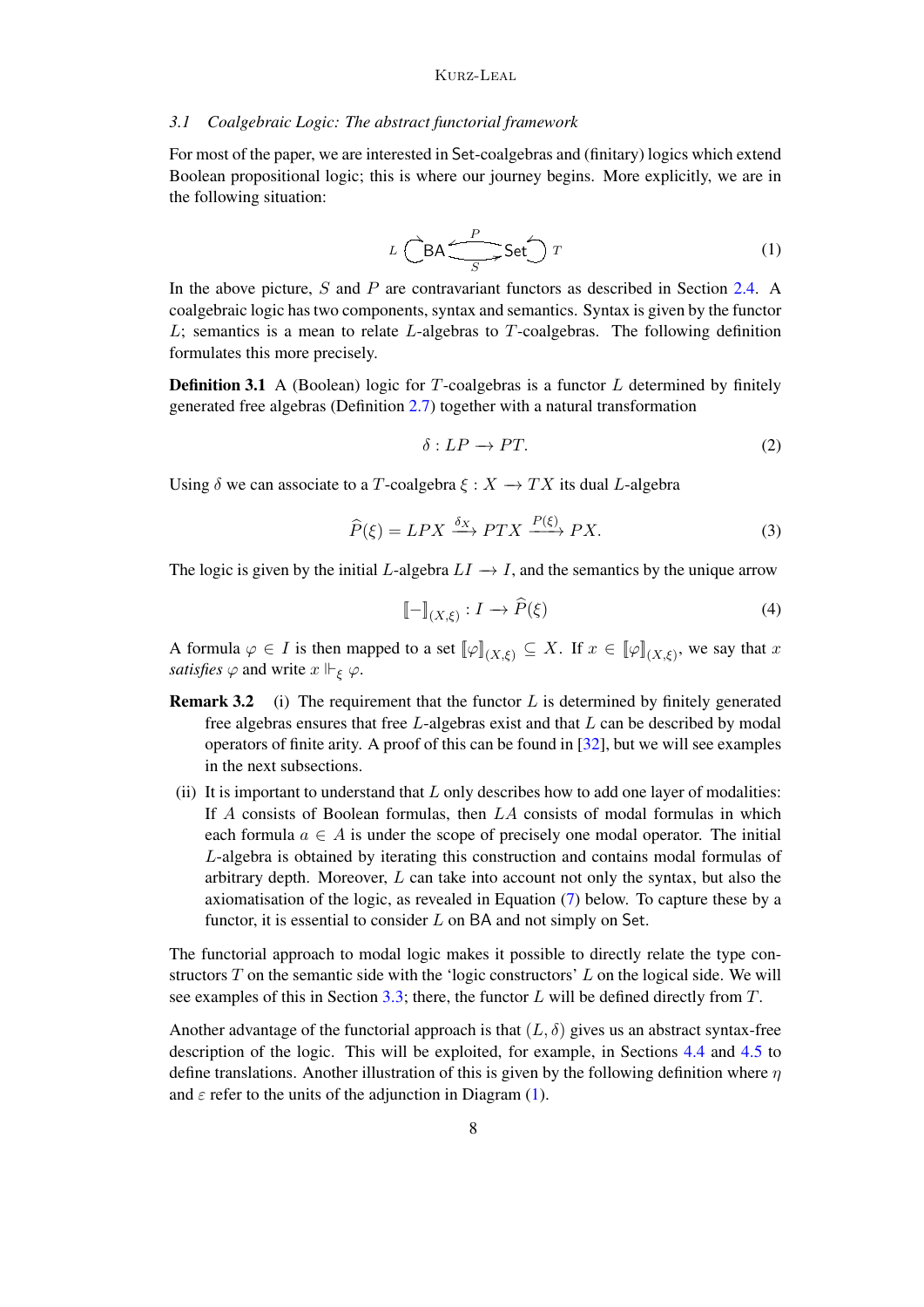### 3.1 Coalgebraic Logic: The abstract functorial framework

For most of the paper, we are interested in Set-coalgebras and (finitary) logics which extend Boolean propositional logic; this is where our journey begins. More explicitly, we are in the following situation:

$$L \circlearrowright \mathsf{BA} \underset{S}{\overset{P}{\rightleftarrows}} \mathsf{Set} \circlearrowleft T \tag{1}$$

In the above picture, $S$ and $P$ are contravariant functors as described in Section 2.4. A coalgebraic logic has two components, syntax and semantics. Syntax is given by the functor $L$; semantics is a mean to relate $L$-algebras to $T$-coalgebras. The following definition formulates this more precisely.

**Definition 3.1** A (Boolean) logic for $T$-coalgebras is a functor $L$ determined by finitely generated free algebras (Definition 2.7) together with a natural transformation

$$\delta : LP \longrightarrow PT. \tag{2}$$

Using $\delta$ we can associate to a $T$-coalgebra $\xi : X \longrightarrow TX$ its dual $L$-algebra

$$\widehat{P}(\xi) = LPX \xrightarrow{\delta_X} PTX \xrightarrow{P(\xi)} PX. \tag{3}$$

The logic is given by the initial $L$-algebra $LI \longrightarrow I$, and the semantics by the unique arrow

$$[\![-]\!]_{(X,\xi)} : I \longrightarrow \widehat{P}(\xi) \tag{4}$$

A formula $\varphi \in I$ is then mapped to a set $[\![\varphi]\!]_{(X,\xi)} \subseteq X$. If $x \in [\![\varphi]\!]_{(X,\xi)}$, we say that $x$ *satisfies* $\varphi$ and write $x \Vdash_\xi \varphi$.

**Remark 3.2** (i) The requirement that the functor $L$ is determined by finitely generated free algebras ensures that free $L$-algebras exist and that $L$ can be described by modal operators of finite arity. A proof of this can be found in [32], but we will see examples in the next subsections.

(ii) It is important to understand that $L$ only describes how to add one layer of modalities: If $A$ consists of Boolean formulas, then $LA$ consists of modal formulas in which each formula $a \in A$ is under the scope of precisely one modal operator. The initial $L$-algebra is obtained by iterating this construction and contains modal formulas of arbitrary depth. Moreover, $L$ can take into account not only the syntax, but also the axiomatisation of the logic, as revealed in Equation (7) below. To capture these by a functor, it is essential to consider $L$ on BA and not simply on Set.

The functorial approach to modal logic makes it possible to directly relate the type constructors $T$ on the semantic side with the 'logic constructors' $L$ on the logical side. We will see examples of this in Section 3.3; there, the functor $L$ will be defined directly from $T$.

Another advantage of the functorial approach is that $(L, \delta)$ gives us an abstract syntax-free description of the logic. This will be exploited, for example, in Sections 4.4 and 4.5 to define translations. Another illustration of this is given by the following definition where $\eta$ and $\varepsilon$ refer to the units of the adjunction in Diagram (1).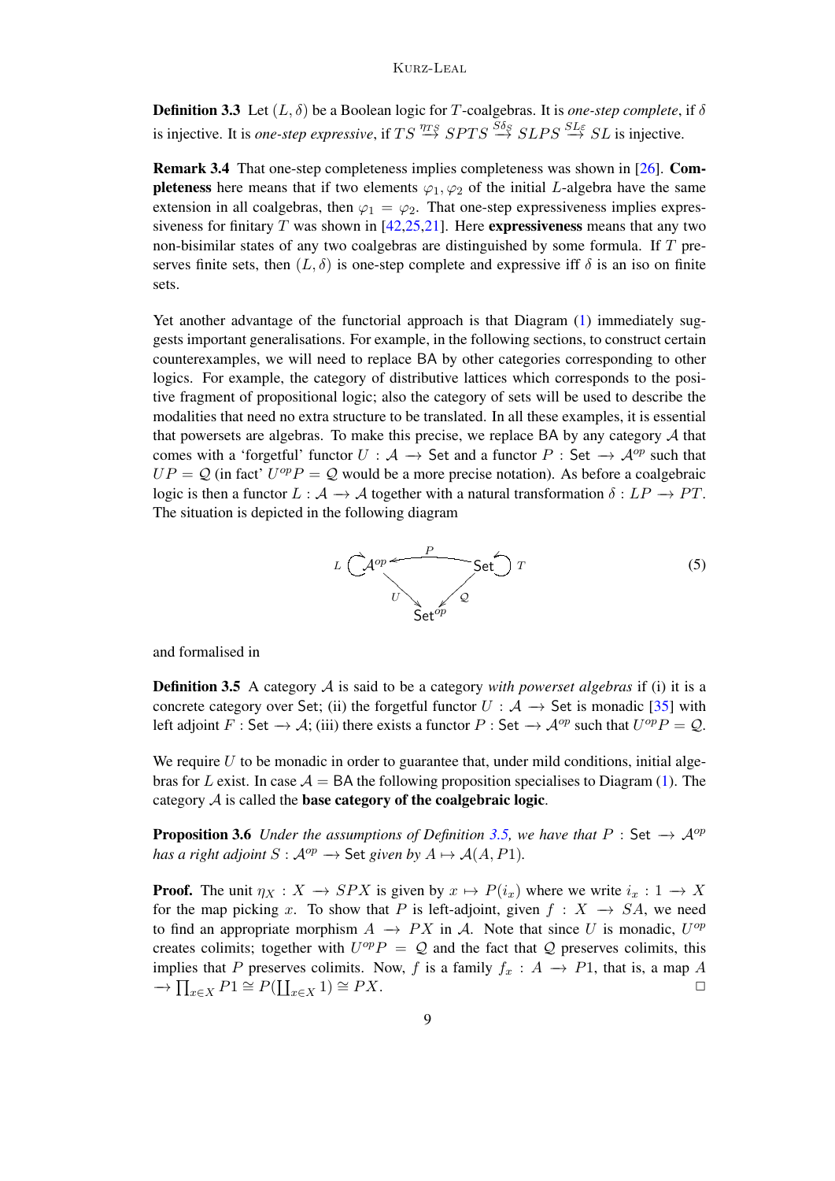**Definition 3.3** Let $(L, \delta)$ be a Boolean logic for $T$-coalgebras. It is *one-step complete*, if $\delta$ is injective. It is *one-step expressive*, if $TS \stackrel{\eta_{TS}}{\to} SPTS \stackrel{S\delta_S}{\to} SLPS \stackrel{SL_\varepsilon}{\to} SL$ is injective.

**Remark 3.4** That one-step completeness implies completeness was shown in [26]. **Completeness** here means that if two elements $\varphi_1, \varphi_2$ of the initial $L$-algebra have the same extension in all coalgebras, then $\varphi_1 = \varphi_2$. That one-step expressiveness implies expressiveness for finitary $T$ was shown in [42,25,21]. Here **expressiveness** means that any two non-bisimilar states of any two coalgebras are distinguished by some formula. If $T$ preserves finite sets, then $(L, \delta)$ is one-step complete and expressive iff $\delta$ is an iso on finite sets.

Yet another advantage of the functorial approach is that Diagram (1) immediately suggests important generalisations. For example, in the following sections, to construct certain counterexamples, we will need to replace BA by other categories corresponding to other logics. For example, the category of distributive lattices which corresponds to the positive fragment of propositional logic; also the category of sets will be used to describe the modalities that need no extra structure to be translated. In all these examples, it is essential that powersets are algebras. To make this precise, we replace BA by any category $\mathcal{A}$ that comes with a 'forgetful' functor $U : \mathcal{A} \longrightarrow \mathsf{Set}$ and a functor $P : \mathsf{Set} \longrightarrow \mathcal{A}^{op}$ such that $UP = \mathcal{Q}$ (in fact' $U^{op}P = \mathcal{Q}$ would be a more precise notation). As before a coalgebraic logic is then a functor $L : \mathcal{A} \longrightarrow \mathcal{A}$ together with a natural transformation $\delta : LP \longrightarrow PT$. The situation is depicted in the following diagram

$$
\begin{array}{ccc}
L \circlearrowright \mathcal{A}^{op} & \xleftarrow{P} & \mathsf{Set} \circlearrowleft T \\
 & {\scriptstyle U}\searrow \quad \swarrow{\scriptstyle \mathcal{Q}} & \\
 & \mathsf{Set}^{op} &
\end{array} \tag{5}
$$

and formalised in

**Definition 3.5** A category $\mathcal{A}$ is said to be a category *with powerset algebras* if (i) it is a concrete category over Set; (ii) the forgetful functor $U : \mathcal{A} \longrightarrow \mathsf{Set}$ is monadic [35] with left adjoint $F : \mathsf{Set} \longrightarrow \mathcal{A}$; (iii) there exists a functor $P : \mathsf{Set} \longrightarrow \mathcal{A}^{op}$ such that $U^{op}P = \mathcal{Q}$.

We require $U$ to be monadic in order to guarantee that, under mild conditions, initial algebras for $L$ exist. In case $\mathcal{A} = \mathsf{BA}$ the following proposition specialises to Diagram (1). The category $\mathcal{A}$ is called the **base category of the coalgebraic logic**.

**Proposition 3.6** *Under the assumptions of Definition 3.5, we have that $P : \mathsf{Set} \longrightarrow \mathcal{A}^{op}$ has a right adjoint $S : \mathcal{A}^{op} \longrightarrow \mathsf{Set}$ given by $A \mapsto \mathcal{A}(A, P1)$.*

**Proof.** The unit $\eta_X : X \longrightarrow SPX$ is given by $x \mapsto P(i_x)$ where we write $i_x : 1 \longrightarrow X$ for the map picking $x$. To show that $P$ is left-adjoint, given $f : X \longrightarrow SA$, we need to find an appropriate morphism $A \longrightarrow PX$ in $\mathcal{A}$. Note that since $U$ is monadic, $U^{op}$ creates colimits; together with $U^{op}P = \mathcal{Q}$ and the fact that $\mathcal{Q}$ preserves colimits, this implies that $P$ preserves colimits. Now, $f$ is a family $f_x : A \longrightarrow P1$, that is, a map $A \longrightarrow \prod_{x \in X} P1 \cong P(\coprod_{x \in X} 1) \cong PX$. □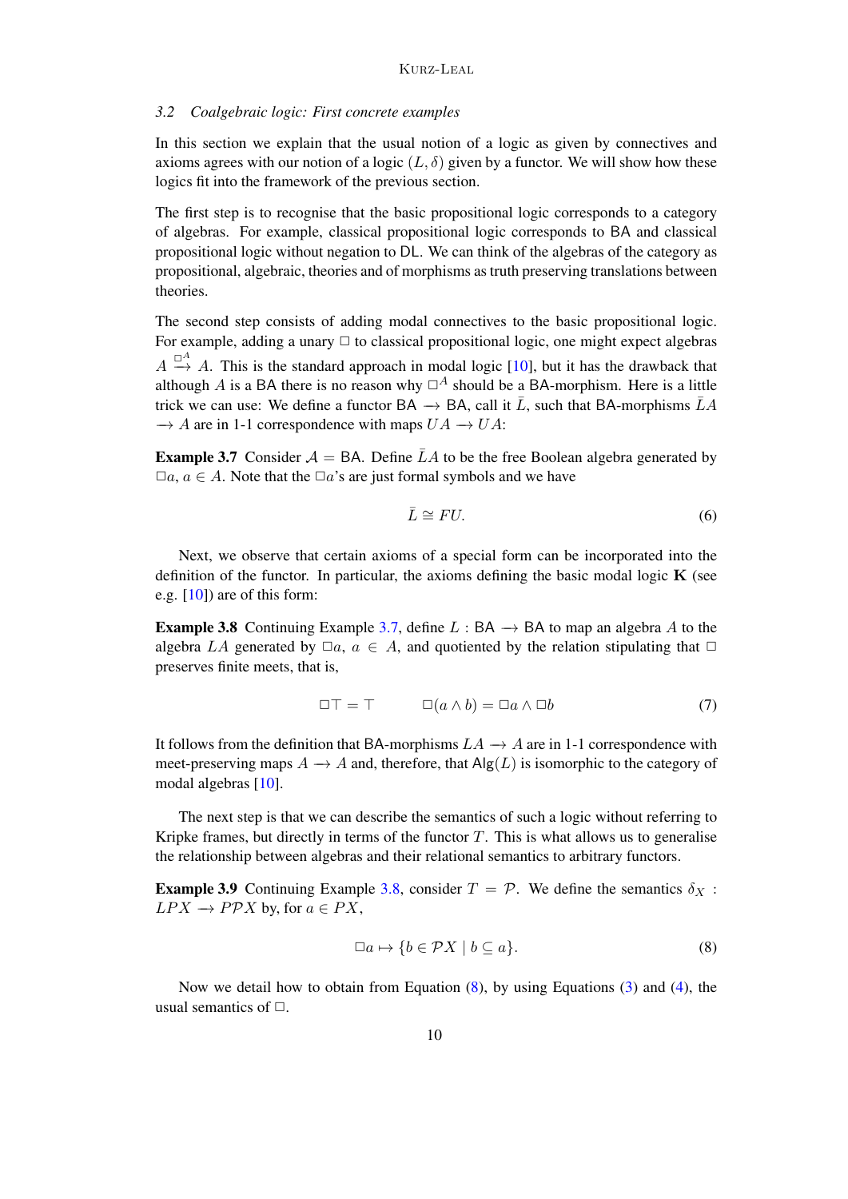### 3.2 Coalgebraic logic: First concrete examples

In this section we explain that the usual notion of a logic as given by connectives and axioms agrees with our notion of a logic $(L, \delta)$ given by a functor. We will show how these logics fit into the framework of the previous section.

The first step is to recognise that the basic propositional logic corresponds to a category of algebras. For example, classical propositional logic corresponds to BA and classical propositional logic without negation to DL. We can think of the algebras of the category as propositional, algebraic, theories and of morphisms as truth preserving translations between theories.

The second step consists of adding modal connectives to the basic propositional logic. For example, adding a unary $\Box$ to classical propositional logic, one might expect algebras $A \stackrel{\Box^A}{\longrightarrow} A$. This is the standard approach in modal logic [10], but it has the drawback that although $A$ is a BA there is no reason why $\Box^A$ should be a BA-morphism. Here is a little trick we can use: We define a functor $\mathsf{BA} \longrightarrow \mathsf{BA}$, call it $\bar{L}$, such that BA-morphisms $\bar{L}A \longrightarrow A$ are in 1-1 correspondence with maps $UA \longrightarrow UA$:

**Example 3.7** Consider $\mathcal{A} = \mathsf{BA}$. Define $\bar{L}A$ to be the free Boolean algebra generated by $\Box a$, $a \in A$. Note that the $\Box a$'s are just formal symbols and we have

$$\bar{L} \cong FU. \tag{6}$$

Next, we observe that certain axioms of a special form can be incorporated into the definition of the functor. In particular, the axioms defining the basic modal logic **K** (see e.g. [10]) are of this form:

**Example 3.8** Continuing Example 3.7, define $L : \mathsf{BA} \longrightarrow \mathsf{BA}$ to map an algebra $A$ to the algebra $LA$ generated by $\Box a$, $a \in A$, and quotiented by the relation stipulating that $\Box$ preserves finite meets, that is,

$$\Box\top = \top \qquad\qquad \Box(a \wedge b) = \Box a \wedge \Box b \tag{7}$$

It follows from the definition that BA-morphisms $LA \longrightarrow A$ are in 1-1 correspondence with meet-preserving maps $A \longrightarrow A$ and, therefore, that $\mathsf{Alg}(L)$ is isomorphic to the category of modal algebras [10].

The next step is that we can describe the semantics of such a logic without referring to Kripke frames, but directly in terms of the functor $T$. This is what allows us to generalise the relationship between algebras and their relational semantics to arbitrary functors.

**Example 3.9** Continuing Example 3.8, consider $T = \mathcal{P}$. We define the semantics $\delta_X : LPX \longrightarrow P\mathcal{P}X$ by, for $a \in PX$,

$$\Box a \mapsto \{b \in \mathcal{P}X \mid b \subseteq a\}. \tag{8}$$

Now we detail how to obtain from Equation (8), by using Equations (3) and (4), the usual semantics of $\Box$.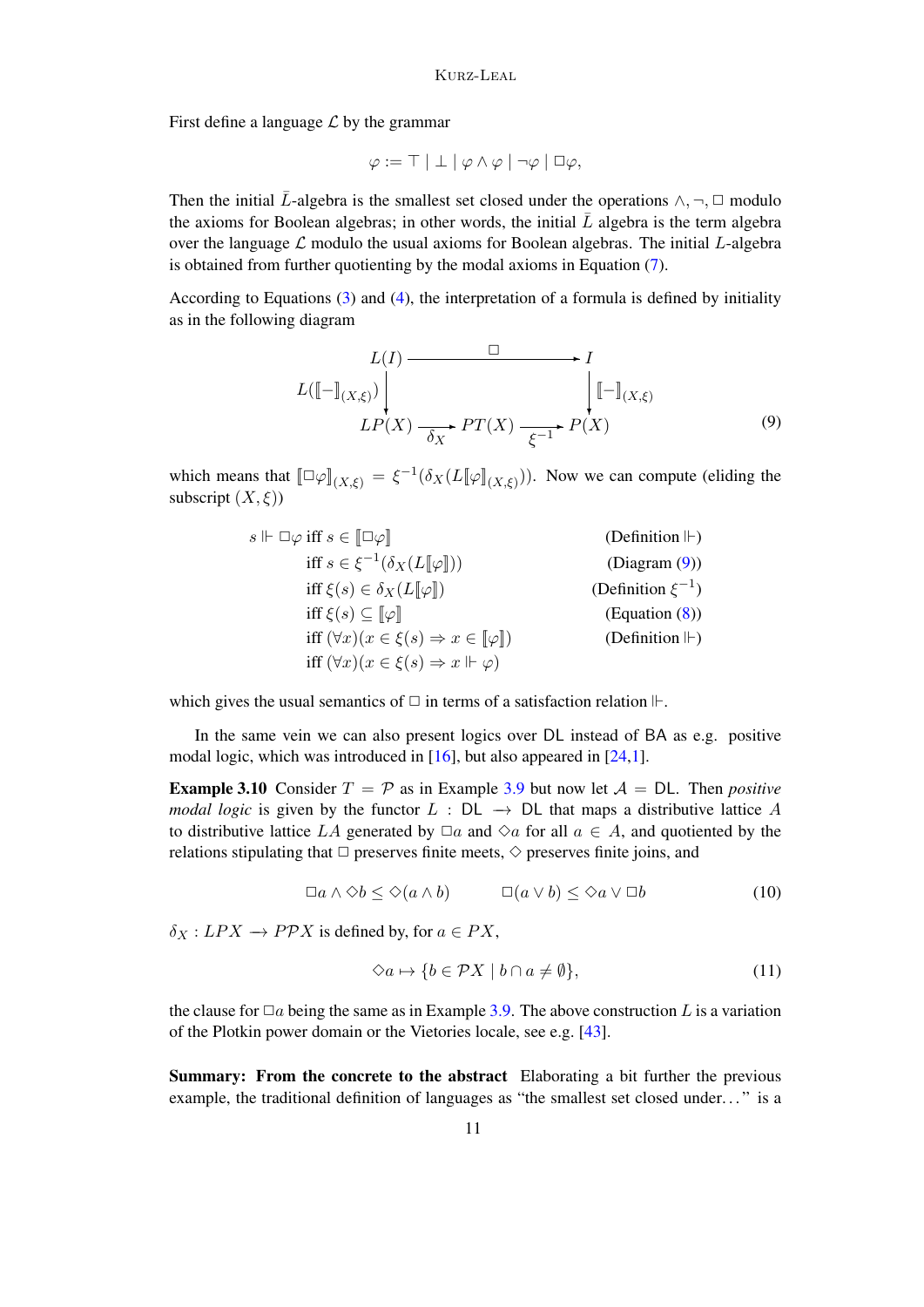First define a language $\mathcal{L}$ by the grammar

$$\varphi ::= \top \mid \bot \mid \varphi \wedge \varphi \mid \neg\varphi \mid \Box\varphi,$$

Then the initial $\bar{L}$-algebra is the smallest set closed under the operations $\wedge, \neg, \Box$ modulo the axioms for Boolean algebras; in other words, the initial $\bar{L}$ algebra is the term algebra over the language $\mathcal{L}$ modulo the usual axioms for Boolean algebras. The initial $L$-algebra is obtained from further quotienting by the modal axioms in Equation (7).

According to Equations (3) and (4), the interpretation of a formula is defined by initiality as in the following diagram

$$\begin{array}{ccccc}
L(I) & & \xrightarrow{\quad\Box\quad} & & I \\
{\scriptstyle L([\![-]\!]_{(X,\xi)})}\downarrow & & & & \downarrow{\scriptstyle [\![-]\!]_{(X,\xi)}} \\
LP(X) & \xrightarrow{\delta_X} & PT(X) & \xrightarrow{\xi^{-1}} & P(X)
\end{array} \tag{9}$$

which means that $[\![\Box\varphi]\!]_{(X,\xi)} = \xi^{-1}(\delta_X(L[\![\varphi]\!]_{(X,\xi)}))$. Now we can compute (eliding the subscript $(X,\xi)$)

$$\begin{array}{lll}
s \Vdash \Box\varphi & \text{iff } s \in [\![\Box\varphi]\!] & \text{(Definition } \Vdash) \\
& \text{iff } s \in \xi^{-1}(\delta_X(L[\![\varphi]\!])) & \text{(Diagram (9))} \\
& \text{iff } \xi(s) \in \delta_X(L[\![\varphi]\!]) & \text{(Definition } \xi^{-1}) \\
& \text{iff } \xi(s) \subseteq [\![\varphi]\!] & \text{(Equation (8))} \\
& \text{iff } (\forall x)(x \in \xi(s) \Rightarrow x \in [\![\varphi]\!]) & \text{(Definition } \Vdash) \\
& \text{iff } (\forall x)(x \in \xi(s) \Rightarrow x \Vdash \varphi) &
\end{array}$$

which gives the usual semantics of $\Box$ in terms of a satisfaction relation $\Vdash$.

In the same vein we can also present logics over DL instead of BA as e.g. positive modal logic, which was introduced in [16], but also appeared in [24,1].

**Example 3.10** Consider $T = \mathcal{P}$ as in Example 3.9 but now let $\mathcal{A} = \mathsf{DL}$. Then *positive modal logic* is given by the functor $L : \mathsf{DL} \to \mathsf{DL}$ that maps a distributive lattice $A$ to distributive lattice $LA$ generated by $\Box a$ and $\Diamond a$ for all $a \in A$, and quotiented by the relations stipulating that $\Box$ preserves finite meets, $\Diamond$ preserves finite joins, and

$$\Box a \wedge \Diamond b \leq \Diamond(a \wedge b) \qquad\qquad \Box(a \vee b) \leq \Diamond a \vee \Box b \tag{10}$$

$\delta_X : LPX \to P\mathcal{P}X$ is defined by, for $a \in PX$,

$$\Diamond a \mapsto \{b \in \mathcal{P}X \mid b \cap a \neq \emptyset\}, \tag{11}$$

the clause for $\Box a$ being the same as in Example 3.9. The above construction $L$ is a variation of the Plotkin power domain or the Vietories locale, see e.g. [43].

**Summary: From the concrete to the abstract** Elaborating a bit further the previous example, the traditional definition of languages as "the smallest set closed under..." is a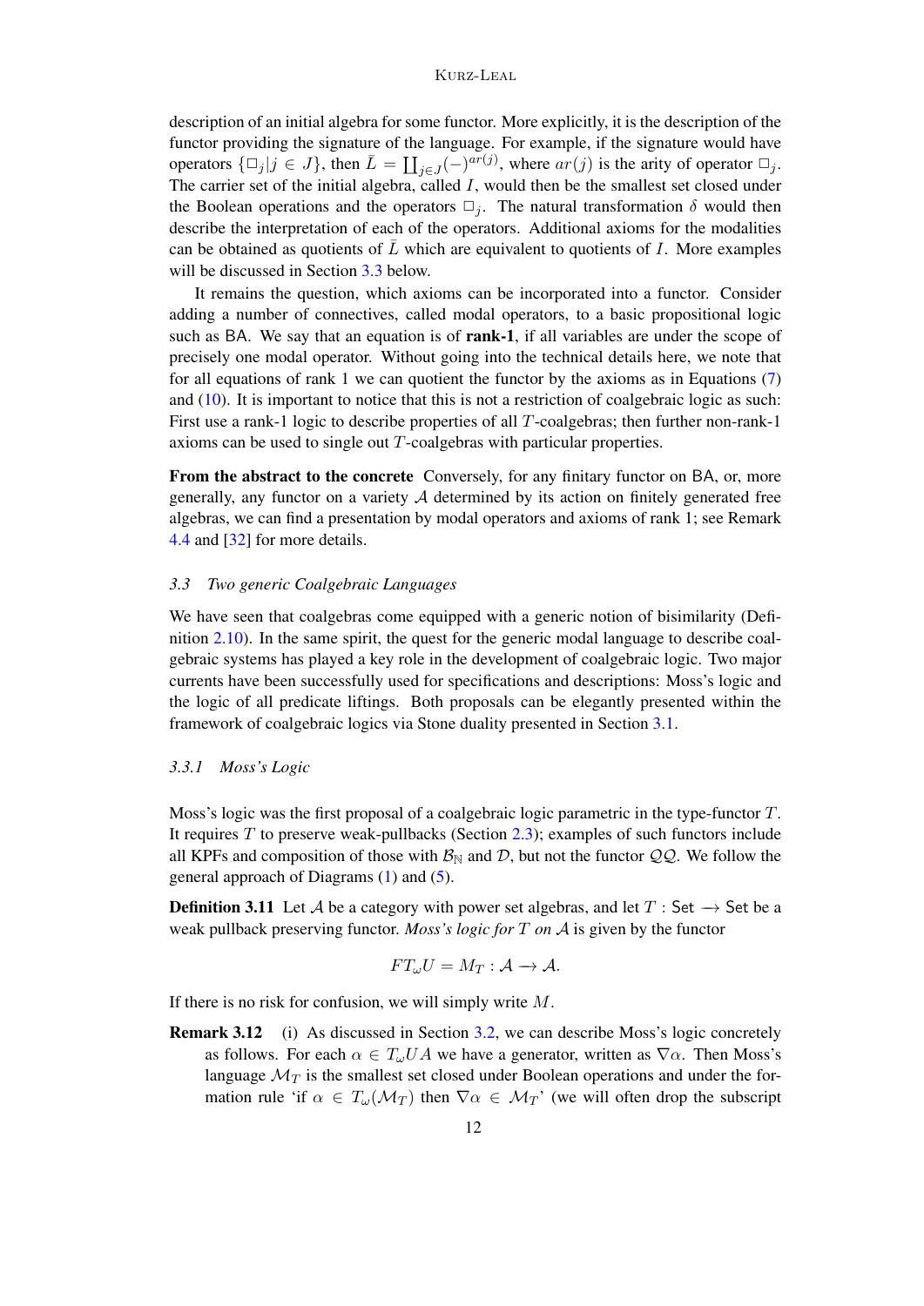description of an initial algebra for some functor. More explicitly, it is the description of the functor providing the signature of the language. For example, if the signature would have operators $\{\Box_j | j \in J\}$, then $\bar{L} = \coprod_{j \in J} (-)^{ar(j)}$, where $ar(j)$ is the arity of operator $\Box_j$. The carrier set of the initial algebra, called $I$, would then be the smallest set closed under the Boolean operations and the operators $\Box_j$. The natural transformation $\delta$ would then describe the interpretation of each of the operators. Additional axioms for the modalities can be obtained as quotients of $\bar{L}$ which are equivalent to quotients of $I$. More examples will be discussed in Section 3.3 below.

It remains the question, which axioms can be incorporated into a functor. Consider adding a number of connectives, called modal operators, to a basic propositional logic such as BA. We say that an equation is of **rank-1**, if all variables are under the scope of precisely one modal operator. Without going into the technical details here, we note that for all equations of rank 1 we can quotient the functor by the axioms as in Equations (7) and (10). It is important to notice that this is not a restriction of coalgebraic logic as such: First use a rank-1 logic to describe properties of all $T$-coalgebras; then further non-rank-1 axioms can be used to single out $T$-coalgebras with particular properties.

**From the abstract to the concrete** Conversely, for any finitary functor on BA, or, more generally, any functor on a variety $\mathcal{A}$ determined by its action on finitely generated free algebras, we can find a presentation by modal operators and axioms of rank 1; see Remark 4.4 and [32] for more details.

### 3.3 Two generic Coalgebraic Languages

We have seen that coalgebras come equipped with a generic notion of bisimilarity (Definition 2.10). In the same spirit, the quest for the generic modal language to describe coalgebraic systems has played a key role in the development of coalgebraic logic. Two major currents have been successfully used for specifications and descriptions: Moss's logic and the logic of all predicate liftings. Both proposals can be elegantly presented within the framework of coalgebraic logics via Stone duality presented in Section 3.1.

#### 3.3.1 Moss's Logic

Moss's logic was the first proposal of a coalgebraic logic parametric in the type-functor $T$. It requires $T$ to preserve weak-pullbacks (Section 2.3); examples of such functors include all KPFs and composition of those with $\mathcal{B}_{\mathbb{N}}$ and $\mathcal{D}$, but not the functor $\mathcal{QQ}$. We follow the general approach of Diagrams (1) and (5).

**Definition 3.11** Let $\mathcal{A}$ be a category with power set algebras, and let $T : \mathsf{Set} \longrightarrow \mathsf{Set}$ be a weak pullback preserving functor. *Moss's logic for $T$ on $\mathcal{A}$* is given by the functor

$$FT_{\omega}U = M_T : \mathcal{A} \longrightarrow \mathcal{A}.$$

If there is no risk for confusion, we will simply write $M$.

**Remark 3.12** (i) As discussed in Section 3.2, we can describe Moss's logic concretely as follows. For each $\alpha \in T_{\omega}UA$ we have a generator, written as $\nabla\alpha$. Then Moss's language $\mathcal{M}_T$ is the smallest set closed under Boolean operations and under the formation rule 'if $\alpha \in T_{\omega}(\mathcal{M}_T)$ then $\nabla\alpha \in \mathcal{M}_T$' (we will often drop the subscript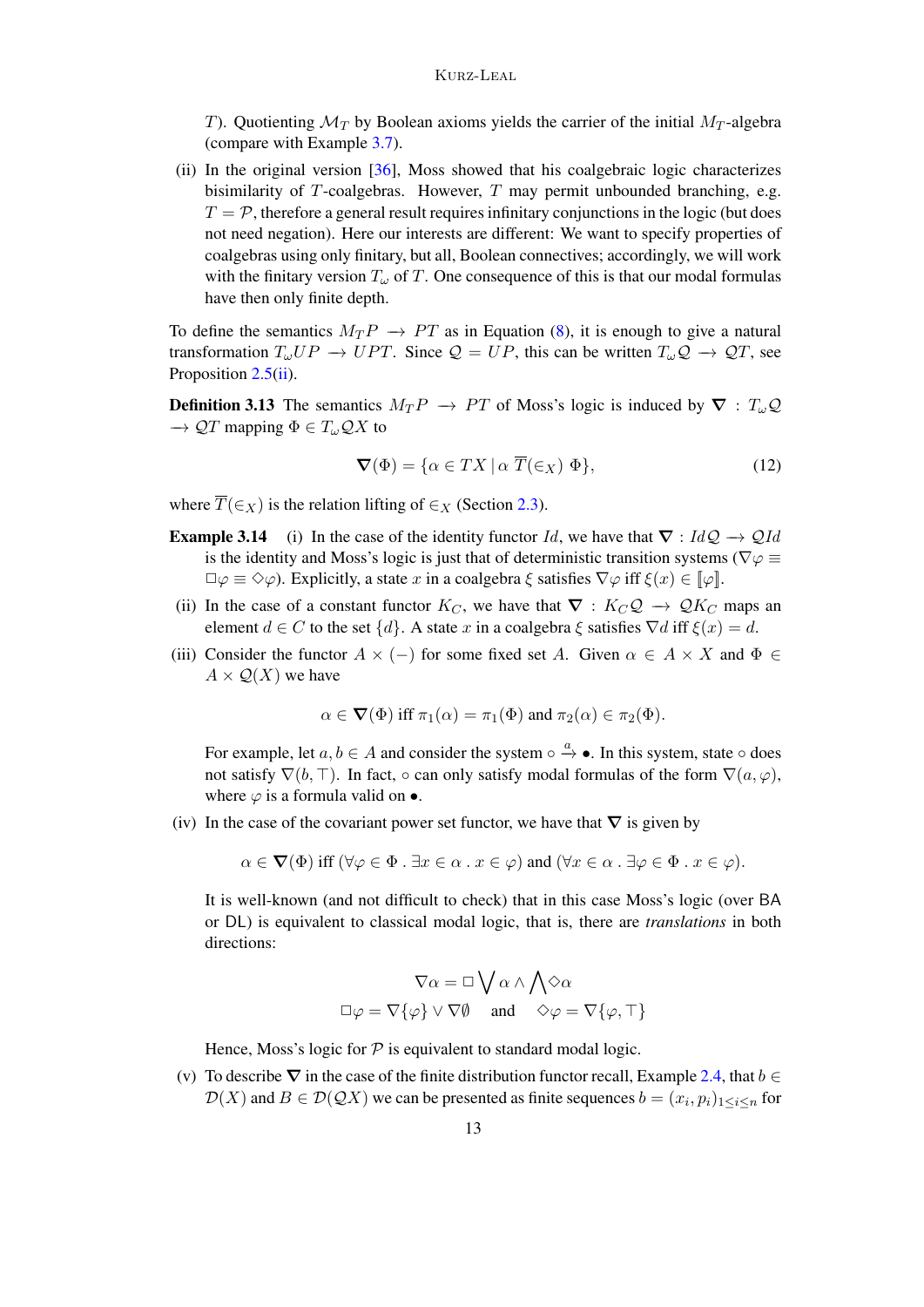$T$). Quotienting $\mathcal{M}_T$ by Boolean axioms yields the carrier of the initial $M_T$-algebra (compare with Example 3.7).

(ii) In the original version [36], Moss showed that his coalgebraic logic characterizes bisimilarity of $T$-coalgebras. However, $T$ may permit unbounded branching, e.g. $T = \mathcal{P}$, therefore a general result requires infinitary conjunctions in the logic (but does not need negation). Here our interests are different: We want to specify properties of coalgebras using only finitary, but all, Boolean connectives; accordingly, we will work with the finitary version $T_\omega$ of $T$. One consequence of this is that our modal formulas have then only finite depth.

To define the semantics $M_T P \longrightarrow PT$ as in Equation (8), it is enough to give a natural transformation $T_\omega UP \longrightarrow UPT$. Since $\mathcal{Q} = UP$, this can be written $T_\omega \mathcal{Q} \longrightarrow \mathcal{Q}T$, see Proposition 2.5(ii).

**Definition 3.13** The semantics $M_T P \longrightarrow PT$ of Moss's logic is induced by $\boldsymbol{\nabla} : T_\omega \mathcal{Q} \longrightarrow \mathcal{Q}T$ mapping $\Phi \in T_\omega \mathcal{Q} X$ to

$$\boldsymbol{\nabla}(\Phi) = \{\alpha \in TX \mid \alpha \ \overline{T}(\in_X) \ \Phi\}, \tag{12}$$

where $\overline{T}(\in_X)$ is the relation lifting of $\in_X$ (Section 2.3).

**Example 3.14** (i) In the case of the identity functor $Id$, we have that $\boldsymbol{\nabla} : Id\mathcal{Q} \longrightarrow \mathcal{Q}Id$ is the identity and Moss's logic is just that of deterministic transition systems ($\nabla\varphi \equiv \Box\varphi \equiv \Diamond\varphi$). Explicitly, a state $x$ in a coalgebra $\xi$ satisfies $\nabla\varphi$ iff $\xi(x) \in [\![\varphi]\!]$.

(ii) In the case of a constant functor $K_C$, we have that $\boldsymbol{\nabla} : K_C\mathcal{Q} \longrightarrow \mathcal{Q}K_C$ maps an element $d \in C$ to the set $\{d\}$. A state $x$ in a coalgebra $\xi$ satisfies $\nabla d$ iff $\xi(x) = d$.

(iii) Consider the functor $A \times (-)$ for some fixed set $A$. Given $\alpha \in A \times X$ and $\Phi \in A \times \mathcal{Q}(X)$ we have

$$\alpha \in \boldsymbol{\nabla}(\Phi) \text{ iff } \pi_1(\alpha) = \pi_1(\Phi) \text{ and } \pi_2(\alpha) \in \pi_2(\Phi).$$

For example, let $a, b \in A$ and consider the system $\circ \xrightarrow{a} \bullet$. In this system, state $\circ$ does not satisfy $\nabla(b, \top)$. In fact, $\circ$ can only satisfy modal formulas of the form $\nabla(a, \varphi)$, where $\varphi$ is a formula valid on $\bullet$.

(iv) In the case of the covariant power set functor, we have that $\boldsymbol{\nabla}$ is given by

$$\alpha \in \boldsymbol{\nabla}(\Phi) \text{ iff } (\forall \varphi \in \Phi \,.\, \exists x \in \alpha \,.\, x \in \varphi) \text{ and } (\forall x \in \alpha \,.\, \exists \varphi \in \Phi \,.\, x \in \varphi).$$

It is well-known (and not difficult to check) that in this case Moss's logic (over BA or DL) is equivalent to classical modal logic, that is, there are *translations* in both directions:

$$\nabla\alpha = \Box \bigvee \alpha \wedge \bigwedge \Diamond\alpha$$

$$\Box\varphi = \nabla\{\varphi\} \vee \nabla\emptyset \quad \text{and} \quad \Diamond\varphi = \nabla\{\varphi, \top\}$$

Hence, Moss's logic for $\mathcal{P}$ is equivalent to standard modal logic.

(v) To describe $\boldsymbol{\nabla}$ in the case of the finite distribution functor recall, Example 2.4, that $b \in \mathcal{D}(X)$ and $B \in \mathcal{D}(\mathcal{Q}X)$ we can be presented as finite sequences $b = (x_i, p_i)_{1 \le i \le n}$ for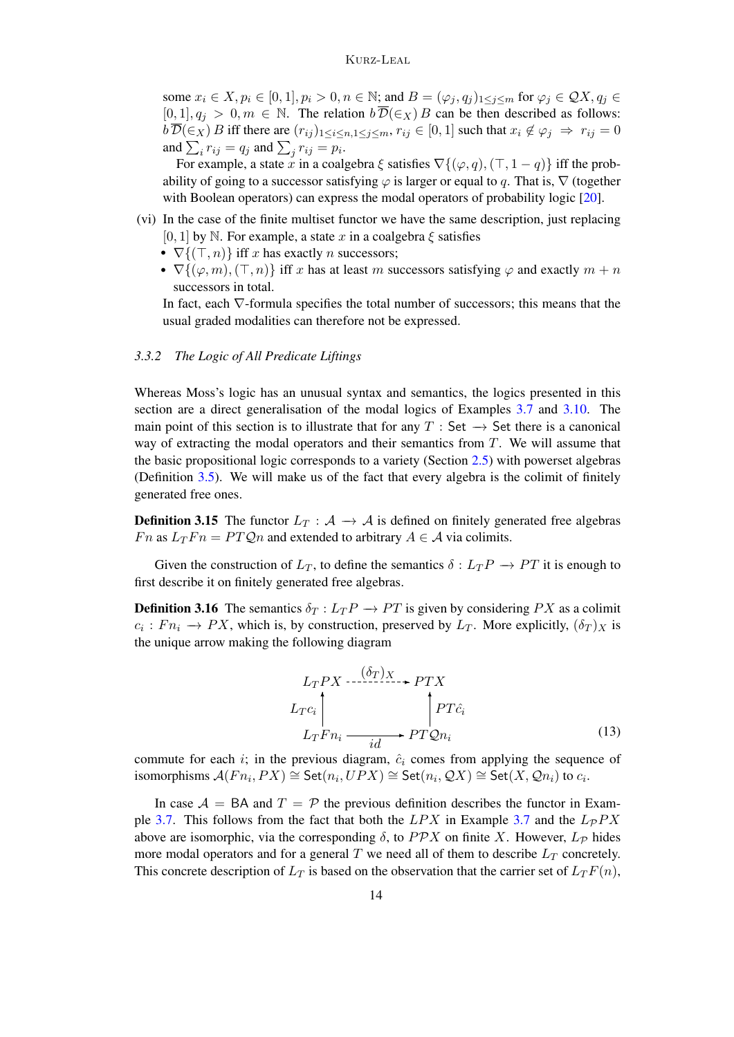some $x_i \in X, p_i \in [0,1], p_i > 0, n \in \mathbb{N}$; and $B = (\varphi_j, q_j)_{1 \leq j \leq m}$ for $\varphi_j \in \mathcal{Q}X, q_j \in [0,1], q_j > 0, m \in \mathbb{N}$. The relation $b\,\overline{\mathcal{D}}(\in_X)\,B$ can be then described as follows: $b\,\overline{\mathcal{D}}(\in_X)\,B$ iff there are $(r_{ij})_{1 \leq i \leq n, 1 \leq j \leq m}, r_{ij} \in [0,1]$ such that $x_i \notin \varphi_j \Rightarrow r_{ij} = 0$ and $\sum_i r_{ij} = q_j$ and $\sum_j r_{ij} = p_i$.

For example, a state $x$ in a coalgebra $\xi$ satisfies $\nabla\{(\varphi, q), (\top, 1-q)\}$ iff the probability of going to a successor satisfying $\varphi$ is larger or equal to $q$. That is, $\nabla$ (together with Boolean operators) can express the modal operators of probability logic [20].

(vi) In the case of the finite multiset functor we have the same description, just replacing $[0,1]$ by $\mathbb{N}$. For example, a state $x$ in a coalgebra $\xi$ satisfies
- $\nabla\{(\top, n)\}$ iff $x$ has exactly $n$ successors;
- $\nabla\{(\varphi, m), (\top, n)\}$ iff $x$ has at least $m$ successors satisfying $\varphi$ and exactly $m+n$ successors in total.

In fact, each $\nabla$-formula specifies the total number of successors; this means that the usual graded modalities can therefore not be expressed.

#### 3.3.2 *The Logic of All Predicate Liftings*

Whereas Moss's logic has an unusual syntax and semantics, the logics presented in this section are a direct generalisation of the modal logics of Examples 3.7 and 3.10. The main point of this section is to illustrate that for any $T : \mathsf{Set} \longrightarrow \mathsf{Set}$ there is a canonical way of extracting the modal operators and their semantics from $T$. We will assume that the basic propositional logic corresponds to a variety (Section 2.5) with powerset algebras (Definition 3.5). We will make us of the fact that every algebra is the colimit of finitely generated free ones.

**Definition 3.15** The functor $L_T : \mathcal{A} \longrightarrow \mathcal{A}$ is defined on finitely generated free algebras $Fn$ as $L_T Fn = PT\mathcal{Q}n$ and extended to arbitrary $A \in \mathcal{A}$ via colimits.

Given the construction of $L_T$, to define the semantics $\delta : L_T P \longrightarrow PT$ it is enough to first describe it on finitely generated free algebras.

**Definition 3.16** The semantics $\delta_T : L_T P \longrightarrow PT$ is given by considering $PX$ as a colimit $c_i : Fn_i \longrightarrow PX$, which is, by construction, preserved by $L_T$. More explicitly, $(\delta_T)_X$ is the unique arrow making the following diagram

$$
\begin{array}{ccc}
L_T PX & \xrightarrow{(\delta_T)_X} & PTX \\
{\scriptstyle L_T c_i}\uparrow & & \uparrow{\scriptstyle PT\hat{c}_i} \\
L_T Fn_i & \xrightarrow[id]{} & PT\mathcal{Q}n_i
\end{array}
\tag{13}
$$

commute for each $i$; in the previous diagram, $\hat{c}_i$ comes from applying the sequence of isomorphisms $\mathcal{A}(Fn_i, PX) \cong \mathsf{Set}(n_i, UPX) \cong \mathsf{Set}(n_i, \mathcal{Q}X) \cong \mathsf{Set}(X, \mathcal{Q}n_i)$ to $c_i$.

In case $\mathcal{A} = \mathsf{BA}$ and $T = \mathcal{P}$ the previous definition describes the functor in Example 3.7. This follows from the fact that both the $LPX$ in Example 3.7 and the $L_{\mathcal{P}}PX$ above are isomorphic, via the corresponding $\delta$, to $P\mathcal{P}X$ on finite $X$. However, $L_{\mathcal{P}}$ hides more modal operators and for a general $T$ we need all of them to describe $L_T$ concretely. This concrete description of $L_T$ is based on the observation that the carrier set of $L_T F(n)$,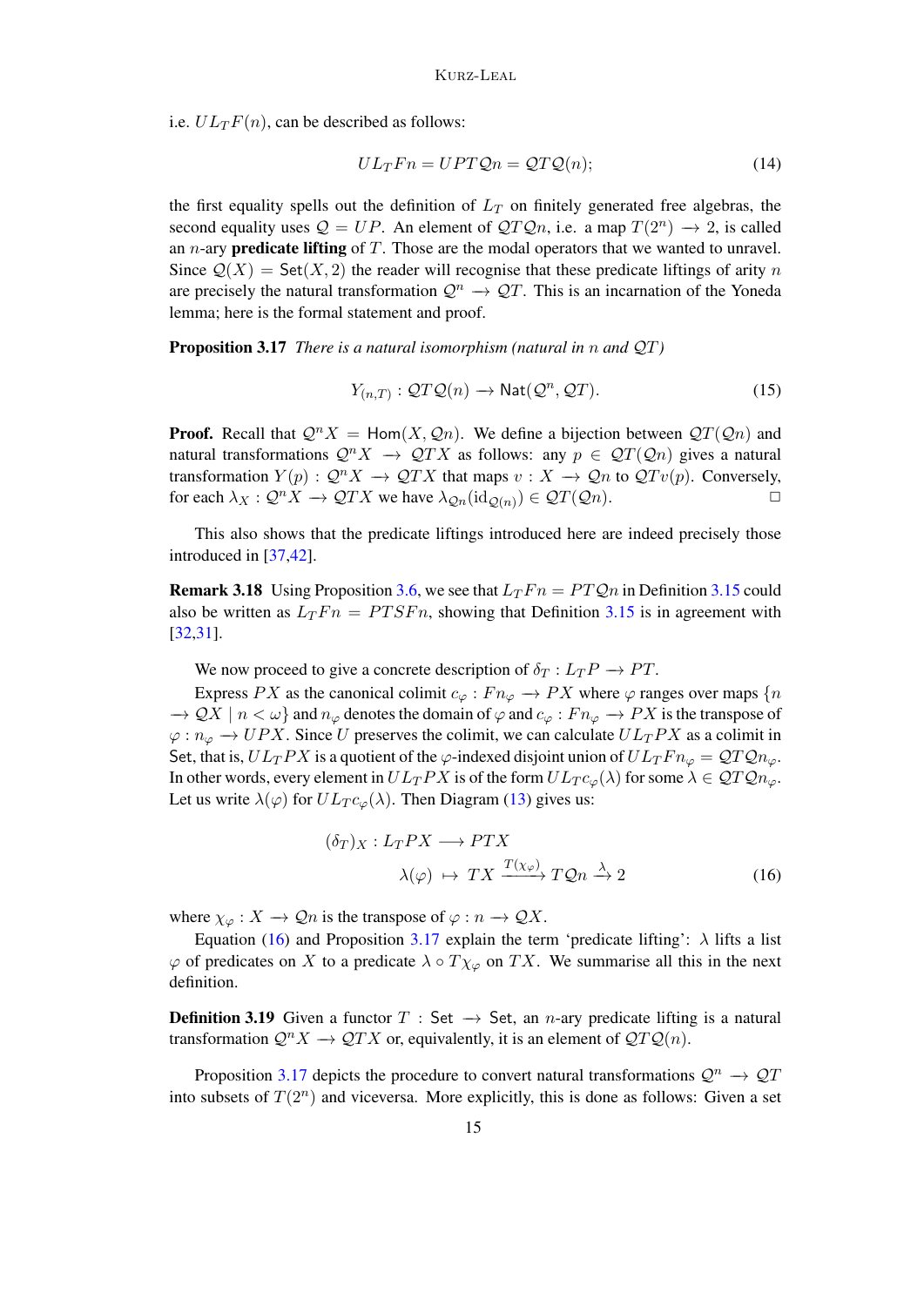i.e. $UL_TF(n)$, can be described as follows:

$$UL_TFn = UPT\mathcal{Q}n = \mathcal{Q}T\mathcal{Q}(n); \tag{14}$$

the first equality spells out the definition of $L_T$ on finitely generated free algebras, the second equality uses $\mathcal{Q} = UP$. An element of $\mathcal{Q}T\mathcal{Q}n$, i.e. a map $T(2^n) \to 2$, is called an $n$-ary **predicate lifting** of $T$. Those are the modal operators that we wanted to unravel. Since $\mathcal{Q}(X) = \mathsf{Set}(X, 2)$ the reader will recognise that these predicate liftings of arity $n$ are precisely the natural transformation $\mathcal{Q}^n \to \mathcal{Q}T$. This is an incarnation of the Yoneda lemma; here is the formal statement and proof.

**Proposition 3.17** *There is a natural isomorphism (natural in $n$ and $\mathcal{Q}T$)*

$$Y_{(n,T)} : \mathcal{Q}T\mathcal{Q}(n) \to \mathsf{Nat}(\mathcal{Q}^n, \mathcal{Q}T). \tag{15}$$

**Proof.** Recall that $\mathcal{Q}^n X = \mathsf{Hom}(X, \mathcal{Q}n)$. We define a bijection between $\mathcal{Q}T(\mathcal{Q}n)$ and natural transformations $\mathcal{Q}^n X \to \mathcal{Q}TX$ as follows: any $p \in \mathcal{Q}T(\mathcal{Q}n)$ gives a natural transformation $Y(p) : \mathcal{Q}^n X \to \mathcal{Q}TX$ that maps $v : X \to \mathcal{Q}n$ to $\mathcal{Q}Tv(p)$. Conversely, for each $\lambda_X : \mathcal{Q}^n X \to \mathcal{Q}TX$ we have $\lambda_{\mathcal{Q}n}(\mathrm{id}_{\mathcal{Q}(n)}) \in \mathcal{Q}T(\mathcal{Q}n)$. □

This also shows that the predicate liftings introduced here are indeed precisely those introduced in [37,42].

**Remark 3.18** Using Proposition 3.6, we see that $L_TFn = PT\mathcal{Q}n$ in Definition 3.15 could also be written as $L_TFn = PTSFn$, showing that Definition 3.15 is in agreement with [32,31].

We now proceed to give a concrete description of $\delta_T : L_TP \to PT$.

Express $PX$ as the canonical colimit $c_\varphi : Fn_\varphi \to PX$ where $\varphi$ ranges over maps $\{n \to \mathcal{Q}X \mid n < \omega\}$ and $n_\varphi$ denotes the domain of $\varphi$ and $c_\varphi : Fn_\varphi \to PX$ is the transpose of $\varphi : n_\varphi \to UPX$. Since $U$ preserves the colimit, we can calculate $UL_TPX$ as a colimit in Set, that is, $UL_TPX$ is a quotient of the $\varphi$-indexed disjoint union of $UL_TFn_\varphi = \mathcal{Q}T\mathcal{Q}n_\varphi$. In other words, every element in $UL_TPX$ is of the form $UL_Tc_\varphi(\lambda)$ for some $\lambda \in \mathcal{Q}T\mathcal{Q}n_\varphi$. Let us write $\lambda(\varphi)$ for $UL_Tc_\varphi(\lambda)$. Then Diagram (13) gives us:

$$\begin{aligned} (\delta_T)_X : L_TPX &\longrightarrow PTX \\ \lambda(\varphi) &\mapsto TX \xrightarrow{T(\chi_\varphi)} T\mathcal{Q}n \xrightarrow{\lambda} 2 \end{aligned} \tag{16}$$

where $\chi_\varphi : X \to \mathcal{Q}n$ is the transpose of $\varphi : n \to \mathcal{Q}X$.

Equation (16) and Proposition 3.17 explain the term 'predicate lifting': $\lambda$ lifts a list $\varphi$ of predicates on $X$ to a predicate $\lambda \circ T\chi_\varphi$ on $TX$. We summarise all this in the next definition.

**Definition 3.19** Given a functor $T : \mathsf{Set} \to \mathsf{Set}$, an $n$-ary predicate lifting is a natural transformation $\mathcal{Q}^n X \to \mathcal{Q}TX$ or, equivalently, it is an element of $\mathcal{Q}T\mathcal{Q}(n)$.

Proposition 3.17 depicts the procedure to convert natural transformations $\mathcal{Q}^n \to \mathcal{Q}T$ into subsets of $T(2^n)$ and viceversa. More explicitly, this is done as follows: Given a set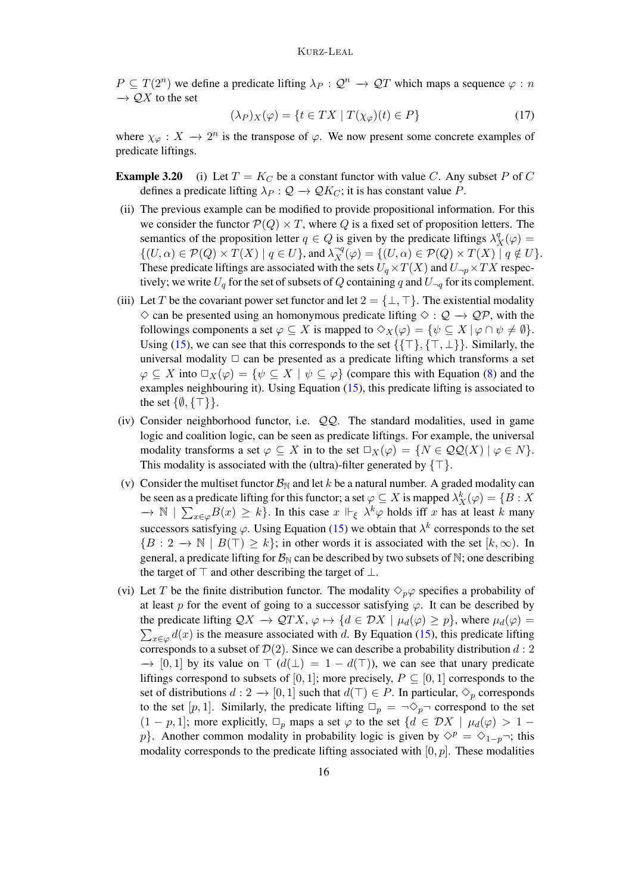$P \subseteq T(2^n)$ we define a predicate lifting $\lambda_P : \mathcal{Q}^n \longrightarrow \mathcal{Q}T$ which maps a sequence $\varphi : n \longrightarrow \mathcal{Q}X$ to the set

$$(\lambda_P)_X(\varphi) = \{t \in TX \mid T(\chi_\varphi)(t) \in P\} \tag{17}$$

where $\chi_\varphi : X \longrightarrow 2^n$ is the transpose of $\varphi$. We now present some concrete examples of predicate liftings.

**Example 3.20** (i) Let $T = K_C$ be a constant functor with value $C$. Any subset $P$ of $C$ defines a predicate lifting $\lambda_P : \mathcal{Q} \longrightarrow \mathcal{Q}K_C$; it is has constant value $P$.

(ii) The previous example can be modified to provide propositional information. For this we consider the functor $\mathcal{P}(Q) \times T$, where $Q$ is a fixed set of proposition letters. The semantics of the proposition letter $q \in Q$ is given by the predicate liftings $\lambda^q_X(\varphi) = \{(U, \alpha) \in \mathcal{P}(Q) \times T(X) \mid q \in U\}$, and $\lambda^{\neg q}_X(\varphi) = \{(U, \alpha) \in \mathcal{P}(Q) \times T(X) \mid q \notin U\}$. These predicate liftings are associated with the sets $U_q \times T(X)$ and $U_{\neg p} \times TX$ respectively; we write $U_q$ for the set of subsets of $Q$ containing $q$ and $U_{\neg q}$ for its complement.

(iii) Let $T$ be the covariant power set functor and let $2 = \{\bot, \top\}$. The existential modality $\Diamond$ can be presented using an homonymous predicate lifting $\Diamond : \mathcal{Q} \longrightarrow \mathcal{Q}\mathcal{P}$, with the followings components a set $\varphi \subseteq X$ is mapped to $\Diamond_X(\varphi) = \{\psi \subseteq X \mid \varphi \cap \psi \neq \emptyset\}$. Using (15), we can see that this corresponds to the set $\{\{\top\}, \{\top, \bot\}\}$. Similarly, the universal modality $\Box$ can be presented as a predicate lifting which transforms a set $\varphi \subseteq X$ into $\Box_X(\varphi) = \{\psi \subseteq X \mid \psi \subseteq \varphi\}$ (compare this with Equation (8) and the examples neighbouring it). Using Equation (15), this predicate lifting is associated to the set $\{\emptyset, \{\top\}\}$.

(iv) Consider neighborhood functor, i.e. $\mathcal{Q}\mathcal{Q}$. The standard modalities, used in game logic and coalition logic, can be seen as predicate liftings. For example, the universal modality transforms a set $\varphi \subseteq X$ in to the set $\Box_X(\varphi) = \{N \in \mathcal{Q}\mathcal{Q}(X) \mid \varphi \in N\}$. This modality is associated with the (ultra)-filter generated by $\{\top\}$.

(v) Consider the multiset functor $\mathcal{B}_\mathbb{N}$ and let $k$ be a natural number. A graded modality can be seen as a predicate lifting for this functor; a set $\varphi \subseteq X$ is mapped $\lambda^k_X(\varphi) = \{B : X \longrightarrow \mathbb{N} \mid \sum_{x \in \varphi} B(x) \geq k\}$. In this case $x \Vdash_\xi \lambda^k \varphi$ holds iff $x$ has at least $k$ many successors satisfying $\varphi$. Using Equation (15) we obtain that $\lambda^k$ corresponds to the set $\{B : 2 \longrightarrow \mathbb{N} \mid B(\top) \geq k\}$; in other words it is associated with the set $[k, \infty)$. In general, a predicate lifting for $\mathcal{B}_\mathbb{N}$ can be described by two subsets of $\mathbb{N}$; one describing the target of $\top$ and other describing the target of $\bot$.

(vi) Let $T$ be the finite distribution functor. The modality $\Diamond_p \varphi$ specifies a probability of at least $p$ for the event of going to a successor satisfying $\varphi$. It can be described by the predicate lifting $\mathcal{Q}X \longrightarrow \mathcal{Q}TX$, $\varphi \mapsto \{d \in \mathcal{D}X \mid \mu_d(\varphi) \geq p\}$, where $\mu_d(\varphi) = \sum_{x \in \varphi} d(x)$ is the measure associated with $d$. By Equation (15), this predicate lifting corresponds to a subset of $\mathcal{D}(2)$. Since we can describe a probability distribution $d : 2 \longrightarrow [0, 1]$ by its value on $\top$ ($d(\bot) = 1 - d(\top)$), we can see that unary predicate liftings correspond to subsets of $[0, 1]$; more precisely, $P \subseteq [0, 1]$ corresponds to the set of distributions $d : 2 \longrightarrow [0, 1]$ such that $d(\top) \in P$. In particular, $\Diamond_p$ corresponds to the set $[p, 1]$. Similarly, the predicate lifting $\Box_p = \neg \Diamond_p \neg$ correspond to the set $(1 - p, 1]$; more explicitly, $\Box_p$ maps a set $\varphi$ to the set $\{d \in \mathcal{D}X \mid \mu_d(\varphi) > 1 - p\}$. Another common modality in probability logic is given by $\Diamond^p = \Diamond_{1-p}\neg$; this modality corresponds to the predicate lifting associated with $[0, p]$. These modalities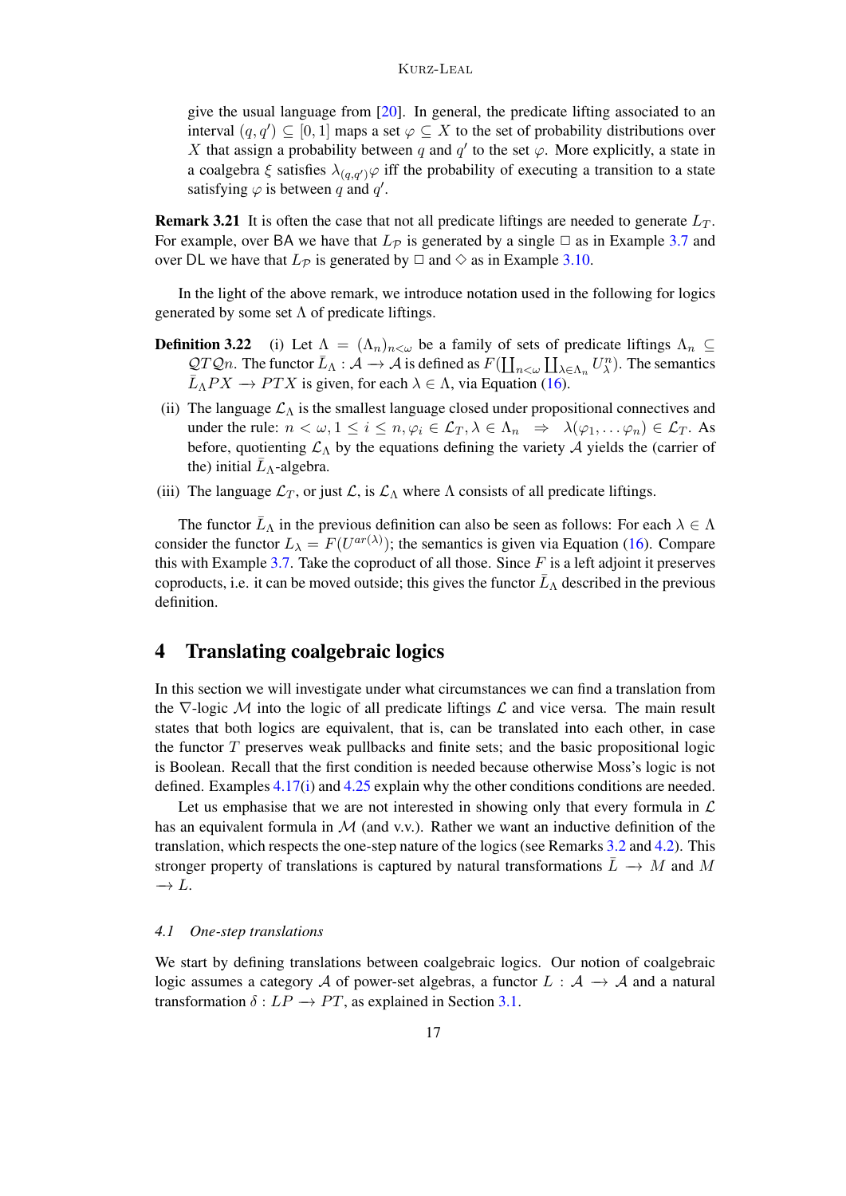give the usual language from [20]. In general, the predicate lifting associated to an interval $(q, q') \subseteq [0, 1]$ maps a set $\varphi \subseteq X$ to the set of probability distributions over $X$ that assign a probability between $q$ and $q'$ to the set $\varphi$. More explicitly, a state in a coalgebra $\xi$ satisfies $\lambda_{(q,q')}\varphi$ iff the probability of executing a transition to a state satisfying $\varphi$ is between $q$ and $q'$.

**Remark 3.21** It is often the case that not all predicate liftings are needed to generate $L_T$. For example, over BA we have that $L_{\mathcal{P}}$ is generated by a single $\Box$ as in Example 3.7 and over DL we have that $L_{\mathcal{P}}$ is generated by $\Box$ and $\Diamond$ as in Example 3.10.

In the light of the above remark, we introduce notation used in the following for logics generated by some set $\Lambda$ of predicate liftings.

**Definition 3.22** (i) Let $\Lambda = (\Lambda_n)_{n<\omega}$ be a family of sets of predicate liftings $\Lambda_n \subseteq \mathcal{Q}T\mathcal{Q}n$. The functor $\bar{L}_\Lambda : \mathcal{A} \to \mathcal{A}$ is defined as $F(\coprod_{n<\omega} \coprod_{\lambda\in\Lambda_n} U^n_\lambda)$. The semantics $\bar{L}_\Lambda PX \to PTX$ is given, for each $\lambda \in \Lambda$, via Equation (16).

(ii) The language $\mathcal{L}_\Lambda$ is the smallest language closed under propositional connectives and under the rule: $n < \omega, 1 \leq i \leq n, \varphi_i \in \mathcal{L}_T, \lambda \in \Lambda_n \quad\Rightarrow\quad \lambda(\varphi_1, \dots \varphi_n) \in \mathcal{L}_T$. As before, quotienting $\mathcal{L}_\Lambda$ by the equations defining the variety $\mathcal{A}$ yields the (carrier of the) initial $\bar{L}_\Lambda$-algebra.

(iii) The language $\mathcal{L}_T$, or just $\mathcal{L}$, is $\mathcal{L}_\Lambda$ where $\Lambda$ consists of all predicate liftings.

The functor $\bar{L}_\Lambda$ in the previous definition can also be seen as follows: For each $\lambda \in \Lambda$ consider the functor $L_\lambda = F(U^{ar(\lambda)})$; the semantics is given via Equation (16). Compare this with Example 3.7. Take the coproduct of all those. Since $F$ is a left adjoint it preserves coproducts, i.e. it can be moved outside; this gives the functor $\bar{L}_\Lambda$ described in the previous definition.

# 4 Translating coalgebraic logics

In this section we will investigate under what circumstances we can find a translation from the $\nabla$-logic $\mathcal{M}$ into the logic of all predicate liftings $\mathcal{L}$ and vice versa. The main result states that both logics are equivalent, that is, can be translated into each other, in case the functor $T$ preserves weak pullbacks and finite sets; and the basic propositional logic is Boolean. Recall that the first condition is needed because otherwise Moss's logic is not defined. Examples 4.17(i) and 4.25 explain why the other conditions conditions are needed.

Let us emphasise that we are not interested in showing only that every formula in $\mathcal{L}$ has an equivalent formula in $\mathcal{M}$ (and v.v.). Rather we want an inductive definition of the translation, which respects the one-step nature of the logics (see Remarks 3.2 and 4.2). This stronger property of translations is captured by natural transformations $\bar{L} \to M$ and $M \to L$.

## 4.1 One-step translations

We start by defining translations between coalgebraic logics. Our notion of coalgebraic logic assumes a category $\mathcal{A}$ of power-set algebras, a functor $L : \mathcal{A} \to \mathcal{A}$ and a natural transformation $\delta : LP \to PT$, as explained in Section 3.1.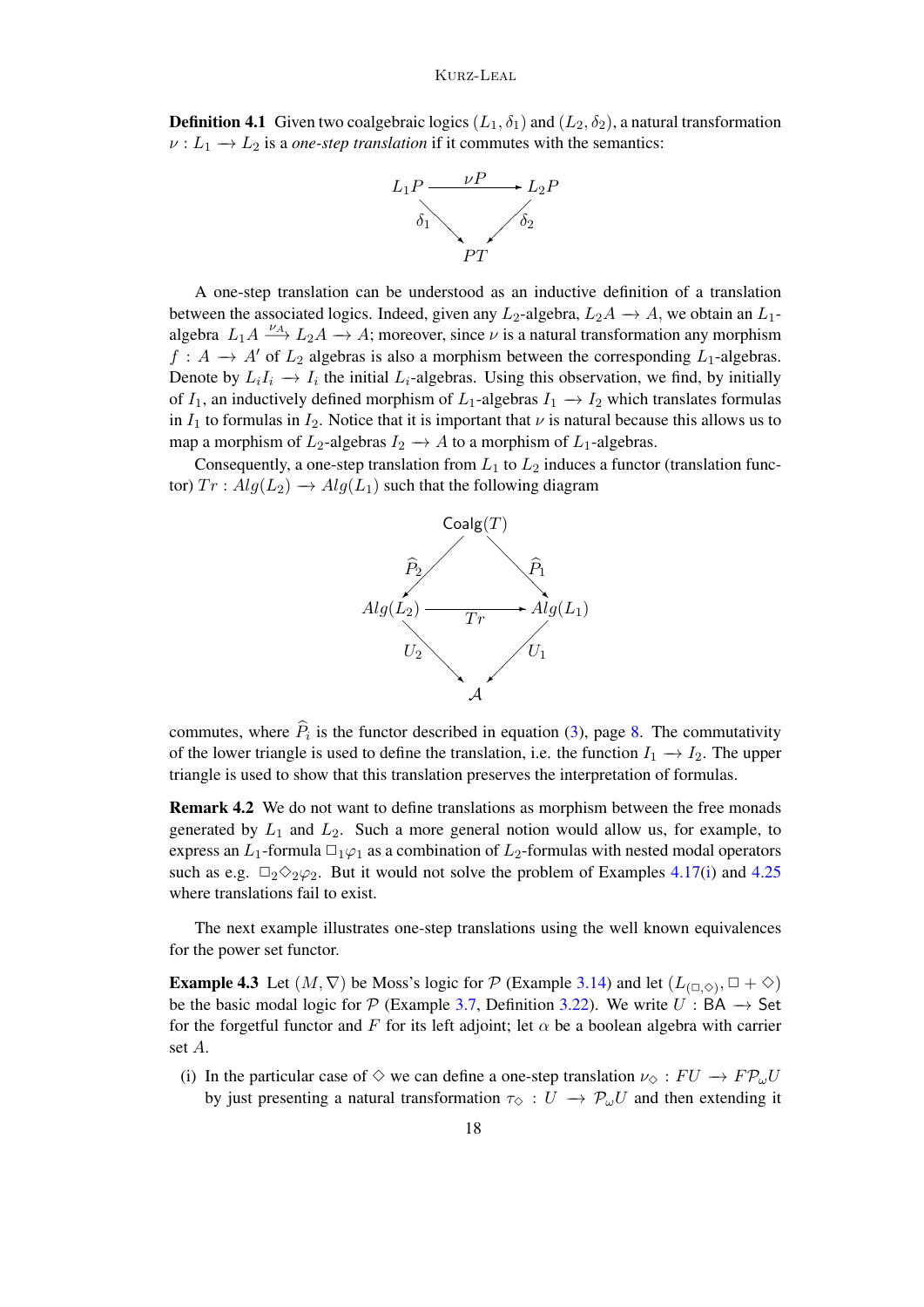**Definition 4.1** Given two coalgebraic logics $(L_1, \delta_1)$ and $(L_2, \delta_2)$, a natural transformation $\nu : L_1 \longrightarrow L_2$ is a *one-step translation* if it commutes with the semantics:

$$\begin{array}{ccc} L_1 P & \xrightarrow{\nu P} & L_2 P \\ & {\scriptstyle \delta_1} \searrow \quad \swarrow {\scriptstyle \delta_2} & \\ & PT & \end{array}$$

A one-step translation can be understood as an inductive definition of a translation between the associated logics. Indeed, given any $L_2$-algebra, $L_2 A \longrightarrow A$, we obtain an $L_1$-algebra $L_1 A \xrightarrow{\nu_A} L_2 A \longrightarrow A$; moreover, since $\nu$ is a natural transformation any morphism $f : A \longrightarrow A'$ of $L_2$ algebras is also a morphism between the corresponding $L_1$-algebras. Denote by $L_i I_i \longrightarrow I_i$ the initial $L_i$-algebras. Using this observation, we find, by initially of $I_1$, an inductively defined morphism of $L_1$-algebras $I_1 \longrightarrow I_2$ which translates formulas in $I_1$ to formulas in $I_2$. Notice that it is important that $\nu$ is natural because this allows us to map a morphism of $L_2$-algebras $I_2 \longrightarrow A$ to a morphism of $L_1$-algebras.

Consequently, a one-step translation from $L_1$ to $L_2$ induces a functor (translation functor) $Tr : Alg(L_2) \longrightarrow Alg(L_1)$ such that the following diagram

$$\begin{array}{ccccc} & & \mathsf{Coalg}(T) & & \\ & {\scriptstyle \widehat{P}_2} \swarrow & & \searrow {\scriptstyle \widehat{P}_1} & \\ Alg(L_2) & & \xrightarrow{\quad Tr \quad} & & Alg(L_1) \\ & {\scriptstyle U_2} \searrow & & \swarrow {\scriptstyle U_1} & \\ & & \mathcal{A} & & \end{array}$$

commutes, where $\widehat{P}_i$ is the functor described in equation (3), page 8. The commutativity of the lower triangle is used to define the translation, i.e. the function $I_1 \longrightarrow I_2$. The upper triangle is used to show that this translation preserves the interpretation of formulas.

**Remark 4.2** We do not want to define translations as morphism between the free monads generated by $L_1$ and $L_2$. Such a more general notion would allow us, for example, to express an $L_1$-formula $\Box_1 \varphi_1$ as a combination of $L_2$-formulas with nested modal operators such as e.g. $\Box_2 \Diamond_2 \varphi_2$. But it would not solve the problem of Examples 4.17(i) and 4.25 where translations fail to exist.

The next example illustrates one-step translations using the well known equivalences for the power set functor.

**Example 4.3** Let $(M, \nabla)$ be Moss's logic for $\mathcal{P}$ (Example 3.14) and let $(L_{(\Box,\Diamond)}, \Box + \Diamond)$ be the basic modal logic for $\mathcal{P}$ (Example 3.7, Definition 3.22). We write $U : \mathsf{BA} \longrightarrow \mathsf{Set}$ for the forgetful functor and $F$ for its left adjoint; let $\alpha$ be a boolean algebra with carrier set $A$.

(i) In the particular case of $\Diamond$ we can define a one-step translation $\nu_\Diamond : FU \longrightarrow F\mathcal{P}_\omega U$ by just presenting a natural transformation $\tau_\Diamond : U \longrightarrow \mathcal{P}_\omega U$ and then extending it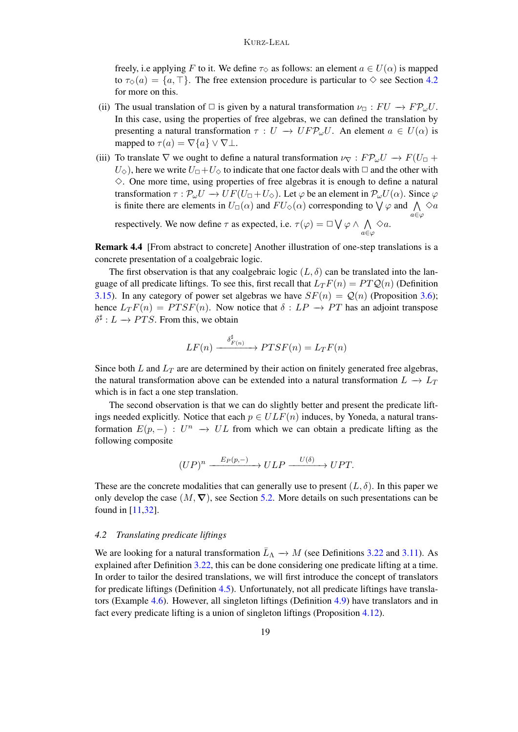freely, i.e applying $F$ to it. We define $\tau_\Diamond$ as follows: an element $a \in U(\alpha)$ is mapped to $\tau_\Diamond(a) = \{a, \top\}$. The free extension procedure is particular to $\Diamond$ see Section 4.2 for more on this.

(ii) The usual translation of $\Box$ is given by a natural transformation $\nu_\Box : FU \longrightarrow F\mathcal{P}_\omega U$. In this case, using the properties of free algebras, we can defined the translation by presenting a natural transformation $\tau : U \longrightarrow UF\mathcal{P}_\omega U$. An element $a \in U(\alpha)$ is mapped to $\tau(a) = \nabla\{a\} \vee \nabla\bot$.

(iii) To translate $\nabla$ we ought to define a natural transformation $\nu_\nabla : F\mathcal{P}_\omega U \longrightarrow F(U_\Box + U_\Diamond)$, here we write $U_\Box + U_\Diamond$ to indicate that one factor deals with $\Box$ and the other with $\Diamond$. One more time, using properties of free algebras it is enough to define a natural transformation $\tau : \mathcal{P}_\omega U \longrightarrow UF(U_\Box + U_\Diamond)$. Let $\varphi$ be an element in $\mathcal{P}_\omega U(\alpha)$. Since $\varphi$ is finite there are elements in $U_\Box(\alpha)$ and $FU_\Diamond(\alpha)$ corresponding to $\bigvee \varphi$ and $\bigwedge_{a\in\varphi} \Diamond a$ respectively. We now define $\tau$ as expected, i.e. $\tau(\varphi) = \Box \bigvee \varphi \wedge \bigwedge_{a\in\varphi} \Diamond a$.

**Remark 4.4** [From abstract to concrete] Another illustration of one-step translations is a concrete presentation of a coalgebraic logic.

The first observation is that any coalgebraic logic $(L, \delta)$ can be translated into the language of all predicate liftings. To see this, first recall that $L_T F(n) = PT\mathcal{Q}(n)$ (Definition 3.15). In any category of power set algebras we have $SF(n) = \mathcal{Q}(n)$ (Proposition 3.6); hence $L_T F(n) = PTSF(n)$. Now notice that $\delta : LP \longrightarrow PT$ has an adjoint transpose $\delta^\sharp : L \longrightarrow PTS$. From this, we obtain

$$LF(n) \xrightarrow{\delta^\sharp_{F(n)}} PTSF(n) = L_T F(n)$$

Since both $L$ and $L_T$ are are determined by their action on finitely generated free algebras, the natural transformation above can be extended into a natural transformation $L \longrightarrow L_T$ which is in fact a one step translation.

The second observation is that we can do slightly better and present the predicate liftings needed explicitly. Notice that each $p \in ULF(n)$ induces, by Yoneda, a natural transformation $E(p, -) : U^n \longrightarrow UL$ from which we can obtain a predicate lifting as the following composite

$$(UP)^n \xrightarrow{E_P(p,-)} ULP \xrightarrow{U(\delta)} UPT.$$

These are the concrete modalities that can generally use to present $(L, \delta)$. In this paper we only develop the case $(M, \boldsymbol{\nabla})$, see Section 5.2. More details on such presentations can be found in [11,32].

### 4.2 *Translating predicate liftings*

We are looking for a natural transformation $\bar{L}_\Lambda \longrightarrow M$ (see Definitions 3.22 and 3.11). As explained after Definition 3.22, this can be done considering one predicate lifting at a time. In order to tailor the desired translations, we will first introduce the concept of translators for predicate liftings (Definition 4.5). Unfortunately, not all predicate liftings have translators (Example 4.6). However, all singleton liftings (Definition 4.9) have translators and in fact every predicate lifting is a union of singleton liftings (Proposition 4.12).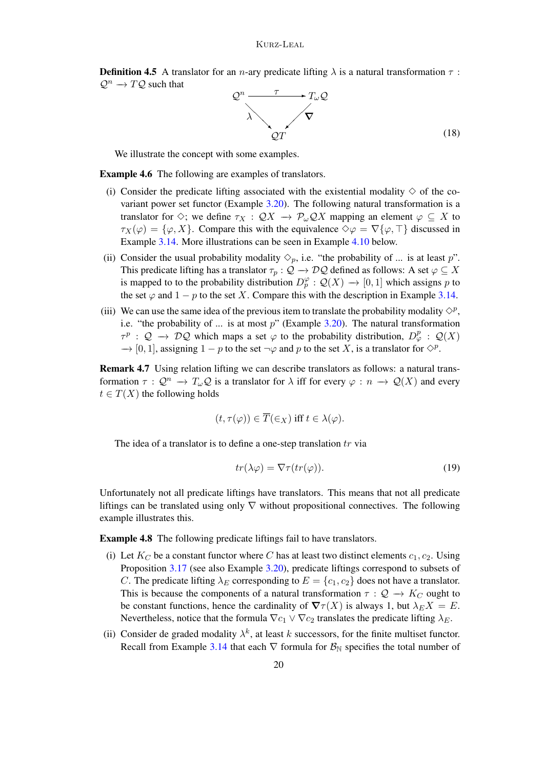**Definition 4.5** A translator for an $n$-ary predicate lifting $\lambda$ is a natural transformation $\tau : \mathcal{Q}^n \longrightarrow T\mathcal{Q}$ such that

$$
\begin{array}{ccc}
\mathcal{Q}^n & \xrightarrow{\quad \tau \quad} & T_\omega \mathcal{Q} \\
& \underset{\lambda}{\searrow} \quad \underset{\boldsymbol{\nabla}}{\swarrow} & \\
& \mathcal{Q}T &
\end{array}
\tag{18}
$$

We illustrate the concept with some examples.

**Example 4.6** The following are examples of translators.

(i) Consider the predicate lifting associated with the existential modality $\diamond$ of the covariant power set functor (Example 3.20). The following natural transformation is a translator for $\diamond$; we define $\tau_X : \mathcal{Q}X \longrightarrow \mathcal{P}_\omega \mathcal{Q}X$ mapping an element $\varphi \subseteq X$ to $\tau_X(\varphi) = \{\varphi, X\}$. Compare this with the equivalence $\diamond\varphi = \nabla\{\varphi, \top\}$ discussed in Example 3.14. More illustrations can be seen in Example 4.10 below.

(ii) Consider the usual probability modality $\diamond_p$, i.e. "the probability of ... is at least $p$". This predicate lifting has a translator $\tau_p : \mathcal{Q} \longrightarrow \mathcal{D}\mathcal{Q}$ defined as follows: A set $\varphi \subseteq X$ is mapped to to the probability distribution $D^\varphi_p : \mathcal{Q}(X) \longrightarrow [0, 1]$ which assigns $p$ to the set $\varphi$ and $1 - p$ to the set $X$. Compare this with the description in Example 3.14.

(iii) We can use the same idea of the previous item to translate the probability modality $\diamond^p$, i.e. "the probability of ... is at most $p$" (Example 3.20). The natural transformation $\tau^p : \mathcal{Q} \longrightarrow \mathcal{D}\mathcal{Q}$ which maps a set $\varphi$ to the probability distribution, $D^p_\varphi : \mathcal{Q}(X) \longrightarrow [0, 1]$, assigning $1 - p$ to the set $\neg\varphi$ and $p$ to the set $X$, is a translator for $\diamond^p$.

**Remark 4.7** Using relation lifting we can describe translators as follows: a natural transformation $\tau : \mathcal{Q}^n \longrightarrow T_\omega \mathcal{Q}$ is a translator for $\lambda$ iff for every $\varphi : n \longrightarrow \mathcal{Q}(X)$ and every $t \in T(X)$ the following holds

$$(t, \tau(\varphi)) \in \overline{T}(\in_X) \text{ iff } t \in \lambda(\varphi).$$

The idea of a translator is to define a one-step translation $tr$ via

$$tr(\lambda\varphi) = \nabla\tau(tr(\varphi)). \tag{19}$$

Unfortunately not all predicate liftings have translators. This means that not all predicate liftings can be translated using only $\nabla$ without propositional connectives. The following example illustrates this.

**Example 4.8** The following predicate liftings fail to have translators.

(i) Let $K_C$ be a constant functor where $C$ has at least two distinct elements $c_1, c_2$. Using Proposition 3.17 (see also Example 3.20), predicate liftings correspond to subsets of $C$. The predicate lifting $\lambda_E$ corresponding to $E = \{c_1, c_2\}$ does not have a translator. This is because the components of a natural transformation $\tau : \mathcal{Q} \longrightarrow K_C$ ought to be constant functions, hence the cardinality of $\boldsymbol{\nabla}\tau(X)$ is always 1, but $\lambda_E X = E$. Nevertheless, notice that the formula $\nabla c_1 \vee \nabla c_2$ translates the predicate lifting $\lambda_E$.

(ii) Consider de graded modality $\lambda^k$, at least $k$ successors, for the finite multiset functor. Recall from Example 3.14 that each $\nabla$ formula for $\mathcal{B}_\mathbb{N}$ specifies the total number of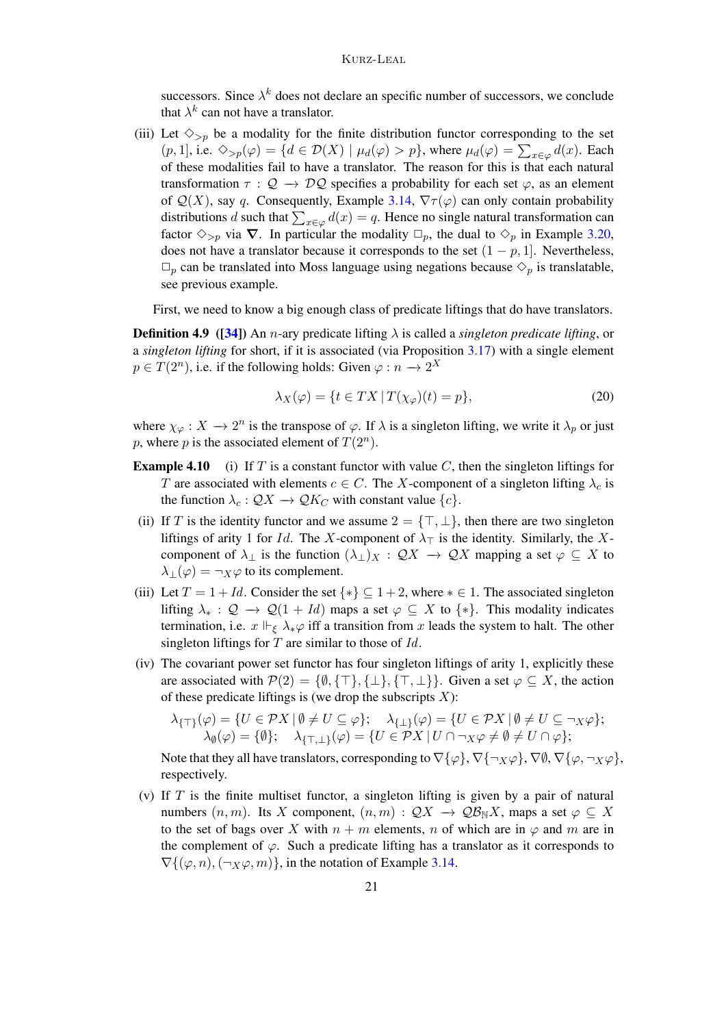successors. Since $\lambda^k$ does not declare an specific number of successors, we conclude that $\lambda^k$ can not have a translator.

(iii) Let $\Diamond_{>p}$ be a modality for the finite distribution functor corresponding to the set $(p, 1]$, i.e. $\Diamond_{>p}(\varphi) = \{d \in \mathcal{D}(X) \mid \mu_d(\varphi) > p\}$, where $\mu_d(\varphi) = \sum_{x \in \varphi} d(x)$. Each of these modalities fail to have a translator. The reason for this is that each natural transformation $\tau : \mathcal{Q} \longrightarrow \mathcal{D}\mathcal{Q}$ specifies a probability for each set $\varphi$, as an element of $\mathcal{Q}(X)$, say $q$. Consequently, Example 3.14, $\nabla\tau(\varphi)$ can only contain probability distributions $d$ such that $\sum_{x\in\varphi} d(x) = q$. Hence no single natural transformation can factor $\Diamond_{>p}$ via $\boldsymbol{\nabla}$. In particular the modality $\Box_p$, the dual to $\Diamond_p$ in Example 3.20, does not have a translator because it corresponds to the set $(1 - p, 1]$. Nevertheless, $\Box_p$ can be translated into Moss language using negations because $\Diamond_p$ is translatable, see previous example.

First, we need to know a big enough class of predicate liftings that do have translators.

**Definition 4.9** **([34])** An $n$-ary predicate lifting $\lambda$ is called a *singleton predicate lifting*, or a *singleton lifting* for short, if it is associated (via Proposition 3.17) with a single element $p \in T(2^n)$, i.e. if the following holds: Given $\varphi : n \longrightarrow 2^X$

$$\lambda_X(\varphi) = \{t \in TX \,|\, T(\chi_\varphi)(t) = p\}, \tag{20}$$

where $\chi_\varphi : X \longrightarrow 2^n$ is the transpose of $\varphi$. If $\lambda$ is a singleton lifting, we write it $\lambda_p$ or just $p$, where $p$ is the associated element of $T(2^n)$.

**Example 4.10** (i) If $T$ is a constant functor with value $C$, then the singleton liftings for $T$ are associated with elements $c \in C$. The $X$-component of a singleton lifting $\lambda_c$ is the function $\lambda_c : \mathcal{Q}X \longrightarrow \mathcal{Q}K_C$ with constant value $\{c\}$.

(ii) If $T$ is the identity functor and we assume $2 = \{\top, \bot\}$, then there are two singleton liftings of arity 1 for $Id$. The $X$-component of $\lambda_\top$ is the identity. Similarly, the $X$-component of $\lambda_\bot$ is the function $(\lambda_\bot)_X : \mathcal{Q}X \longrightarrow \mathcal{Q}X$ mapping a set $\varphi \subseteq X$ to $\lambda_\bot(\varphi) = \neg_X\varphi$ to its complement.

(iii) Let $T = 1 + Id$. Consider the set $\{*\} \subseteq 1 + 2$, where $* \in 1$. The associated singleton lifting $\lambda_* : \mathcal{Q} \longrightarrow \mathcal{Q}(1 + Id)$ maps a set $\varphi \subseteq X$ to $\{*\}$. This modality indicates termination, i.e. $x \Vdash_\xi \lambda_*\varphi$ iff a transition from $x$ leads the system to halt. The other singleton liftings for $T$ are similar to those of $Id$.

(iv) The covariant power set functor has four singleton liftings of arity 1, explicitly these are associated with $\mathcal{P}(2) = \{\emptyset, \{\top\}, \{\bot\}, \{\top, \bot\}\}$. Given a set $\varphi \subseteq X$, the action of these predicate liftings is (we drop the subscripts $X$):

$$\begin{aligned} \lambda_{\{\top\}}(\varphi) &= \{U \in \mathcal{P}X \,|\, \emptyset \neq U \subseteq \varphi\}; \quad \lambda_{\{\bot\}}(\varphi) = \{U \in \mathcal{P}X \,|\, \emptyset \neq U \subseteq \neg_X\varphi\}; \\ \lambda_\emptyset(\varphi) &= \{\emptyset\}; \quad \lambda_{\{\top,\bot\}}(\varphi) = \{U \in \mathcal{P}X \,|\, U \cap \neg_X\varphi \neq \emptyset \neq U \cap \varphi\}; \end{aligned}$$

Note that they all have translators, corresponding to $\nabla\{\varphi\}, \nabla\{\neg_X\varphi\}, \nabla\emptyset, \nabla\{\varphi, \neg_X\varphi\}$, respectively.

(v) If $T$ is the finite multiset functor, a singleton lifting is given by a pair of natural numbers $(n, m)$. Its $X$ component, $(n, m) : \mathcal{Q}X \longrightarrow \mathcal{Q}\mathcal{B}_{\mathbb{N}}X$, maps a set $\varphi \subseteq X$ to the set of bags over $X$ with $n + m$ elements, $n$ of which are in $\varphi$ and $m$ are in the complement of $\varphi$. Such a predicate lifting has a translator as it corresponds to $\nabla\{(\varphi, n), (\neg_X\varphi, m)\}$, in the notation of Example 3.14.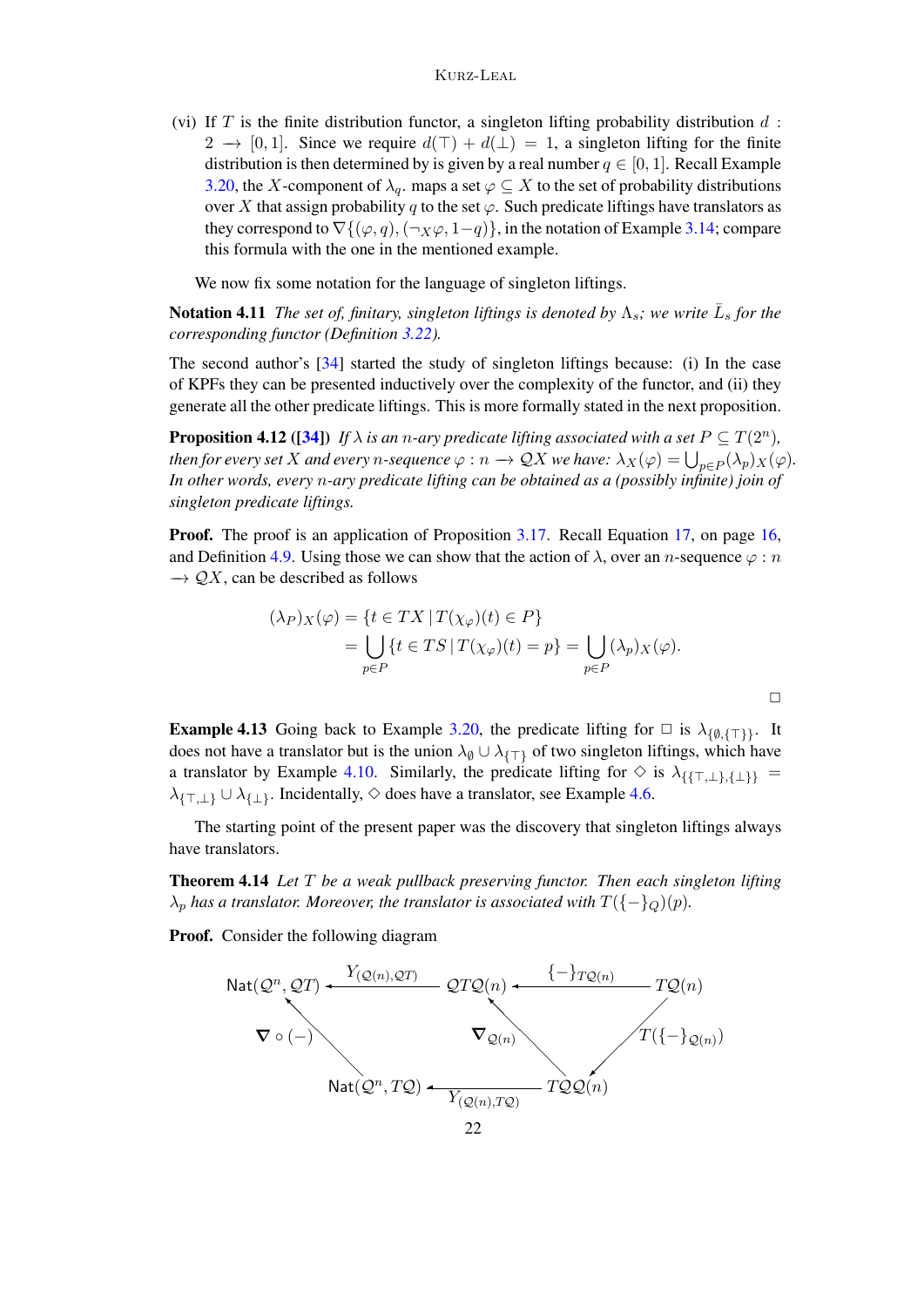(vi) If $T$ is the finite distribution functor, a singleton lifting probability distribution $d$ : $2 \longrightarrow [0,1]$. Since we require $d(\top) + d(\bot) = 1$, a singleton lifting for the finite distribution is then determined by is given by a real number $q \in [0,1]$. Recall Example 3.20, the $X$-component of $\lambda_q$. maps a set $\varphi \subseteq X$ to the set of probability distributions over $X$ that assign probability $q$ to the set $\varphi$. Such predicate liftings have translators as they correspond to $\nabla\{(\varphi, q), (\neg_X \varphi, 1-q)\}$, in the notation of Example 3.14; compare this formula with the one in the mentioned example.

We now fix some notation for the language of singleton liftings.

**Notation 4.11** *The set of, finitary, singleton liftings is denoted by $\Lambda_s$; we write $\bar{L}_s$ for the corresponding functor (Definition 3.22).*

The second author's [34] started the study of singleton liftings because: (i) In the case of KPFs they can be presented inductively over the complexity of the functor, and (ii) they generate all the other predicate liftings. This is more formally stated in the next proposition.

**Proposition 4.12 ([34])** *If $\lambda$ is an $n$-ary predicate lifting associated with a set $P \subseteq T(2^n)$, then for every set $X$ and every $n$-sequence $\varphi : n \longrightarrow \mathcal{Q}X$ we have: $\lambda_X(\varphi) = \bigcup_{p \in P} (\lambda_p)_X(\varphi)$. In other words, every $n$-ary predicate lifting can be obtained as a (possibly infinite) join of singleton predicate liftings.*

**Proof.** The proof is an application of Proposition 3.17. Recall Equation 17, on page 16, and Definition 4.9. Using those we can show that the action of $\lambda$, over an $n$-sequence $\varphi : n \longrightarrow \mathcal{Q}X$, can be described as follows

$$
\begin{aligned}
(\lambda_P)_X(\varphi) &= \{t \in TX \mid T(\chi_\varphi)(t) \in P\} \\
&= \bigcup_{p \in P} \{t \in TS \mid T(\chi_\varphi)(t) = p\} = \bigcup_{p \in P} (\lambda_p)_X(\varphi).
\end{aligned}
$$

□

**Example 4.13** Going back to Example 3.20, the predicate lifting for $\Box$ is $\lambda_{\{\emptyset, \{\top\}\}}$. It does not have a translator but is the union $\lambda_\emptyset \cup \lambda_{\{\top\}}$ of two singleton liftings, which have a translator by Example 4.10. Similarly, the predicate lifting for $\Diamond$ is $\lambda_{\{\{\top,\bot\},\{\bot\}\}} = \lambda_{\{\top,\bot\}} \cup \lambda_{\{\bot\}}$. Incidentally, $\Diamond$ does have a translator, see Example 4.6.

The starting point of the present paper was the discovery that singleton liftings always have translators.

**Theorem 4.14** *Let $T$ be a weak pullback preserving functor. Then each singleton lifting $\lambda_p$ has a translator. Moreover, the translator is associated with $T(\{-\}_\mathcal{Q})(p)$.*

**Proof.** Consider the following diagram

$$
\begin{array}{ccccc}
\mathsf{Nat}(\mathcal{Q}^n, \mathcal{Q}T) & \xleftarrow{\;Y_{(\mathcal{Q}(n),\mathcal{Q}T)}\;} & \mathcal{Q}T\mathcal{Q}(n) & \xleftarrow{\;\{-\}_{T\mathcal{Q}(n)}\;} & T\mathcal{Q}(n) \\
\uparrow{\scriptstyle \nabla \circ (-)} & & \uparrow{\scriptstyle \nabla_{\mathcal{Q}(n)}} & \swarrow{\scriptstyle T(\{-\}_{\mathcal{Q}(n)})} & \\
\mathsf{Nat}(\mathcal{Q}^n, T\mathcal{Q}) & \xleftarrow{\;Y_{(\mathcal{Q}(n),T\mathcal{Q})}\;} & T\mathcal{Q}\mathcal{Q}(n) & &
\end{array}
$$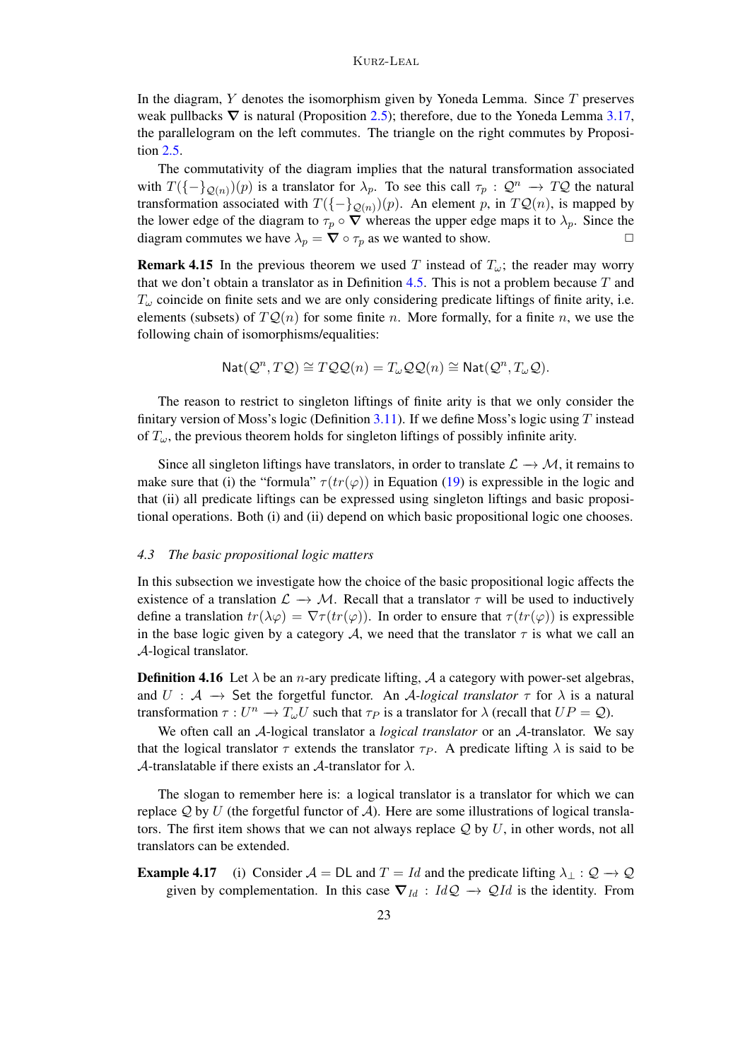In the diagram, $Y$ denotes the isomorphism given by Yoneda Lemma. Since $T$ preserves weak pullbacks $\boldsymbol{\nabla}$ is natural (Proposition 2.5); therefore, due to the Yoneda Lemma 3.17, the parallelogram on the left commutes. The triangle on the right commutes by Proposition 2.5.

The commutativity of the diagram implies that the natural transformation associated with $T(\{-\}_{\mathcal{Q}(n)})(p)$ is a translator for $\lambda_p$. To see this call $\tau_p : \mathcal{Q}^n \longrightarrow T\mathcal{Q}$ the natural transformation associated with $T(\{-\}_{\mathcal{Q}(n)})(p)$. An element $p$, in $T\mathcal{Q}(n)$, is mapped by the lower edge of the diagram to $\tau_p \circ \boldsymbol{\nabla}$ whereas the upper edge maps it to $\lambda_p$. Since the diagram commutes we have $\lambda_p = \boldsymbol{\nabla} \circ \tau_p$ as we wanted to show. □

**Remark 4.15** In the previous theorem we used $T$ instead of $T_\omega$; the reader may worry that we don't obtain a translator as in Definition 4.5. This is not a problem because $T$ and $T_\omega$ coincide on finite sets and we are only considering predicate liftings of finite arity, i.e. elements (subsets) of $T\mathcal{Q}(n)$ for some finite $n$. More formally, for a finite $n$, we use the following chain of isomorphisms/equalities:

$$\mathsf{Nat}(\mathcal{Q}^n, T\mathcal{Q}) \cong T\mathcal{Q}\mathcal{Q}(n) = T_\omega \mathcal{Q}\mathcal{Q}(n) \cong \mathsf{Nat}(\mathcal{Q}^n, T_\omega \mathcal{Q}).$$

The reason to restrict to singleton liftings of finite arity is that we only consider the finitary version of Moss's logic (Definition 3.11). If we define Moss's logic using $T$ instead of $T_\omega$, the previous theorem holds for singleton liftings of possibly infinite arity.

Since all singleton liftings have translators, in order to translate $\mathcal{L} \longrightarrow \mathcal{M}$, it remains to make sure that (i) the "formula" $\tau(tr(\varphi))$ in Equation (19) is expressible in the logic and that (ii) all predicate liftings can be expressed using singleton liftings and basic propositional operations. Both (i) and (ii) depend on which basic propositional logic one chooses.

### 4.3 *The basic propositional logic matters*

In this subsection we investigate how the choice of the basic propositional logic affects the existence of a translation $\mathcal{L} \longrightarrow \mathcal{M}$. Recall that a translator $\tau$ will be used to inductively define a translation $tr(\lambda\varphi) = \nabla\tau(tr(\varphi))$. In order to ensure that $\tau(tr(\varphi))$ is expressible in the base logic given by a category $\mathcal{A}$, we need that the translator $\tau$ is what we call an $\mathcal{A}$-logical translator.

**Definition 4.16** Let $\lambda$ be an $n$-ary predicate lifting, $\mathcal{A}$ a category with power-set algebras, and $U : \mathcal{A} \longrightarrow \mathsf{Set}$ the forgetful functor. An *$\mathcal{A}$-logical translator* $\tau$ for $\lambda$ is a natural transformation $\tau : U^n \longrightarrow T_\omega U$ such that $\tau_P$ is a translator for $\lambda$ (recall that $UP = \mathcal{Q}$).

We often call an $\mathcal{A}$-logical translator a *logical translator* or an $\mathcal{A}$-translator. We say that the logical translator $\tau$ extends the translator $\tau_P$. A predicate lifting $\lambda$ is said to be $\mathcal{A}$-translatable if there exists an $\mathcal{A}$-translator for $\lambda$.

The slogan to remember here is: a logical translator is a translator for which we can replace $\mathcal{Q}$ by $U$ (the forgetful functor of $\mathcal{A}$). Here are some illustrations of logical translators. The first item shows that we can not always replace $\mathcal{Q}$ by $U$, in other words, not all translators can be extended.

**Example 4.17** (i) Consider $\mathcal{A} = \mathsf{DL}$ and $T = Id$ and the predicate lifting $\lambda_\perp : \mathcal{Q} \longrightarrow \mathcal{Q}$ given by complementation. In this case $\boldsymbol{\nabla}_{Id} : Id\mathcal{Q} \longrightarrow \mathcal{Q}Id$ is the identity. From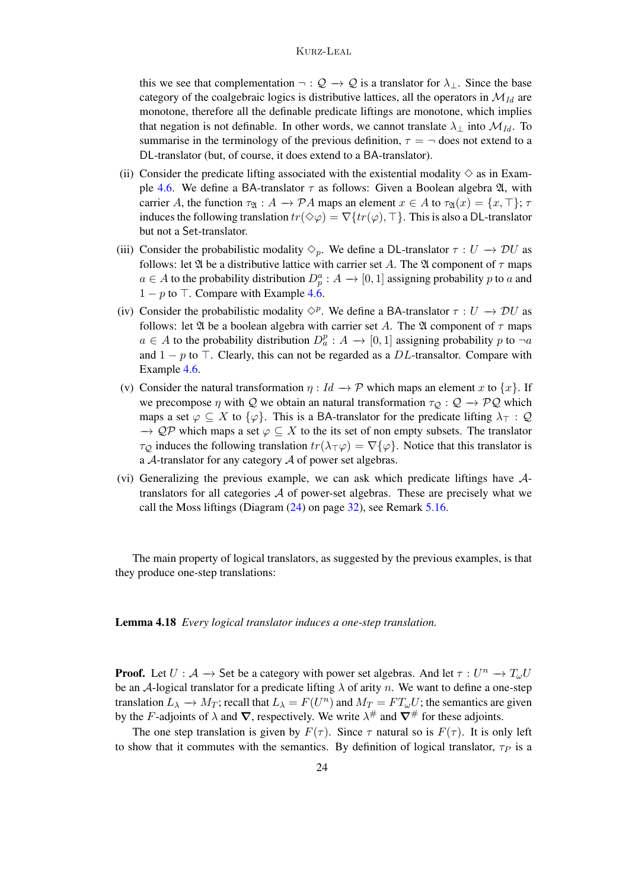this we see that complementation $\neg : \mathcal{Q} \longrightarrow \mathcal{Q}$ is a translator for $\lambda_\perp$. Since the base category of the coalgebraic logics is distributive lattices, all the operators in $\mathcal{M}_{Id}$ are monotone, therefore all the definable predicate liftings are monotone, which implies that negation is not definable. In other words, we cannot translate $\lambda_\perp$ into $\mathcal{M}_{Id}$. To summarise in the terminology of the previous definition, $\tau = \neg$ does not extend to a DL-translator (but, of course, it does extend to a BA-translator).

(ii) Consider the predicate lifting associated with the existential modality $\Diamond$ as in Example 4.6. We define a BA-translator $\tau$ as follows: Given a Boolean algebra $\mathfrak{A}$, with carrier $A$, the function $\tau_{\mathfrak{A}} : A \longrightarrow \mathcal{P}A$ maps an element $x \in A$ to $\tau_{\mathfrak{A}}(x) = \{x, \top\}$; $\tau$ induces the following translation $tr(\Diamond\varphi) = \nabla\{tr(\varphi), \top\}$. This is also a DL-translator but not a Set-translator.

(iii) Consider the probabilistic modality $\Diamond_p$. We define a DL-translator $\tau : U \longrightarrow \mathcal{D}U$ as follows: let $\mathfrak{A}$ be a distributive lattice with carrier set $A$. The $\mathfrak{A}$ component of $\tau$ maps $a \in A$ to the probability distribution $D_p^a : A \longrightarrow [0,1]$ assigning probability $p$ to $a$ and $1-p$ to $\top$. Compare with Example 4.6.

(iv) Consider the probabilistic modality $\Diamond^p$. We define a BA-translator $\tau : U \longrightarrow \mathcal{D}U$ as follows: let $\mathfrak{A}$ be a boolean algebra with carrier set $A$. The $\mathfrak{A}$ component of $\tau$ maps $a \in A$ to the probability distribution $D_a^p : A \longrightarrow [0,1]$ assigning probability $p$ to $\neg a$ and $1-p$ to $\top$. Clearly, this can not be regarded as a $DL$-transaltor. Compare with Example 4.6.

(v) Consider the natural transformation $\eta : Id \longrightarrow \mathcal{P}$ which maps an element $x$ to $\{x\}$. If we precompose $\eta$ with $\mathcal{Q}$ we obtain an natural transformation $\tau_{\mathcal{Q}} : \mathcal{Q} \longrightarrow \mathcal{P}\mathcal{Q}$ which maps a set $\varphi \subseteq X$ to $\{\varphi\}$. This is a BA-translator for the predicate lifting $\lambda_\top : \mathcal{Q} \longrightarrow \mathcal{Q}\mathcal{P}$ which maps a set $\varphi \subseteq X$ to the its set of non empty subsets. The translator $\tau_{\mathcal{Q}}$ induces the following translation $tr(\lambda_\top\varphi) = \nabla\{\varphi\}$. Notice that this translator is a $\mathcal{A}$-translator for any category $\mathcal{A}$ of power set algebras.

(vi) Generalizing the previous example, we can ask which predicate liftings have $\mathcal{A}$-translators for all categories $\mathcal{A}$ of power-set algebras. These are precisely what we call the Moss liftings (Diagram (24) on page 32), see Remark 5.16.

The main property of logical translators, as suggested by the previous examples, is that they produce one-step translations:

**Lemma 4.18** *Every logical translator induces a one-step translation.*

**Proof.** Let $U : \mathcal{A} \longrightarrow \mathsf{Set}$ be a category with power set algebras. And let $\tau : U^n \longrightarrow T_\omega U$ be an $\mathcal{A}$-logical translator for a predicate lifting $\lambda$ of arity $n$. We want to define a one-step translation $L_\lambda \longrightarrow M_T$; recall that $L_\lambda = F(U^n)$ and $M_T = FT_\omega U$; the semantics are given by the $F$-adjoints of $\lambda$ and $\boldsymbol{\nabla}$, respectively. We write $\lambda^\#$ and $\boldsymbol{\nabla}^\#$ for these adjoints.

The one step translation is given by $F(\tau)$. Since $\tau$ natural so is $F(\tau)$. It is only left to show that it commutes with the semantics. By definition of logical translator, $\tau_P$ is a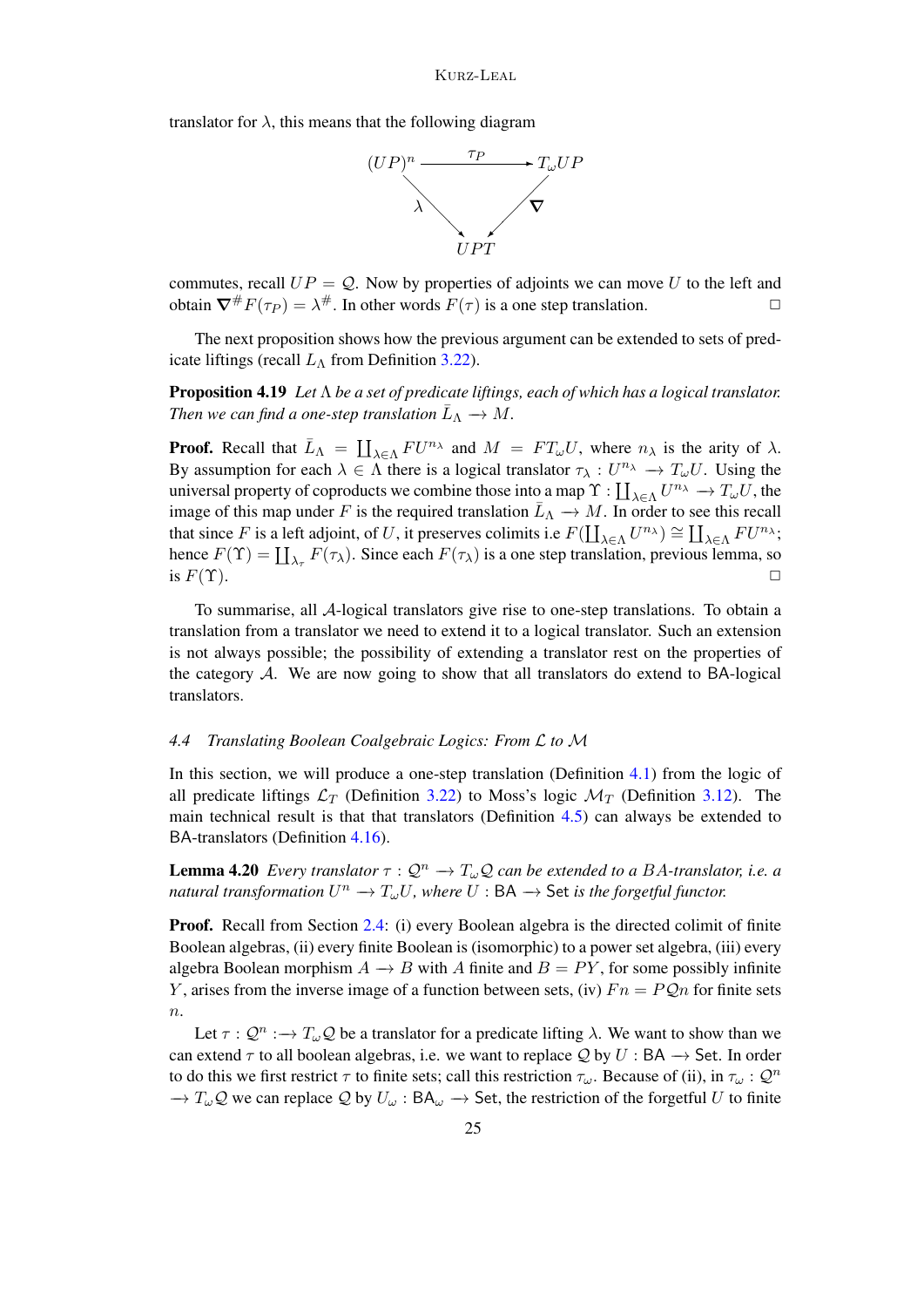translator for $\lambda$, this means that the following diagram

$$
\begin{array}{ccc}
(UP)^n & \xrightarrow{\tau_P} & T_\omega UP \\
& \searrow^{\lambda} \quad \swarrow_{\boldsymbol{\nabla}} & \\
& UPT &
\end{array}
$$

commutes, recall $UP = \mathcal{Q}$. Now by properties of adjoints we can move $U$ to the left and obtain $\boldsymbol{\nabla}^{\#} F(\tau_P) = \lambda^{\#}$. In other words $F(\tau)$ is a one step translation. □

The next proposition shows how the previous argument can be extended to sets of predicate liftings (recall $L_\Lambda$ from Definition 3.22).

**Proposition 4.19** *Let $\Lambda$ be a set of predicate liftings, each of which has a logical translator. Then we can find a one-step translation $\bar{L}_\Lambda \longrightarrow M$.*

**Proof.** Recall that $\bar{L}_\Lambda = \coprod_{\lambda \in \Lambda} FU^{n_\lambda}$ and $M = FT_\omega U$, where $n_\lambda$ is the arity of $\lambda$. By assumption for each $\lambda \in \Lambda$ there is a logical translator $\tau_\lambda : U^{n_\lambda} \longrightarrow T_\omega U$. Using the universal property of coproducts we combine those into a map $\Upsilon : \coprod_{\lambda \in \Lambda} U^{n_\lambda} \longrightarrow T_\omega U$, the image of this map under $F$ is the required translation $\bar{L}_\Lambda \longrightarrow M$. In order to see this recall that since $F$ is a left adjoint, of $U$, it preserves colimits i.e $F(\coprod_{\lambda \in \Lambda} U^{n_\lambda}) \cong \coprod_{\lambda \in \Lambda} FU^{n_\lambda}$; hence $F(\Upsilon) = \coprod_{\lambda_\tau} F(\tau_\lambda)$. Since each $F(\tau_\lambda)$ is a one step translation, previous lemma, so is $F(\Upsilon)$. □

To summarise, all $\mathcal{A}$-logical translators give rise to one-step translations. To obtain a translation from a translator we need to extend it to a logical translator. Such an extension is not always possible; the possibility of extending a translator rest on the properties of the category $\mathcal{A}$. We are now going to show that all translators do extend to BA-logical translators.

### *4.4 Translating Boolean Coalgebraic Logics: From $\mathcal{L}$ to $\mathcal{M}$*

In this section, we will produce a one-step translation (Definition 4.1) from the logic of all predicate liftings $\mathcal{L}_T$ (Definition 3.22) to Moss's logic $\mathcal{M}_T$ (Definition 3.12). The main technical result is that that translators (Definition 4.5) can always be extended to BA-translators (Definition 4.16).

**Lemma 4.20** *Every translator $\tau : \mathcal{Q}^n \longrightarrow T_\omega \mathcal{Q}$ can be extended to a $BA$-translator, i.e. a natural transformation $U^n \longrightarrow T_\omega U$, where $U : \mathsf{BA} \longrightarrow \mathsf{Set}$ is the forgetful functor.*

**Proof.** Recall from Section 2.4: (i) every Boolean algebra is the directed colimit of finite Boolean algebras, (ii) every finite Boolean is (isomorphic) to a power set algebra, (iii) every algebra Boolean morphism $A \longrightarrow B$ with $A$ finite and $B = PY$, for some possibly infinite $Y$, arises from the inverse image of a function between sets, (iv) $Fn = P\mathcal{Q}n$ for finite sets $n$.

Let $\tau : \mathcal{Q}^n :\longrightarrow T_\omega \mathcal{Q}$ be a translator for a predicate lifting $\lambda$. We want to show than we can extend $\tau$ to all boolean algebras, i.e. we want to replace $\mathcal{Q}$ by $U : \mathsf{BA} \longrightarrow \mathsf{Set}$. In order to do this we first restrict $\tau$ to finite sets; call this restriction $\tau_\omega$. Because of (ii), in $\tau_\omega : \mathcal{Q}^n \longrightarrow T_\omega \mathcal{Q}$ we can replace $\mathcal{Q}$ by $U_\omega : \mathsf{BA}_\omega \longrightarrow \mathsf{Set}$, the restriction of the forgetful $U$ to finite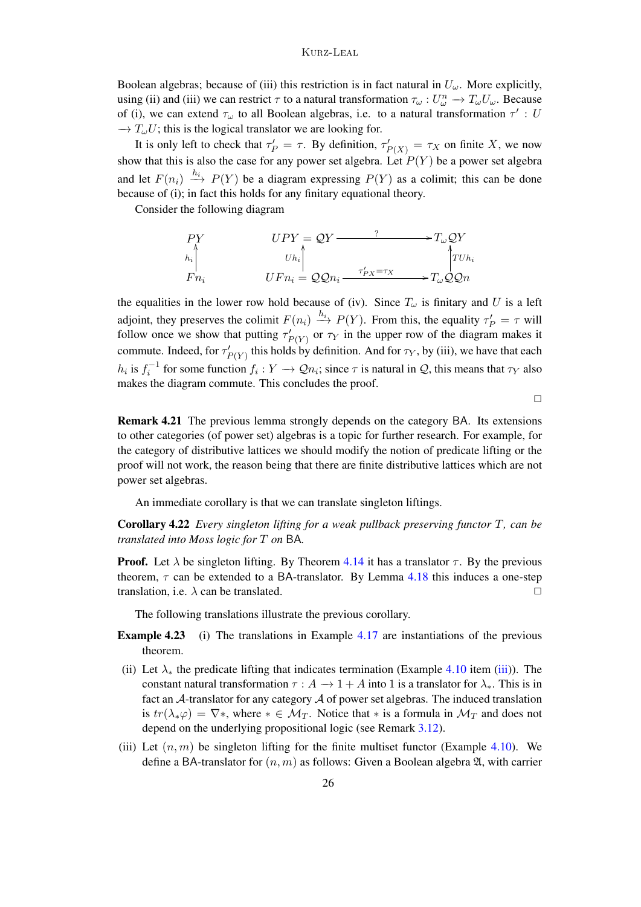Boolean algebras; because of (iii) this restriction is in fact natural in $U_\omega$. More explicitly, using (ii) and (iii) we can restrict $\tau$ to a natural transformation $\tau_\omega : U_\omega^n \longrightarrow T_\omega U_\omega$. Because of (i), we can extend $\tau_\omega$ to all Boolean algebras, i.e. to a natural transformation $\tau' : U \longrightarrow T_\omega U$; this is the logical translator we are looking for.

It is only left to check that $\tau'_P = \tau$. By definition, $\tau'_{P(X)} = \tau_X$ on finite $X$, we now show that this is also the case for any power set algebra. Let $P(Y)$ be a power set algebra and let $F(n_i) \xrightarrow{h_i} P(Y)$ be a diagram expressing $P(Y)$ as a colimit; this can be done because of (i); in fact this holds for any finitary equational theory.

Consider the following diagram

$$
\begin{array}{ccccc}
PY & \quad & UPY = \mathcal{Q}Y & \xrightarrow{\quad ? \quad} & T_\omega \mathcal{Q} Y \\
\uparrow{\scriptstyle h_i} & & \uparrow{\scriptstyle Uh_i} & & \uparrow{\scriptstyle TUh_i} \\
Fn_i & & UFn_i = \mathcal{Q}\mathcal{Q}n_i & \xrightarrow{\tau'_{PX} = \tau_X} & T_\omega \mathcal{Q}\mathcal{Q}n
\end{array}
$$

the equalities in the lower row hold because of (iv). Since $T_\omega$ is finitary and $U$ is a left adjoint, they preserves the colimit $F(n_i) \xrightarrow{h_i} P(Y)$. From this, the equality $\tau'_P = \tau$ will follow once we show that putting $\tau'_{P(Y)}$ or $\tau_Y$ in the upper row of the diagram makes it commute. Indeed, for $\tau'_{P(Y)}$ this holds by definition. And for $\tau_Y$, by (iii), we have that each $h_i$ is $f_i^{-1}$ for some function $f_i : Y \longrightarrow \mathcal{Q}n_i$; since $\tau$ is natural in $\mathcal{Q}$, this means that $\tau_Y$ also makes the diagram commute. This concludes the proof.

□

**Remark 4.21** The previous lemma strongly depends on the category BA. Its extensions to other categories (of power set) algebras is a topic for further research. For example, for the category of distributive lattices we should modify the notion of predicate lifting or the proof will not work, the reason being that there are finite distributive lattices which are not power set algebras.

An immediate corollary is that we can translate singleton liftings.

**Corollary 4.22** *Every singleton lifting for a weak pullback preserving functor $T$, can be translated into Moss logic for $T$ on* BA.

**Proof.** Let $\lambda$ be singleton lifting. By Theorem 4.14 it has a translator $\tau$. By the previous theorem, $\tau$ can be extended to a BA-translator. By Lemma 4.18 this induces a one-step translation, i.e. $\lambda$ can be translated. □

The following translations illustrate the previous corollary.

**Example 4.23** (i) The translations in Example 4.17 are instantiations of the previous theorem.

(ii) Let $\lambda_*$ the predicate lifting that indicates termination (Example 4.10 item (iii)). The constant natural transformation $\tau : A \longrightarrow 1 + A$ into 1 is a translator for $\lambda_*$. This is in fact an $\mathcal{A}$-translator for any category $\mathcal{A}$ of power set algebras. The induced translation is $tr(\lambda_*\varphi) = \nabla *$, where $* \in \mathcal{M}_T$. Notice that $*$ is a formula in $\mathcal{M}_T$ and does not depend on the underlying propositional logic (see Remark 3.12).

(iii) Let $(n, m)$ be singleton lifting for the finite multiset functor (Example 4.10). We define a BA-translator for $(n, m)$ as follows: Given a Boolean algebra $\mathfrak{A}$, with carrier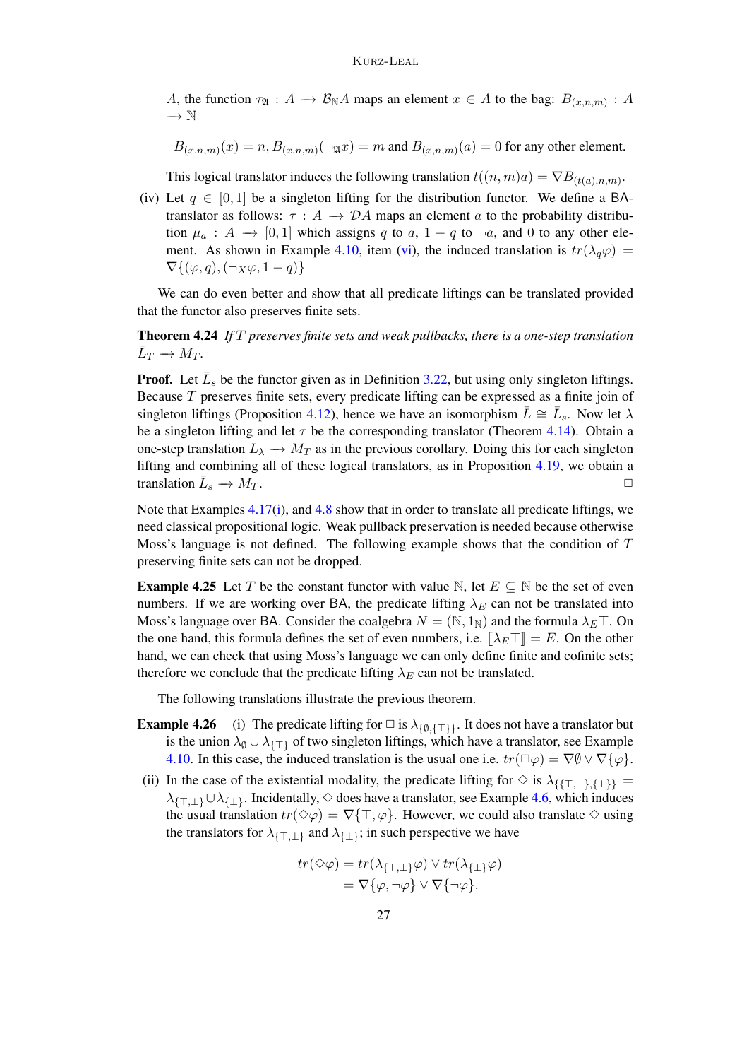$A$, the function $\tau_{\mathfrak{A}} : A \longrightarrow \mathcal{B}_{\mathbb{N}}A$ maps an element $x \in A$ to the bag: $B_{(x,n,m)} : A \longrightarrow \mathbb{N}$

$$B_{(x,n,m)}(x) = n, B_{(x,n,m)}(\neg_{\mathfrak{A}} x) = m \text{ and } B_{(x,n,m)}(a) = 0 \text{ for any other element.}$$

This logical translator induces the following translation $t((n,m)a) = \nabla B_{(t(a),n,m)}$.

(iv) Let $q \in [0,1]$ be a singleton lifting for the distribution functor. We define a BA-translator as follows: $\tau : A \longrightarrow \mathcal{D}A$ maps an element $a$ to the probability distribution $\mu_a : A \longrightarrow [0,1]$ which assigns $q$ to $a$, $1-q$ to $\neg a$, and $0$ to any other element. As shown in Example 4.10, item (vi), the induced translation is $tr(\lambda_q \varphi) = \nabla\{(\varphi, q), (\neg_X \varphi, 1-q)\}$

We can do even better and show that all predicate liftings can be translated provided that the functor also preserves finite sets.

**Theorem 4.24** *If $T$ preserves finite sets and weak pullbacks, there is a one-step translation $\bar{L}_T \longrightarrow M_T$.*

**Proof.** Let $\bar{L}_s$ be the functor given as in Definition 3.22, but using only singleton liftings. Because $T$ preserves finite sets, every predicate lifting can be expressed as a finite join of singleton liftings (Proposition 4.12), hence we have an isomorphism $\bar{L} \cong \bar{L}_s$. Now let $\lambda$ be a singleton lifting and let $\tau$ be the corresponding translator (Theorem 4.14). Obtain a one-step translation $L_\lambda \longrightarrow M_T$ as in the previous corollary. Doing this for each singleton lifting and combining all of these logical translators, as in Proposition 4.19, we obtain a translation $\bar{L}_s \longrightarrow M_T$. □

Note that Examples 4.17(i), and 4.8 show that in order to translate all predicate liftings, we need classical propositional logic. Weak pullback preservation is needed because otherwise Moss's language is not defined. The following example shows that the condition of $T$ preserving finite sets can not be dropped.

**Example 4.25** Let $T$ be the constant functor with value $\mathbb{N}$, let $E \subseteq \mathbb{N}$ be the set of even numbers. If we are working over BA, the predicate lifting $\lambda_E$ can not be translated into Moss's language over BA. Consider the coalgebra $N = (\mathbb{N}, 1_{\mathbb{N}})$ and the formula $\lambda_E \top$. On the one hand, this formula defines the set of even numbers, i.e. $[\![\lambda_E \top]\!] = E$. On the other hand, we can check that using Moss's language we can only define finite and cofinite sets; therefore we conclude that the predicate lifting $\lambda_E$ can not be translated.

The following translations illustrate the previous theorem.

**Example 4.26** (i) The predicate lifting for $\Box$ is $\lambda_{\{\emptyset,\{\top\}\}}$. It does not have a translator but is the union $\lambda_\emptyset \cup \lambda_{\{\top\}}$ of two singleton liftings, which have a translator, see Example 4.10. In this case, the induced translation is the usual one i.e. $tr(\Box\varphi) = \nabla\emptyset \vee \nabla\{\varphi\}$.

(ii) In the case of the existential modality, the predicate lifting for $\Diamond$ is $\lambda_{\{\{\top,\bot\},\{\bot\}\}} = \lambda_{\{\top,\bot\}} \cup \lambda_{\{\bot\}}$. Incidentally, $\Diamond$ does have a translator, see Example 4.6, which induces the usual translation $tr(\Diamond\varphi) = \nabla\{\top, \varphi\}$. However, we could also translate $\Diamond$ using the translators for $\lambda_{\{\top,\bot\}}$ and $\lambda_{\{\bot\}}$; in such perspective we have

$$\begin{aligned} tr(\Diamond\varphi) &= tr(\lambda_{\{\top,\bot\}}\varphi) \vee tr(\lambda_{\{\bot\}}\varphi) \\ &= \nabla\{\varphi, \neg\varphi\} \vee \nabla\{\neg\varphi\}. \end{aligned}$$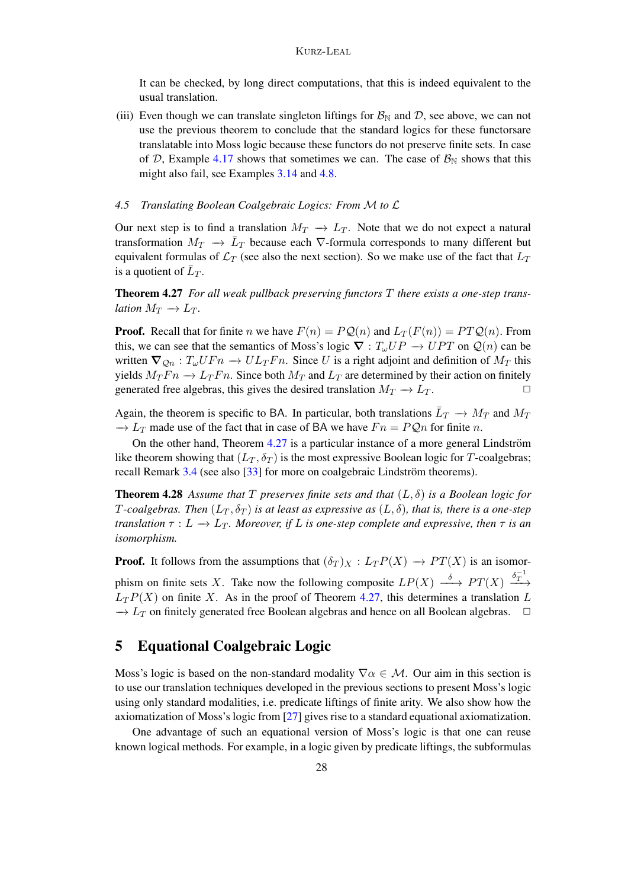It can be checked, by long direct computations, that this is indeed equivalent to the usual translation.

(iii) Even though we can translate singleton liftings for $\mathcal{B}_\mathbb{N}$ and $\mathcal{D}$, see above, we can not use the previous theorem to conclude that the standard logics for these functorsare translatable into Moss logic because these functors do not preserve finite sets. In case of $\mathcal{D}$, Example 4.17 shows that sometimes we can. The case of $\mathcal{B}_\mathbb{N}$ shows that this might also fail, see Examples 3.14 and 4.8.

### 4.5 Translating Boolean Coalgebraic Logics: From $\mathcal{M}$ to $\mathcal{L}$

Our next step is to find a translation $M_T \longrightarrow L_T$. Note that we do not expect a natural transformation $M_T \longrightarrow \bar{L}_T$ because each $\nabla$-formula corresponds to many different but equivalent formulas of $\mathcal{L}_T$ (see also the next section). So we make use of the fact that $L_T$ is a quotient of $\bar{L}_T$.

**Theorem 4.27** *For all weak pullback preserving functors $T$ there exists a one-step translation $M_T \longrightarrow L_T$.*

**Proof.** Recall that for finite $n$ we have $F(n) = P\mathcal{Q}(n)$ and $L_T(F(n)) = PT\mathcal{Q}(n)$. From this, we can see that the semantics of Moss's logic $\boldsymbol{\nabla} : T_\omega UP \longrightarrow UPT$ on $\mathcal{Q}(n)$ can be written $\boldsymbol{\nabla}_{\mathcal{Q}n} : T_\omega UFn \longrightarrow UL_TFn$. Since $U$ is a right adjoint and definition of $M_T$ this yields $M_TFn \longrightarrow L_TFn$. Since both $M_T$ and $L_T$ are determined by their action on finitely generated free algebras, this gives the desired translation $M_T \longrightarrow L_T$. □

Again, the theorem is specific to BA. In particular, both translations $\bar{L}_T \longrightarrow M_T$ and $M_T \longrightarrow L_T$ made use of the fact that in case of BA we have $Fn = P\mathcal{Q}n$ for finite $n$.

On the other hand, Theorem 4.27 is a particular instance of a more general Lindström like theorem showing that $(L_T, \delta_T)$ is the most expressive Boolean logic for $T$-coalgebras; recall Remark 3.4 (see also [33] for more on coalgebraic Lindström theorems).

**Theorem 4.28** *Assume that $T$ preserves finite sets and that $(L, \delta)$ is a Boolean logic for $T$-coalgebras. Then $(L_T, \delta_T)$ is at least as expressive as $(L, \delta)$, that is, there is a one-step translation $\tau : L \longrightarrow L_T$. Moreover, if $L$ is one-step complete and expressive, then $\tau$ is an isomorphism.*

**Proof.** It follows from the assumptions that $(\delta_T)_X : L_TP(X) \longrightarrow PT(X)$ is an isomorphism on finite sets $X$. Take now the following composite $LP(X) \xrightarrow{\delta} PT(X) \xrightarrow{\delta_T^{-1}} L_TP(X)$ on finite $X$. As in the proof of Theorem 4.27, this determines a translation $L \longrightarrow L_T$ on finitely generated free Boolean algebras and hence on all Boolean algebras. □

## 5 Equational Coalgebraic Logic

Moss's logic is based on the non-standard modality $\nabla\alpha \in \mathcal{M}$. Our aim in this section is to use our translation techniques developed in the previous sections to present Moss's logic using only standard modalities, i.e. predicate liftings of finite arity. We also show how the axiomatization of Moss's logic from [27] gives rise to a standard equational axiomatization.

One advantage of such an equational version of Moss's logic is that one can reuse known logical methods. For example, in a logic given by predicate liftings, the subformulas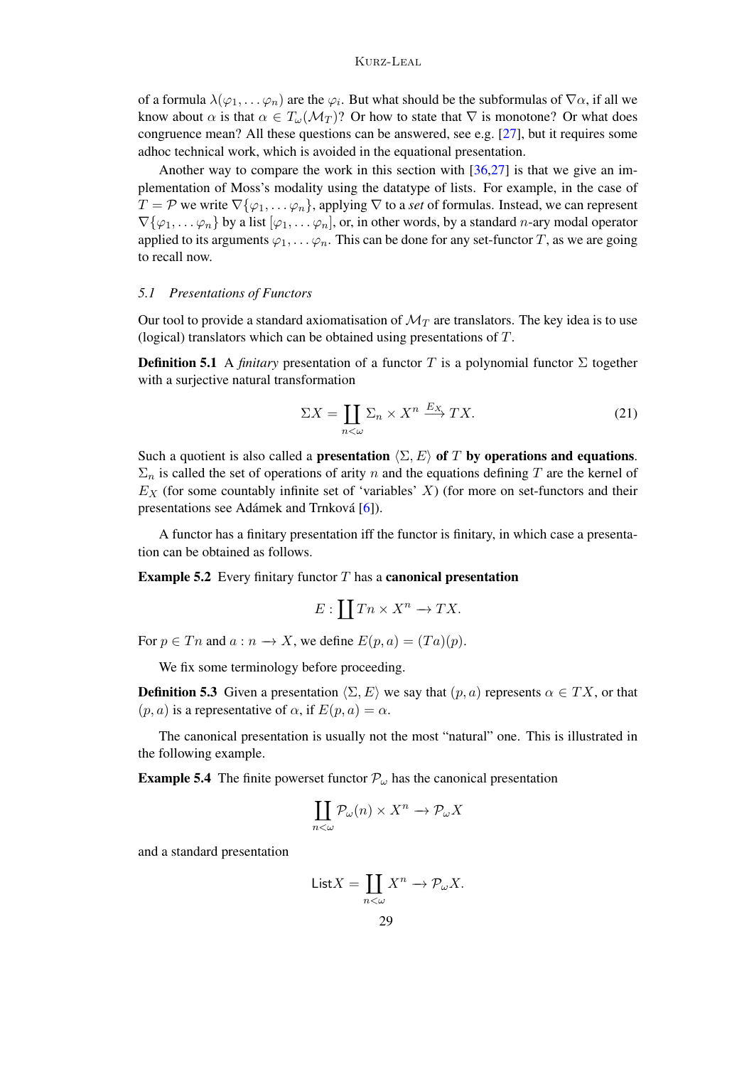of a formula $\lambda(\varphi_1, \dots \varphi_n)$ are the $\varphi_i$. But what should be the subformulas of $\nabla\alpha$, if all we know about $\alpha$ is that $\alpha \in T_\omega(\mathcal{M}_T)$? Or how to state that $\nabla$ is monotone? Or what does congruence mean? All these questions can be answered, see e.g. [27], but it requires some adhoc technical work, which is avoided in the equational presentation.

Another way to compare the work in this section with [36,27] is that we give an implementation of Moss's modality using the datatype of lists. For example, in the case of $T = \mathcal{P}$ we write $\nabla\{\varphi_1, \dots \varphi_n\}$, applying $\nabla$ to a *set* of formulas. Instead, we can represent $\nabla\{\varphi_1, \dots \varphi_n\}$ by a list $[\varphi_1, \dots \varphi_n]$, or, in other words, by a standard $n$-ary modal operator applied to its arguments $\varphi_1, \dots \varphi_n$. This can be done for any set-functor $T$, as we are going to recall now.

### 5.1 *Presentations of Functors*

Our tool to provide a standard axiomatisation of $\mathcal{M}_T$ are translators. The key idea is to use (logical) translators which can be obtained using presentations of $T$.

**Definition 5.1** A *finitary* presentation of a functor $T$ is a polynomial functor $\Sigma$ together with a surjective natural transformation

$$\Sigma X = \coprod_{n<\omega} \Sigma_n \times X^n \xrightarrow{E_X} TX. \tag{21}$$

Such a quotient is also called a **presentation** $\langle \Sigma, E \rangle$ **of** $T$ **by operations and equations**. $\Sigma_n$ is called the set of operations of arity $n$ and the equations defining $T$ are the kernel of $E_X$ (for some countably infinite set of 'variables' $X$) (for more on set-functors and their presentations see Adámek and Trnková [6]).

A functor has a finitary presentation iff the functor is finitary, in which case a presentation can be obtained as follows.

**Example 5.2** Every finitary functor $T$ has a **canonical presentation**

$$E : \coprod Tn \times X^n \to TX.$$

For $p \in Tn$ and $a : n \to X$, we define $E(p, a) = (Ta)(p)$.

We fix some terminology before proceeding.

**Definition 5.3** Given a presentation $\langle \Sigma, E \rangle$ we say that $(p, a)$ represents $\alpha \in TX$, or that $(p, a)$ is a representative of $\alpha$, if $E(p, a) = \alpha$.

The canonical presentation is usually not the most "natural" one. This is illustrated in the following example.

**Example 5.4** The finite powerset functor $\mathcal{P}_\omega$ has the canonical presentation

$$\coprod_{n<\omega} \mathcal{P}_\omega(n) \times X^n \to \mathcal{P}_\omega X$$

and a standard presentation

$$\mathsf{List}X = \coprod_{n<\omega} X^n \to \mathcal{P}_\omega X.$$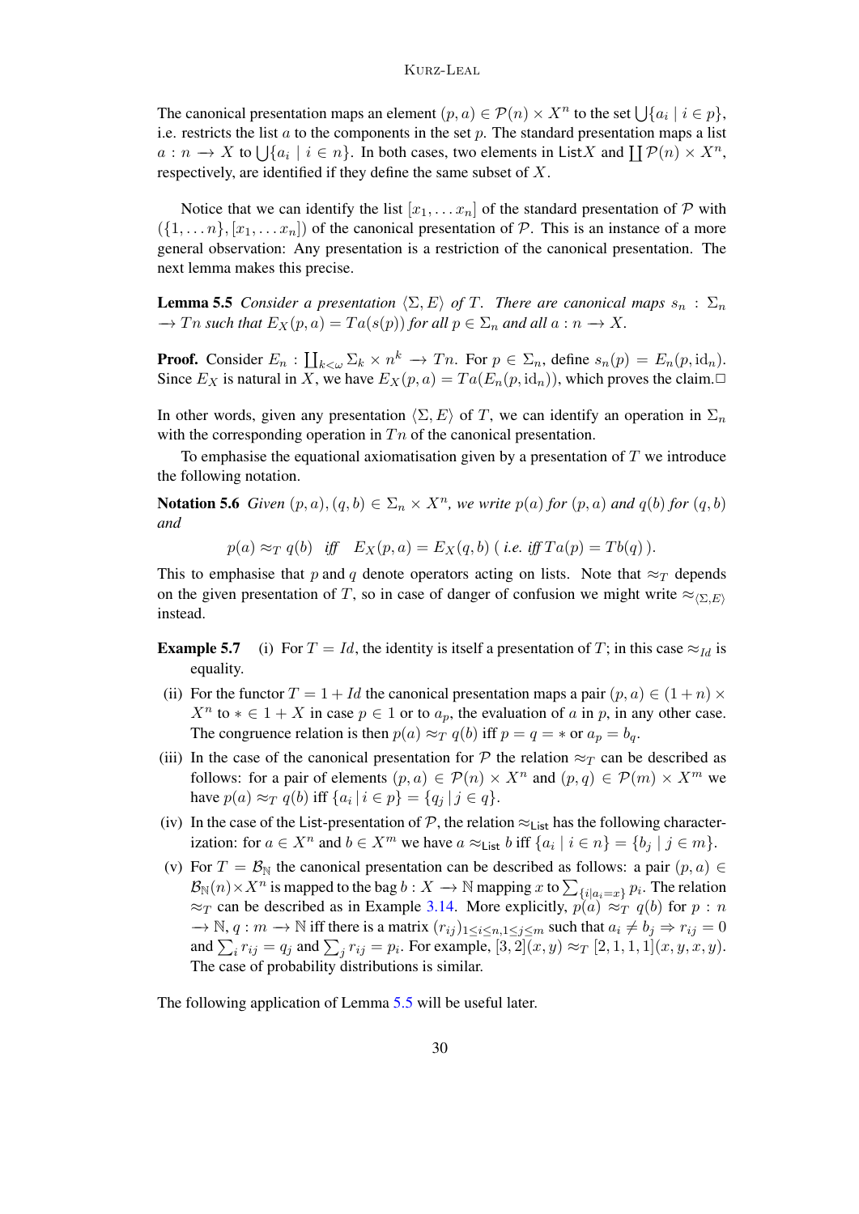The canonical presentation maps an element $(p, a) \in \mathcal{P}(n) \times X^n$ to the set $\bigcup\{a_i \mid i \in p\}$, i.e. restricts the list $a$ to the components in the set $p$. The standard presentation maps a list $a : n \to X$ to $\bigcup\{a_i \mid i \in n\}$. In both cases, two elements in $\mathsf{List}X$ and $\coprod \mathcal{P}(n) \times X^n$, respectively, are identified if they define the same subset of $X$.

Notice that we can identify the list $[x_1, \dots x_n]$ of the standard presentation of $\mathcal{P}$ with $(\{1, \dots n\}, [x_1, \dots x_n])$ of the canonical presentation of $\mathcal{P}$. This is an instance of a more general observation: Any presentation is a restriction of the canonical presentation. The next lemma makes this precise.

**Lemma 5.5** *Consider a presentation $\langle \Sigma, E \rangle$ of $T$. There are canonical maps $s_n : \Sigma_n \to Tn$ such that $E_X(p, a) = Ta(s(p))$ for all $p \in \Sigma_n$ and all $a : n \to X$.*

**Proof.** Consider $E_n : \coprod_{k<\omega} \Sigma_k \times n^k \to Tn$. For $p \in \Sigma_n$, define $s_n(p) = E_n(p, \mathrm{id}_n)$. Since $E_X$ is natural in $X$, we have $E_X(p, a) = Ta(E_n(p, \mathrm{id}_n))$, which proves the claim.□

In other words, given any presentation $\langle \Sigma, E \rangle$ of $T$, we can identify an operation in $\Sigma_n$ with the corresponding operation in $Tn$ of the canonical presentation.

To emphasise the equational axiomatisation given by a presentation of $T$ we introduce the following notation.

**Notation 5.6** *Given $(p, a), (q, b) \in \Sigma_n \times X^n$, we write $p(a)$ for $(p, a)$ and $q(b)$ for $(q, b)$ and*

$$p(a) \approx_T q(b) \quad \textit{iff} \quad E_X(p, a) = E_X(q, b) \text{ ( i.e. iff } Ta(p) = Tb(q) \text{ ).}$$

This to emphasise that $p$ and $q$ denote operators acting on lists. Note that $\approx_T$ depends on the given presentation of $T$, so in case of danger of confusion we might write $\approx_{\langle \Sigma, E \rangle}$ instead.

**Example 5.7**

(i) For $T = Id$, the identity is itself a presentation of $T$; in this case $\approx_{Id}$ is equality.

(ii) For the functor $T = 1 + Id$ the canonical presentation maps a pair $(p, a) \in (1 + n) \times X^n$ to $* \in 1 + X$ in case $p \in 1$ or to $a_p$, the evaluation of $a$ in $p$, in any other case. The congruence relation is then $p(a) \approx_T q(b)$ iff $p = q = *$ or $a_p = b_q$.

(iii) In the case of the canonical presentation for $\mathcal{P}$ the relation $\approx_T$ can be described as follows: for a pair of elements $(p, a) \in \mathcal{P}(n) \times X^n$ and $(p, q) \in \mathcal{P}(m) \times X^m$ we have $p(a) \approx_T q(b)$ iff $\{a_i \mid i \in p\} = \{q_j \mid j \in q\}$.

(iv) In the case of the List-presentation of $\mathcal{P}$, the relation $\approx_{\mathsf{List}}$ has the following characterization: for $a \in X^n$ and $b \in X^m$ we have $a \approx_{\mathsf{List}} b$ iff $\{a_i \mid i \in n\} = \{b_j \mid j \in m\}$.

(v) For $T = \mathcal{B}_{\mathbb{N}}$ the canonical presentation can be described as follows: a pair $(p, a) \in \mathcal{B}_{\mathbb{N}}(n) \times X^n$ is mapped to the bag $b : X \to \mathbb{N}$ mapping $x$ to $\sum_{\{i \mid a_i = x\}} p_i$. The relation $\approx_T$ can be described as in Example 3.14. More explicitly, $p(a) \approx_T q(b)$ for $p : n \to \mathbb{N}$, $q : m \to \mathbb{N}$ iff there is a matrix $(r_{ij})_{1 \le i \le n, 1 \le j \le m}$ such that $a_i \neq b_j \Rightarrow r_{ij} = 0$ and $\sum_i r_{ij} = q_j$ and $\sum_j r_{ij} = p_i$. For example, $[3, 2](x, y) \approx_T [2, 1, 1, 1](x, y, x, y)$. The case of probability distributions is similar.

The following application of Lemma 5.5 will be useful later.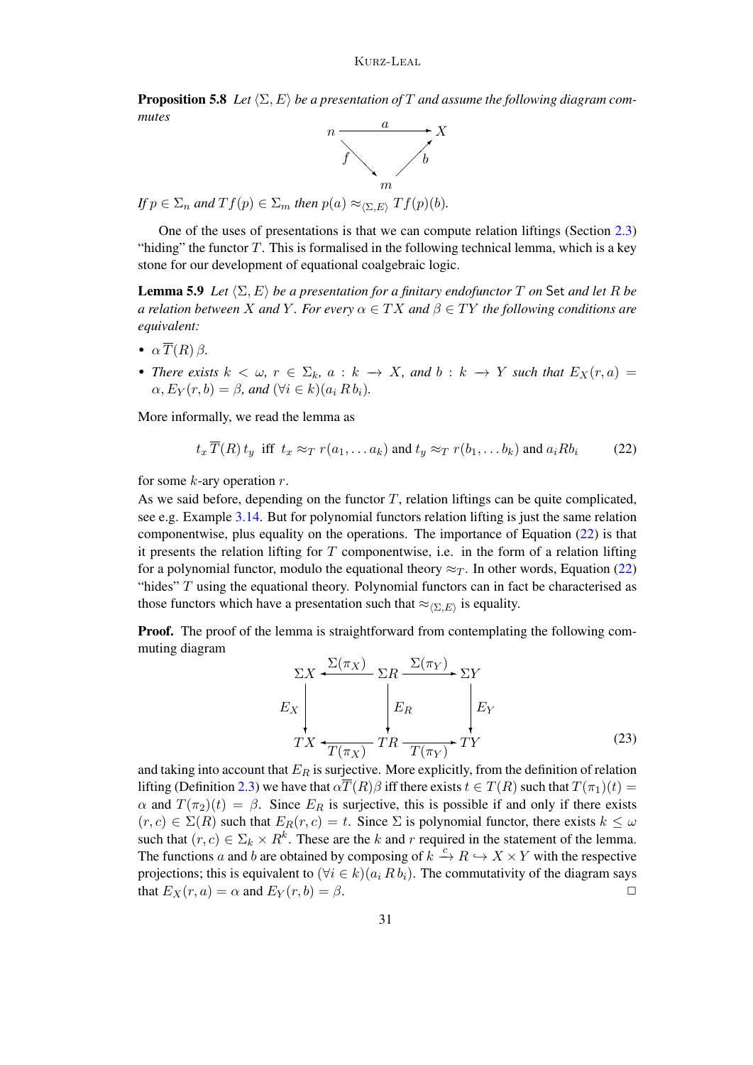**Proposition 5.8** *Let $\langle \Sigma, E\rangle$ be a presentation of $T$ and assume the following diagram commutes*

$$\begin{array}{ccc} n & \xrightarrow{\quad a \quad} & X \\ & {\scriptstyle f}\searrow \quad \nearrow{\scriptstyle b} & \\ & m & \end{array}$$

*If $p \in \Sigma_n$ and $Tf(p) \in \Sigma_m$ then $p(a) \approx_{\langle \Sigma, E\rangle} Tf(p)(b)$.*

One of the uses of presentations is that we can compute relation liftings (Section 2.3) "hiding" the functor $T$. This is formalised in the following technical lemma, which is a key stone for our development of equational coalgebraic logic.

**Lemma 5.9** *Let $\langle \Sigma, E\rangle$ be a presentation for a finitary endofunctor $T$ on* Set *and let $R$ be a relation between $X$ and $Y$. For every $\alpha \in TX$ and $\beta \in TY$ the following conditions are equivalent:*

- $\alpha\, \overline{T}(R)\, \beta$.
- *There exists $k < \omega$, $r \in \Sigma_k$, $a : k \longrightarrow X$, and $b : k \longrightarrow Y$ such that $E_X(r, a) = \alpha$, $E_Y(r, b) = \beta$, and $(\forall i \in k)(a_i\, R\, b_i)$.*

More informally, we read the lemma as

$$t_x\, \overline{T}(R)\, t_y \;\text{ iff }\; t_x \approx_T r(a_1, \ldots a_k) \text{ and } t_y \approx_T r(b_1, \ldots b_k) \text{ and } a_i R b_i \tag{22}$$

for some $k$-ary operation $r$.

As we said before, depending on the functor $T$, relation liftings can be quite complicated, see e.g. Example 3.14. But for polynomial functors relation lifting is just the same relation componentwise, plus equality on the operations. The importance of Equation (22) is that it presents the relation lifting for $T$ componentwise, i.e. in the form of a relation lifting for a polynomial functor, modulo the equational theory $\approx_T$. In other words, Equation (22) "hides" $T$ using the equational theory. Polynomial functors can in fact be characterised as those functors which have a presentation such that $\approx_{\langle \Sigma, E\rangle}$ is equality.

**Proof.** The proof of the lemma is straightforward from contemplating the following commuting diagram

$$\begin{array}{ccccc} \Sigma X & \xleftarrow{\Sigma(\pi_X)} & \Sigma R & \xrightarrow{\Sigma(\pi_Y)} & \Sigma Y \\ \downarrow{\scriptstyle E_X} & & \downarrow{\scriptstyle E_R} & & \downarrow{\scriptstyle E_Y} \\ TX & \xleftarrow[T(\pi_X)]{} & TR & \xrightarrow[T(\pi_Y)]{} & TY \end{array} \tag{23}$$

and taking into account that $E_R$ is surjective. More explicitly, from the definition of relation lifting (Definition 2.3) we have that $\alpha \overline{T}(R) \beta$ iff there exists $t \in T(R)$ such that $T(\pi_1)(t) = \alpha$ and $T(\pi_2)(t) = \beta$. Since $E_R$ is surjective, this is possible if and only if there exists $(r, c) \in \Sigma(R)$ such that $E_R(r, c) = t$. Since $\Sigma$ is polynomial functor, there exists $k \leq \omega$ such that $(r, c) \in \Sigma_k \times R^k$. These are the $k$ and $r$ required in the statement of the lemma. The functions $a$ and $b$ are obtained by composing of $k \xrightarrow{c} R \hookrightarrow X \times Y$ with the respective projections; this is equivalent to $(\forall i \in k)(a_i\, R\, b_i)$. The commutativity of the diagram says that $E_X(r, a) = \alpha$ and $E_Y(r, b) = \beta$. $\square$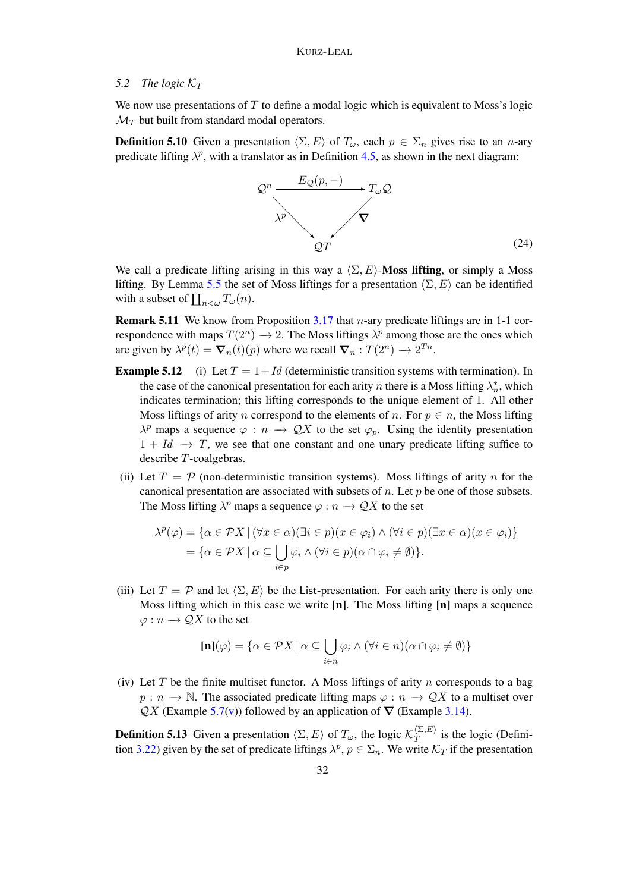### 5.2 The logic $\mathcal{K}_T$

We now use presentations of $T$ to define a modal logic which is equivalent to Moss's logic $\mathcal{M}_T$ but built from standard modal operators.

**Definition 5.10** Given a presentation $\langle \Sigma, E \rangle$ of $T_\omega$, each $p \in \Sigma_n$ gives rise to an $n$-ary predicate lifting $\lambda^p$, with a translator as in Definition 4.5, as shown in the next diagram:

$$\begin{array}{ccc} \mathcal{Q}^n & \xrightarrow{\quad E_{\mathcal{Q}}(p,-) \quad} & T_\omega \mathcal{Q} \\ & {\scriptstyle \lambda^p} \searrow \quad \swarrow {\scriptstyle \boldsymbol{\nabla}} & \\ & \mathcal{Q}T & \end{array} \tag{24}$$

We call a predicate lifting arising in this way a $\langle \Sigma, E \rangle$-**Moss lifting**, or simply a Moss lifting. By Lemma 5.5 the set of Moss liftings for a presentation $\langle \Sigma, E \rangle$ can be identified with a subset of $\coprod_{n<\omega} T_\omega(n)$.

**Remark 5.11** We know from Proposition 3.17 that $n$-ary predicate liftings are in 1-1 correspondence with maps $T(2^n) \longrightarrow 2$. The Moss liftings $\lambda^p$ among those are the ones which are given by $\lambda^p(t) = \boldsymbol{\nabla}_n(t)(p)$ where we recall $\boldsymbol{\nabla}_n : T(2^n) \longrightarrow 2^{Tn}$.

**Example 5.12** (i) Let $T = 1 + Id$ (deterministic transition systems with termination). In the case of the canonical presentation for each arity $n$ there is a Moss lifting $\lambda^*_n$, which indicates termination; this lifting corresponds to the unique element of 1. All other Moss liftings of arity $n$ correspond to the elements of $n$. For $p \in n$, the Moss lifting $\lambda^p$ maps a sequence $\varphi : n \longrightarrow \mathcal{Q}X$ to the set $\varphi_p$. Using the identity presentation $1 + Id \longrightarrow T$, we see that one constant and one unary predicate lifting suffice to describe $T$-coalgebras.

(ii) Let $T = \mathcal{P}$ (non-deterministic transition systems). Moss liftings of arity $n$ for the canonical presentation are associated with subsets of $n$. Let $p$ be one of those subsets. The Moss lifting $\lambda^p$ maps a sequence $\varphi : n \longrightarrow \mathcal{Q}X$ to the set

$$\begin{aligned} \lambda^p(\varphi) &= \{\alpha \in \mathcal{P}X \mid (\forall x \in \alpha)(\exists i \in p)(x \in \varphi_i) \wedge (\forall i \in p)(\exists x \in \alpha)(x \in \varphi_i)\} \\ &= \{\alpha \in \mathcal{P}X \mid \alpha \subseteq \bigcup_{i \in p} \varphi_i \wedge (\forall i \in p)(\alpha \cap \varphi_i \neq \emptyset)\}. \end{aligned}$$

(iii) Let $T = \mathcal{P}$ and let $\langle \Sigma, E \rangle$ be the List-presentation. For each arity there is only one Moss lifting which in this case we write **[n]**. The Moss lifting **[n]** maps a sequence $\varphi : n \longrightarrow \mathcal{Q}X$ to the set

$$[\mathbf{n}](\varphi) = \{\alpha \in \mathcal{P}X \mid \alpha \subseteq \bigcup_{i \in n} \varphi_i \wedge (\forall i \in n)(\alpha \cap \varphi_i \neq \emptyset)\}$$

(iv) Let $T$ be the finite multiset functor. A Moss liftings of arity $n$ corresponds to a bag $p : n \longrightarrow \mathbb{N}$. The associated predicate lifting maps $\varphi : n \longrightarrow \mathcal{Q}X$ to a multiset over $\mathcal{Q}X$ (Example 5.7(v)) followed by an application of $\boldsymbol{\nabla}$ (Example 3.14).

**Definition 5.13** Given a presentation $\langle \Sigma, E \rangle$ of $T_\omega$, the logic $\mathcal{K}_T^{\langle \Sigma, E \rangle}$ is the logic (Definition 3.22) given by the set of predicate liftings $\lambda^p$, $p \in \Sigma_n$. We write $\mathcal{K}_T$ if the presentation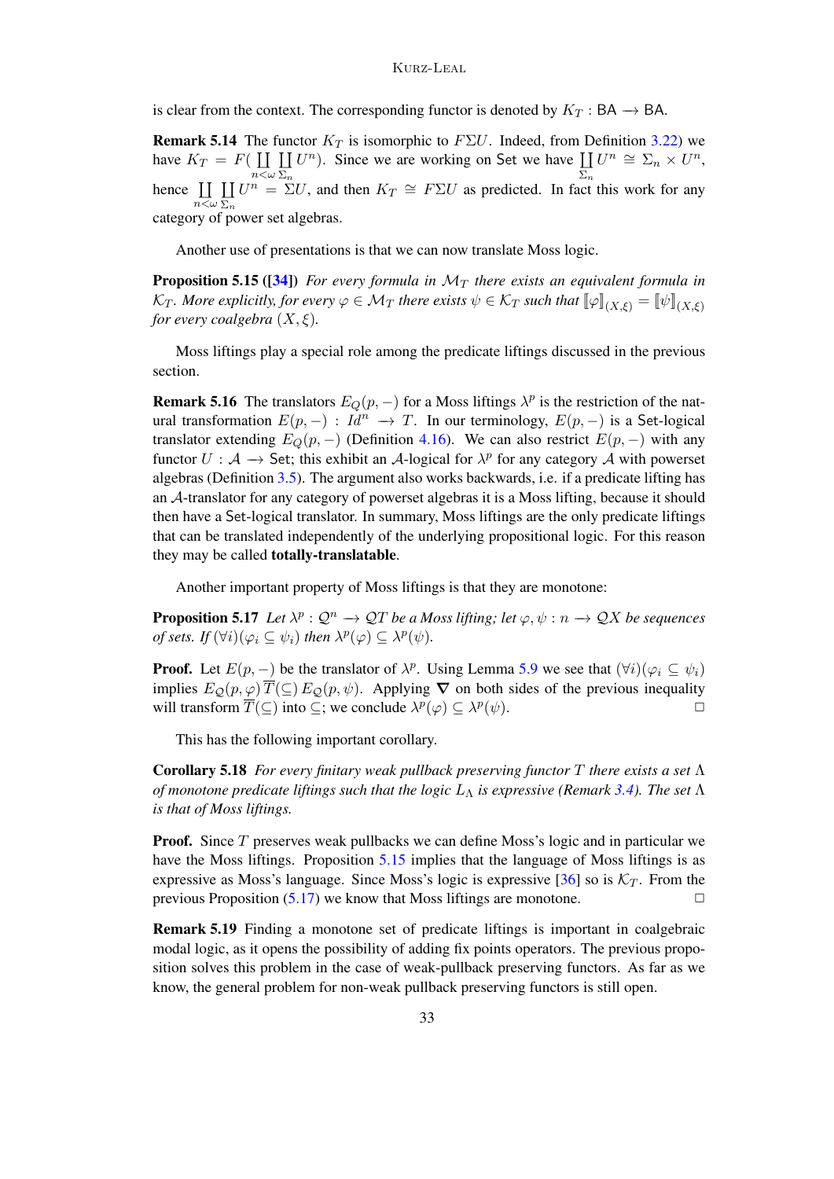is clear from the context. The corresponding functor is denoted by $K_T : \mathsf{BA} \longrightarrow \mathsf{BA}$.

**Remark 5.14** The functor $K_T$ is isomorphic to $F\Sigma U$. Indeed, from Definition 3.22) we have $K_T = F(\coprod_{n<\omega} \coprod_{\Sigma_n} U^n)$. Since we are working on Set we have $\coprod_{\Sigma_n} U^n \cong \Sigma_n \times U^n$, hence $\coprod_{n<\omega} \coprod_{\Sigma_n} U^n = \Sigma U$, and then $K_T \cong F\Sigma U$ as predicted. In fact this work for any category of power set algebras.

Another use of presentations is that we can now translate Moss logic.

**Proposition 5.15 ([34])** *For every formula in $\mathcal{M}_T$ there exists an equivalent formula in $\mathcal{K}_T$. More explicitly, for every $\varphi \in \mathcal{M}_T$ there exists $\psi \in \mathcal{K}_T$ such that $[\![\varphi]\!]_{(X,\xi)} = [\![\psi]\!]_{(X,\xi)}$ for every coalgebra $(X, \xi)$.*

Moss liftings play a special role among the predicate liftings discussed in the previous section.

**Remark 5.16** The translators $E_Q(p, -)$ for a Moss liftings $\lambda^p$ is the restriction of the natural transformation $E(p, -) : Id^n \longrightarrow T$. In our terminology, $E(p, -)$ is a Set-logical translator extending $E_Q(p, -)$ (Definition 4.16). We can also restrict $E(p, -)$ with any functor $U : \mathcal{A} \longrightarrow \mathsf{Set}$; this exhibit an $\mathcal{A}$-logical for $\lambda^p$ for any category $\mathcal{A}$ with powerset algebras (Definition 3.5). The argument also works backwards, i.e. if a predicate lifting has an $\mathcal{A}$-translator for any category of powerset algebras it is a Moss lifting, because it should then have a Set-logical translator. In summary, Moss liftings are the only predicate liftings that can be translated independently of the underlying propositional logic. For this reason they may be called **totally-translatable**.

Another important property of Moss liftings is that they are monotone:

**Proposition 5.17** *Let $\lambda^p : \mathcal{Q}^n \longrightarrow \mathcal{Q}T$ be a Moss lifting; let $\varphi, \psi : n \longrightarrow \mathcal{Q}X$ be sequences of sets. If $(\forall i)(\varphi_i \subseteq \psi_i)$ then $\lambda^p(\varphi) \subseteq \lambda^p(\psi)$.*

**Proof.** Let $E(p, -)$ be the translator of $\lambda^p$. Using Lemma 5.9 we see that $(\forall i)(\varphi_i \subseteq \psi_i)$ implies $E_{\mathcal{Q}}(p, \varphi)\, \overline{T}(\subseteq)\, E_{\mathcal{Q}}(p, \psi)$. Applying $\boldsymbol{\nabla}$ on both sides of the previous inequality will transform $\overline{T}(\subseteq)$ into $\subseteq$; we conclude $\lambda^p(\varphi) \subseteq \lambda^p(\psi)$. □

This has the following important corollary.

**Corollary 5.18** *For every finitary weak pullback preserving functor $T$ there exists a set $\Lambda$ of monotone predicate liftings such that the logic $L_\Lambda$ is expressive (Remark 3.4). The set $\Lambda$ is that of Moss liftings.*

**Proof.** Since $T$ preserves weak pullbacks we can define Moss's logic and in particular we have the Moss liftings. Proposition 5.15 implies that the language of Moss liftings is as expressive as Moss's language. Since Moss's logic is expressive [36] so is $\mathcal{K}_T$. From the previous Proposition (5.17) we know that Moss liftings are monotone. □

**Remark 5.19** Finding a monotone set of predicate liftings is important in coalgebraic modal logic, as it opens the possibility of adding fix points operators. The previous proposition solves this problem in the case of weak-pullback preserving functors. As far as we know, the general problem for non-weak pullback preserving functors is still open.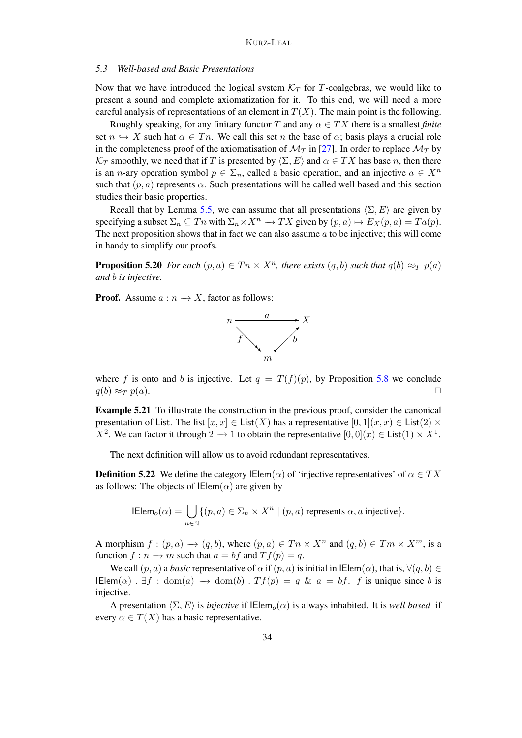### 5.3 Well-based and Basic Presentations

Now that we have introduced the logical system $\mathcal{K}_T$ for $T$-coalgebras, we would like to present a sound and complete axiomatization for it. To this end, we will need a more careful analysis of representations of an element in $T(X)$. The main point is the following.

Roughly speaking, for any finitary functor $T$ and any $\alpha \in TX$ there is a smallest *finite* set $n \hookrightarrow X$ such hat $\alpha \in Tn$. We call this set $n$ the base of $\alpha$; basis plays a crucial role in the completeness proof of the axiomatisation of $\mathcal{M}_T$ in [27]. In order to replace $\mathcal{M}_T$ by $\mathcal{K}_T$ smoothly, we need that if $T$ is presented by $\langle \Sigma, E\rangle$ and $\alpha \in TX$ has base $n$, then there is an $n$-ary operation symbol $p \in \Sigma_n$, called a basic operation, and an injective $a \in X^n$ such that $(p, a)$ represents $\alpha$. Such presentations will be called well based and this section studies their basic properties.

Recall that by Lemma 5.5, we can assume that all presentations $\langle \Sigma, E\rangle$ are given by specifying a subset $\Sigma_n \subseteq Tn$ with $\Sigma_n \times X^n \longrightarrow TX$ given by $(p, a) \mapsto E_X(p, a) = Ta(p)$. The next proposition shows that in fact we can also assume $a$ to be injective; this will come in handy to simplify our proofs.

**Proposition 5.20** *For each $(p, a) \in Tn \times X^n$, there exists $(q, b)$ such that $q(b) \approx_T p(a)$ and $b$ is injective.*

**Proof.** Assume $a : n \longrightarrow X$, factor as follows:

$$\begin{array}{ccc} n & \xrightarrow{\quad a \quad} & X \\ & {\scriptstyle f}\searrow \quad \nearrow{\scriptstyle b} & \\ & m & \end{array}$$

where $f$ is onto and $b$ is injective. Let $q = T(f)(p)$, by Proposition 5.8 we conclude $q(b) \approx_T p(a)$. $\square$

**Example 5.21** To illustrate the construction in the previous proof, consider the canonical presentation of List. The list $[x, x] \in \mathsf{List}(X)$ has a representative $[0, 1](x, x) \in \mathsf{List}(2) \times X^2$. We can factor it through $2 \longrightarrow 1$ to obtain the representative $[0, 0](x) \in \mathsf{List}(1) \times X^1$.

The next definition will allow us to avoid redundant representatives.

**Definition 5.22** We define the category $\mathsf{IElem}(\alpha)$ of 'injective representatives' of $\alpha \in TX$ as follows: The objects of $\mathsf{IElem}(\alpha)$ are given by

$$\mathsf{IElem}_o(\alpha) = \bigcup_{n \in \mathbb{N}} \{(p, a) \in \Sigma_n \times X^n \mid (p, a) \text{ represents } \alpha, a \text{ injective}\}.$$

A morphism $f : (p, a) \longrightarrow (q, b)$, where $(p, a) \in Tn \times X^n$ and $(q, b) \in Tm \times X^m$, is a function $f : n \longrightarrow m$ such that $a = bf$ and $Tf(p) = q$.

We call $(p, a)$ a *basic* representative of $\alpha$ if $(p, a)$ is initial in $\mathsf{IElem}(\alpha)$, that is, $\forall (q, b) \in \mathsf{IElem}(\alpha)\ .\ \exists f : \mathrm{dom}(a) \longrightarrow \mathrm{dom}(b)\ .\ Tf(p) = q\ \&\ a = bf$. $f$ is unique since $b$ is injective.

A presentation $\langle \Sigma, E\rangle$ is *injective* if $\mathsf{IElem}_o(\alpha)$ is always inhabited. It is *well based* if every $\alpha \in T(X)$ has a basic representative.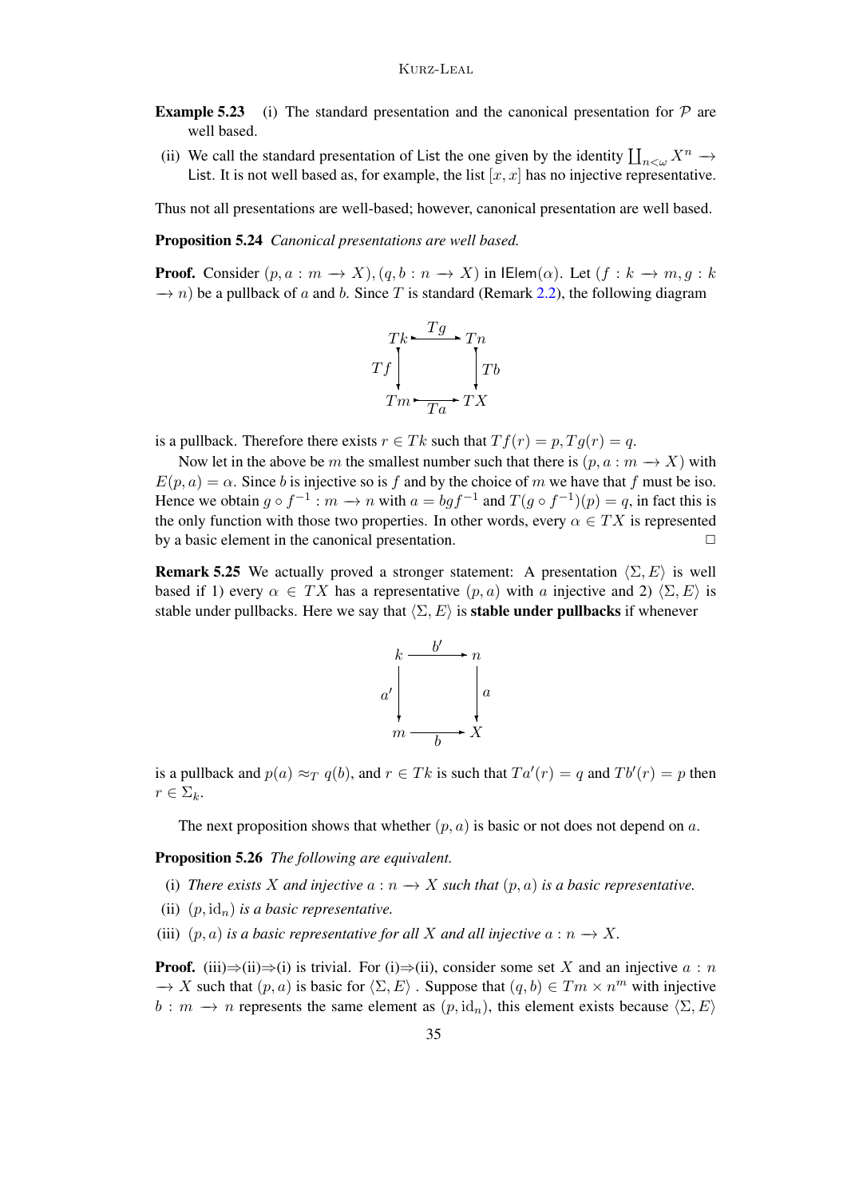**Example 5.23** (i) The standard presentation and the canonical presentation for $\mathcal{P}$ are well based.

(ii) We call the standard presentation of $\mathsf{List}$ the one given by the identity $\coprod_{n<\omega} X^n \to \mathsf{List}$. It is not well based as, for example, the list $[x, x]$ has no injective representative.

Thus not all presentations are well-based; however, canonical presentation are well based.

**Proposition 5.24** *Canonical presentations are well based.*

**Proof.** Consider $(p, a : m \to X), (q, b : n \to X)$ in $\mathsf{IElem}(\alpha)$. Let $(f : k \to m, g : k \to n)$ be a pullback of $a$ and $b$. Since $T$ is standard (Remark 2.2), the following diagram

$$
\begin{array}{ccc}
Tk & \xrightarrow{Tg} & Tn \\
{\scriptstyle Tf}\downarrow & & \downarrow{\scriptstyle Tb} \\
Tm & \xrightarrow[Ta]{} & TX
\end{array}
$$

is a pullback. Therefore there exists $r \in Tk$ such that $Tf(r) = p, Tg(r) = q$.

Now let in the above be $m$ the smallest number such that there is $(p, a : m \to X)$ with $E(p, a) = \alpha$. Since $b$ is injective so is $f$ and by the choice of $m$ we have that $f$ must be iso. Hence we obtain $g \circ f^{-1} : m \to n$ with $a = bgf^{-1}$ and $T(g \circ f^{-1})(p) = q$, in fact this is the only function with those two properties. In other words, every $\alpha \in TX$ is represented by a basic element in the canonical presentation. $\Box$

**Remark 5.25** We actually proved a stronger statement: A presentation $\langle \Sigma, E \rangle$ is well based if 1) every $\alpha \in TX$ has a representative $(p, a)$ with $a$ injective and 2) $\langle \Sigma, E \rangle$ is stable under pullbacks. Here we say that $\langle \Sigma, E \rangle$ is **stable under pullbacks** if whenever

$$
\begin{array}{ccc}
k & \xrightarrow{b'} & n \\
{\scriptstyle a'}\downarrow & & \downarrow{\scriptstyle a} \\
m & \xrightarrow[b]{} & X
\end{array}
$$

is a pullback and $p(a) \approx_T q(b)$, and $r \in Tk$ is such that $Ta'(r) = q$ and $Tb'(r) = p$ then $r \in \Sigma_k$.

The next proposition shows that whether $(p, a)$ is basic or not does not depend on $a$.

**Proposition 5.26** *The following are equivalent.*

(i) *There exists $X$ and injective $a : n \to X$ such that $(p, a)$ is a basic representative.*

(ii) *$(p, \mathrm{id}_n)$ is a basic representative.*

(iii) *$(p, a)$ is a basic representative for all $X$ and all injective $a : n \to X$.*

**Proof.** (iii)⇒(ii)⇒(i) is trivial. For (i)⇒(ii), consider some set $X$ and an injective $a : n \to X$ such that $(p, a)$ is basic for $\langle \Sigma, E \rangle$ . Suppose that $(q, b) \in Tm \times n^m$ with injective $b : m \to n$ represents the same element as $(p, \mathrm{id}_n)$, this element exists because $\langle \Sigma, E \rangle$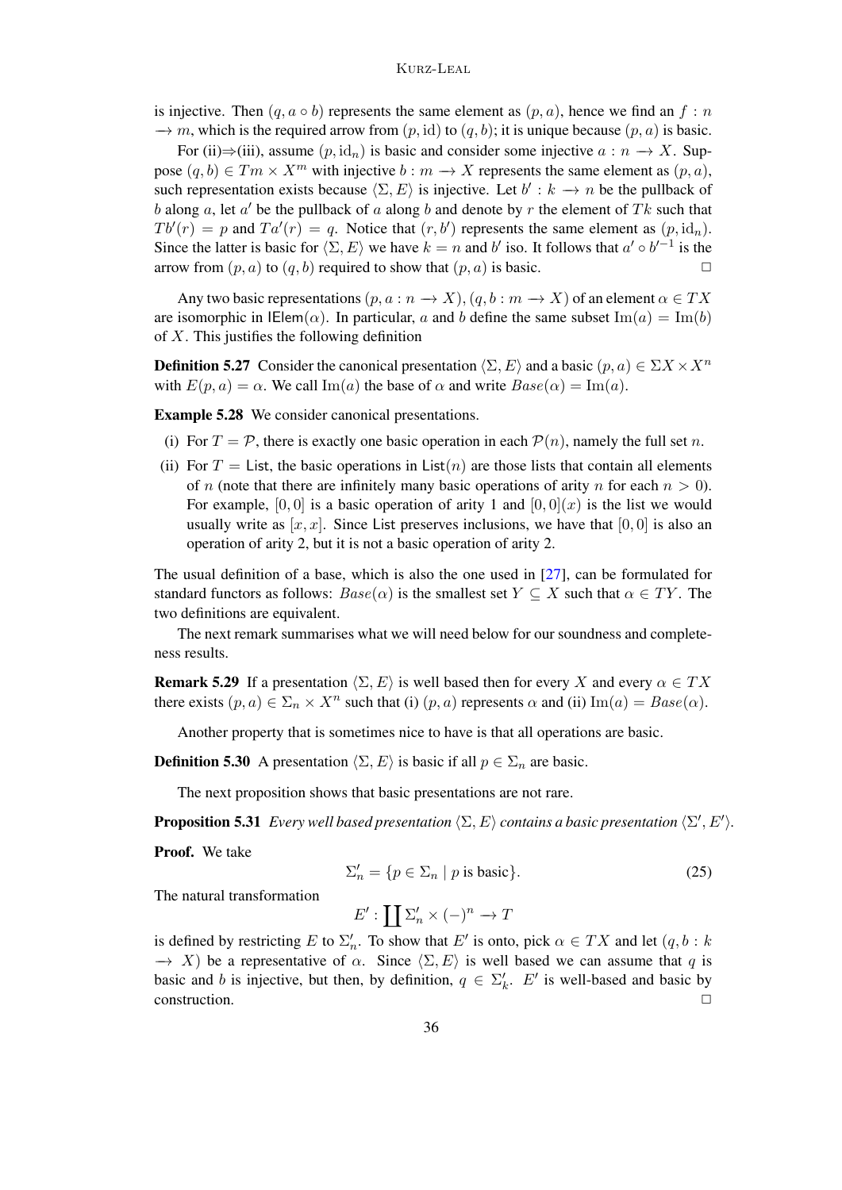is injective. Then $(q, a \circ b)$ represents the same element as $(p, a)$, hence we find an $f : n \to m$, which is the required arrow from $(p, \mathrm{id})$ to $(q, b)$; it is unique because $(p, a)$ is basic.

For (ii)⇒(iii), assume $(p, \mathrm{id}_n)$ is basic and consider some injective $a : n \to X$. Suppose $(q, b) \in Tm \times X^m$ with injective $b : m \to X$ represents the same element as $(p, a)$, such representation exists because $\langle \Sigma, E \rangle$ is injective. Let $b' : k \to n$ be the pullback of $b$ along $a$, let $a'$ be the pullback of $a$ along $b$ and denote by $r$ the element of $Tk$ such that $Tb'(r) = p$ and $Ta'(r) = q$. Notice that $(r, b')$ represents the same element as $(p, \mathrm{id}_n)$. Since the latter is basic for $\langle \Sigma, E \rangle$ we have $k = n$ and $b'$ iso. It follows that $a' \circ b'^{-1}$ is the arrow from $(p, a)$ to $(q, b)$ required to show that $(p, a)$ is basic. □

Any two basic representations $(p, a : n \to X), (q, b : m \to X)$ of an element $\alpha \in TX$ are isomorphic in $\mathsf{IElem}(\alpha)$. In particular, $a$ and $b$ define the same subset $\mathrm{Im}(a) = \mathrm{Im}(b)$ of $X$. This justifies the following definition

**Definition 5.27** Consider the canonical presentation $\langle \Sigma, E \rangle$ and a basic $(p, a) \in \Sigma X \times X^n$ with $E(p, a) = \alpha$. We call $\mathrm{Im}(a)$ the base of $\alpha$ and write $\mathit{Base}(\alpha) = \mathrm{Im}(a)$.

**Example 5.28** We consider canonical presentations.

(i) For $T = \mathcal{P}$, there is exactly one basic operation in each $\mathcal{P}(n)$, namely the full set $n$.

(ii) For $T = \mathsf{List}$, the basic operations in $\mathsf{List}(n)$ are those lists that contain all elements of $n$ (note that there are infinitely many basic operations of arity $n$ for each $n > 0$). For example, $[0, 0]$ is a basic operation of arity 1 and $[0, 0](x)$ is the list we would usually write as $[x, x]$. Since $\mathsf{List}$ preserves inclusions, we have that $[0, 0]$ is also an operation of arity 2, but it is not a basic operation of arity 2.

The usual definition of a base, which is also the one used in [27], can be formulated for standard functors as follows: $\mathit{Base}(\alpha)$ is the smallest set $Y \subseteq X$ such that $\alpha \in TY$. The two definitions are equivalent.

The next remark summarises what we will need below for our soundness and completeness results.

**Remark 5.29** If a presentation $\langle \Sigma, E \rangle$ is well based then for every $X$ and every $\alpha \in TX$ there exists $(p, a) \in \Sigma_n \times X^n$ such that (i) $(p, a)$ represents $\alpha$ and (ii) $\mathrm{Im}(a) = \mathit{Base}(\alpha)$.

Another property that is sometimes nice to have is that all operations are basic.

**Definition 5.30** A presentation $\langle \Sigma, E \rangle$ is basic if all $p \in \Sigma_n$ are basic.

The next proposition shows that basic presentations are not rare.

**Proposition 5.31** *Every well based presentation $\langle \Sigma, E \rangle$ contains a basic presentation $\langle \Sigma', E' \rangle$.*

**Proof.** We take

$$\Sigma'_n = \{p \in \Sigma_n \mid p \text{ is basic}\}. \tag{25}$$

The natural transformation

$$E' : \coprod \Sigma'_n \times (-)^n \to T$$

is defined by restricting $E$ to $\Sigma'_n$. To show that $E'$ is onto, pick $\alpha \in TX$ and let $(q, b : k \to X)$ be a representative of $\alpha$. Since $\langle \Sigma, E \rangle$ is well based we can assume that $q$ is basic and $b$ is injective, but then, by definition, $q \in \Sigma'_k$. $E'$ is well-based and basic by construction. □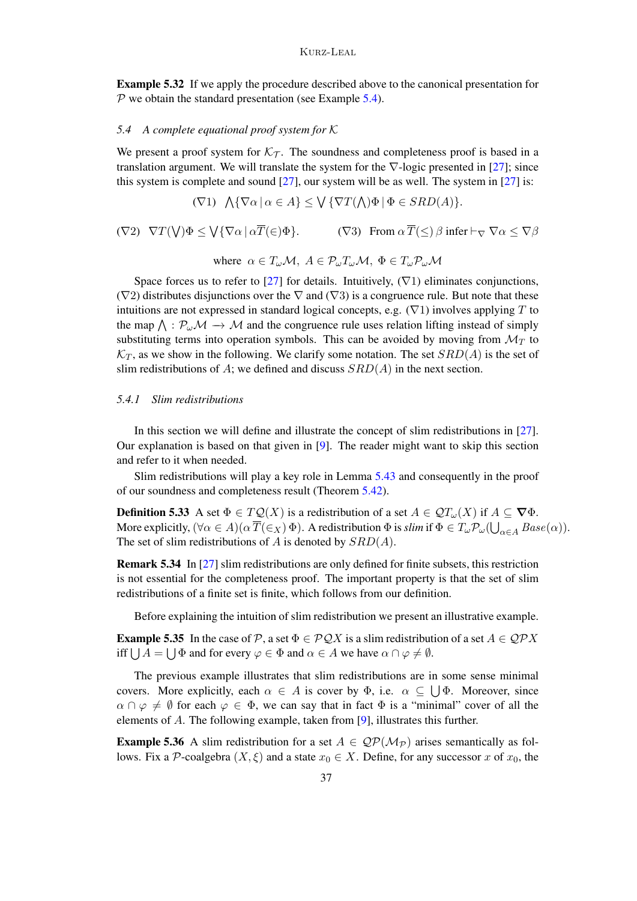**Example 5.32** If we apply the procedure described above to the canonical presentation for $\mathcal{P}$ we obtain the standard presentation (see Example 5.4).

### 5.4 A complete equational proof system for $\mathcal{K}$

We present a proof system for $\mathcal{K}_\mathcal{T}$. The soundness and completeness proof is based in a translation argument. We will translate the system for the $\nabla$-logic presented in [27]; since this system is complete and sound [27], our system will be as well. The system in [27] is:

$$(\nabla 1) \quad \bigwedge\{\nabla\alpha \mid \alpha \in A\} \leq \bigvee\{\nabla T(\bigwedge)\Phi \mid \Phi \in SRD(A)\}.$$

$$(\nabla 2) \quad \nabla T(\bigvee)\Phi \leq \bigvee\{\nabla\alpha \mid \alpha\overline{T}(\in)\Phi\}. \qquad (\nabla 3) \quad \text{From } \alpha\,\overline{T}(\leq)\,\beta \text{ infer} \vdash_\nabla \nabla\alpha \leq \nabla\beta$$

$$\text{where } \alpha \in T_\omega\mathcal{M},\ A \in \mathcal{P}_\omega T_\omega \mathcal{M},\ \Phi \in T_\omega \mathcal{P}_\omega \mathcal{M}$$

Space forces us to refer to [27] for details. Intuitively, ($\nabla$1) eliminates conjunctions, ($\nabla$2) distributes disjunctions over the $\nabla$ and ($\nabla$3) is a congruence rule. But note that these intuitions are not expressed in standard logical concepts, e.g. ($\nabla$1) involves applying $T$ to the map $\bigwedge : \mathcal{P}_\omega\mathcal{M} \to \mathcal{M}$ and the congruence rule uses relation lifting instead of simply substituting terms into operation symbols. This can be avoided by moving from $\mathcal{M}_T$ to $\mathcal{K}_T$, as we show in the following. We clarify some notation. The set $SRD(A)$ is the set of slim redistributions of $A$; we defined and discuss $SRD(A)$ in the next section.

#### 5.4.1 Slim redistributions

In this section we will define and illustrate the concept of slim redistributions in [27]. Our explanation is based on that given in [9]. The reader might want to skip this section and refer to it when needed.

Slim redistributions will play a key role in Lemma 5.43 and consequently in the proof of our soundness and completeness result (Theorem 5.42).

**Definition 5.33** A set $\Phi \in T\mathcal{Q}(X)$ is a redistribution of a set $A \in \mathcal{Q}T_\omega(X)$ if $A \subseteq \mathbf{\nabla}\Phi$. More explicitly, $(\forall\alpha \in A)(\alpha\,\overline{T}(\in_X)\,\Phi)$. A redistribution $\Phi$ is *slim* if $\Phi \in T_\omega\mathcal{P}_\omega(\bigcup_{\alpha\in A} Base(\alpha))$. The set of slim redistributions of $A$ is denoted by $SRD(A)$.

**Remark 5.34** In [27] slim redistributions are only defined for finite subsets, this restriction is not essential for the completeness proof. The important property is that the set of slim redistributions of a finite set is finite, which follows from our definition.

Before explaining the intuition of slim redistribution we present an illustrative example.

**Example 5.35** In the case of $\mathcal{P}$, a set $\Phi \in \mathcal{P}\mathcal{Q}X$ is a slim redistribution of a set $A \in \mathcal{Q}\mathcal{P}X$ iff $\bigcup A = \bigcup \Phi$ and for every $\varphi \in \Phi$ and $\alpha \in A$ we have $\alpha \cap \varphi \neq \emptyset$.

The previous example illustrates that slim redistributions are in some sense minimal covers. More explicitly, each $\alpha \in A$ is cover by $\Phi$, i.e. $\alpha \subseteq \bigcup\Phi$. Moreover, since $\alpha \cap \varphi \neq \emptyset$ for each $\varphi \in \Phi$, we can say that in fact $\Phi$ is a "minimal" cover of all the elements of $A$. The following example, taken from [9], illustrates this further.

**Example 5.36** A slim redistribution for a set $A \in \mathcal{QP}(\mathcal{M}_\mathcal{P})$ arises semantically as follows. Fix a $\mathcal{P}$-coalgebra $(X, \xi)$ and a state $x_0 \in X$. Define, for any successor $x$ of $x_0$, the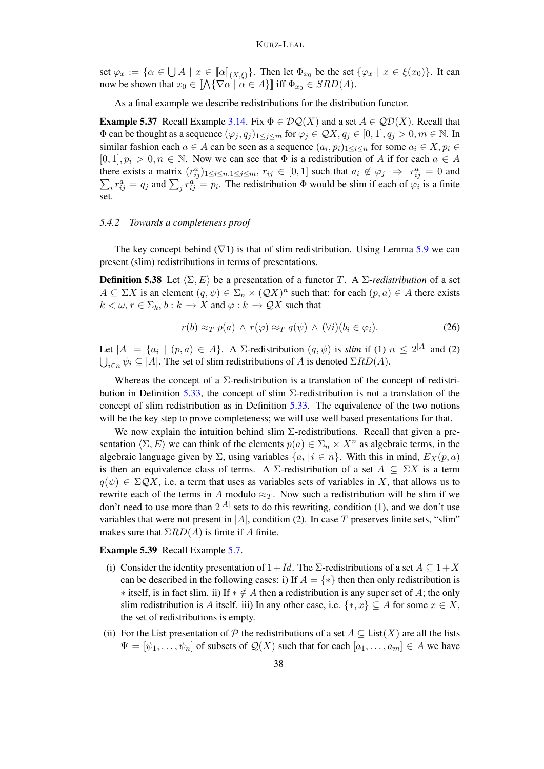set $\varphi_x := \{\alpha \in \bigcup A \mid x \in [\![\alpha]\!]_{(X,\xi)}\}$. Then let $\Phi_{x_0}$ be the set $\{\varphi_x \mid x \in \xi(x_0)\}$. It can now be shown that $x_0 \in [\![\bigwedge\{\nabla\alpha \mid \alpha \in A\}]\!]$ iff $\Phi_{x_0} \in SRD(A)$.

As a final example we describe redistributions for the distribution functor.

**Example 5.37** Recall Example 3.14. Fix $\Phi \in \mathcal{DQ}(X)$ and a set $A \in \mathcal{QD}(X)$. Recall that $\Phi$ can be thought as a sequence $(\varphi_j, q_j)_{1\leq j\leq m}$ for $\varphi_j \in \mathcal{Q}X, q_j \in [0,1], q_j > 0, m \in \mathbb{N}$. In similar fashion each $a \in A$ can be seen as a sequence $(a_i, p_i)_{1\leq i\leq n}$ for some $a_i \in X, p_i \in [0,1], p_i > 0, n \in \mathbb{N}$. Now we can see that $\Phi$ is a redistribution of $A$ if for each $a \in A$ there exists a matrix $(r^a_{ij})_{1\leq i\leq n, 1\leq j\leq m}$, $r_{ij} \in [0,1]$ such that $a_i \notin \varphi_j \;\Rightarrow\; r^a_{ij} = 0$ and $\sum_i r^a_{ij} = q_j$ and $\sum_j r^a_{ij} = p_i$. The redistribution $\Phi$ would be slim if each of $\varphi_i$ is a finite set.

### 5.4.2 *Towards a completeness proof*

The key concept behind ($\nabla$1) is that of slim redistribution. Using Lemma 5.9 we can present (slim) redistributions in terms of presentations.

**Definition 5.38** Let $\langle\Sigma, E\rangle$ be a presentation of a functor $T$. A $\Sigma$-*redistribution* of a set $A \subseteq \Sigma X$ is an element $(q,\psi) \in \Sigma_n \times (\mathcal{Q}X)^n$ such that: for each $(p,a) \in A$ there exists $k < \omega$, $r \in \Sigma_k$, $b : k \longrightarrow X$ and $\varphi : k \longrightarrow \mathcal{Q}X$ such that

$$r(b) \approx_T p(a) \;\wedge\; r(\varphi) \approx_T q(\psi) \;\wedge\; (\forall i)(b_i \in \varphi_i). \tag{26}$$

Let $|A| = \{a_i \mid (p,a) \in A\}$. A $\Sigma$-redistribution $(q,\psi)$ is *slim* if (1) $n \leq 2^{|A|}$ and (2) $\bigcup_{i\in n}\psi_i \subseteq |A|$. The set of slim redistributions of $A$ is denoted $\Sigma RD(A)$.

Whereas the concept of a $\Sigma$-redistribution is a translation of the concept of redistribution in Definition 5.33, the concept of slim $\Sigma$-redistribution is not a translation of the concept of slim redistribution as in Definition 5.33. The equivalence of the two notions will be the key step to prove completeness; we will use well based presentations for that.

We now explain the intuition behind slim $\Sigma$-redistributions. Recall that given a presentation $\langle\Sigma, E\rangle$ we can think of the elements $p(a) \in \Sigma_n \times X^n$ as algebraic terms, in the algebraic language given by $\Sigma$, using variables $\{a_i \,|\, i \in n\}$. With this in mind, $E_X(p,a)$ is then an equivalence class of terms. A $\Sigma$-redistribution of a set $A \subseteq \Sigma X$ is a term $q(\psi) \in \Sigma\mathcal{Q}X$, i.e. a term that uses as variables sets of variables in $X$, that allows us to rewrite each of the terms in $A$ modulo $\approx_T$. Now such a redistribution will be slim if we don't need to use more than $2^{|A|}$ sets to do this rewriting, condition (1), and we don't use variables that were not present in $|A|$, condition (2). In case $T$ preserves finite sets, "slim" makes sure that $\Sigma RD(A)$ is finite if $A$ finite.

**Example 5.39** Recall Example 5.7.

(i) Consider the identity presentation of $1 + Id$. The $\Sigma$-redistributions of a set $A \subseteq 1 + X$ can be described in the following cases: i) If $A = \{*\}$ then then only redistribution is $*$ itself, is in fact slim. ii) If $* \notin A$ then a redistribution is any super set of $A$; the only slim redistribution is $A$ itself. iii) In any other case, i.e. $\{*, x\} \subseteq A$ for some $x \in X$, the set of redistributions is empty.

(ii) For the List presentation of $\mathcal{P}$ the redistributions of a set $A \subseteq \mathsf{List}(X)$ are all the lists $\Psi = [\psi_1, \ldots, \psi_n]$ of subsets of $\mathcal{Q}(X)$ such that for each $[a_1, \ldots, a_m] \in A$ we have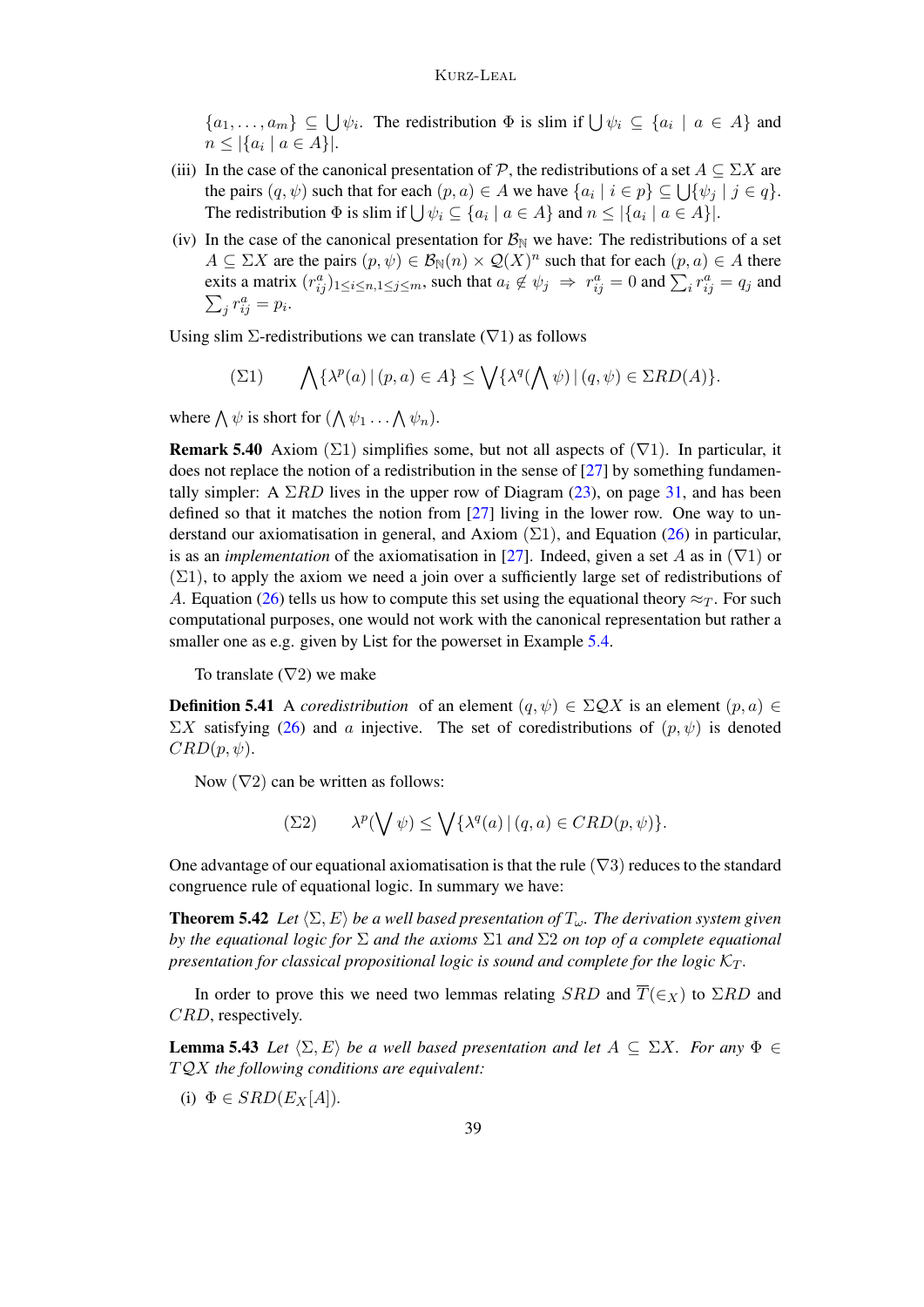$\{a_1, \ldots, a_m\} \subseteq \bigcup \psi_i$. The redistribution $\Phi$ is slim if $\bigcup \psi_i \subseteq \{a_i \mid a \in A\}$ and $n \leq |\{a_i \mid a \in A\}|$.

(iii) In the case of the canonical presentation of $\mathcal{P}$, the redistributions of a set $A \subseteq \Sigma X$ are the pairs $(q, \psi)$ such that for each $(p, a) \in A$ we have $\{a_i \mid i \in p\} \subseteq \bigcup \{\psi_j \mid j \in q\}$. The redistribution $\Phi$ is slim if $\bigcup \psi_i \subseteq \{a_i \mid a \in A\}$ and $n \leq |\{a_i \mid a \in A\}|$.

(iv) In the case of the canonical presentation for $\mathcal{B}_{\mathbb{N}}$ we have: The redistributions of a set $A \subseteq \Sigma X$ are the pairs $(p, \psi) \in \mathcal{B}_{\mathbb{N}}(n) \times \mathcal{Q}(X)^n$ such that for each $(p, a) \in A$ there exits a matrix $(r^a_{ij})_{1 \leq i \leq n, 1 \leq j \leq m}$, such that $a_i \notin \psi_j \Rightarrow r^a_{ij} = 0$ and $\sum_i r^a_{ij} = q_j$ and $\sum_j r^a_{ij} = p_i$.

Using slim $\Sigma$-redistributions we can translate ($\nabla 1$) as follows

$$(\Sigma 1) \qquad \bigwedge \{\lambda^p(a) \,|\, (p, a) \in A\} \leq \bigvee \{\lambda^q(\bigwedge \psi) \,|\, (q, \psi) \in \Sigma RD(A)\}.$$

where $\bigwedge \psi$ is short for $(\bigwedge \psi_1 \ldots \bigwedge \psi_n)$.

**Remark 5.40** Axiom ($\Sigma 1$) simplifies some, but not all aspects of ($\nabla 1$). In particular, it does not replace the notion of a redistribution in the sense of [27] by something fundamentally simpler: A $\Sigma RD$ lives in the upper row of Diagram (23), on page 31, and has been defined so that it matches the notion from [27] living in the lower row. One way to understand our axiomatisation in general, and Axiom ($\Sigma 1$), and Equation (26) in particular, is as an *implementation* of the axiomatisation in [27]. Indeed, given a set $A$ as in ($\nabla 1$) or ($\Sigma 1$), to apply the axiom we need a join over a sufficiently large set of redistributions of $A$. Equation (26) tells us how to compute this set using the equational theory $\approx_T$. For such computational purposes, one would not work with the canonical representation but rather a smaller one as e.g. given by List for the powerset in Example 5.4.

To translate ($\nabla 2$) we make

**Definition 5.41** A *coredistribution* of an element $(q, \psi) \in \Sigma \mathcal{Q} X$ is an element $(p, a) \in \Sigma X$ satisfying (26) and $a$ injective. The set of coredistributions of $(p, \psi)$ is denoted $CRD(p, \psi)$.

Now ($\nabla 2$) can be written as follows:

$$(\Sigma 2) \qquad \lambda^p(\bigvee \psi) \leq \bigvee \{\lambda^q(a) \,|\, (q, a) \in CRD(p, \psi)\}.$$

One advantage of our equational axiomatisation is that the rule ($\nabla 3$) reduces to the standard congruence rule of equational logic. In summary we have:

**Theorem 5.42** *Let $\langle \Sigma, E\rangle$ be a well based presentation of $T_\omega$. The derivation system given by the equational logic for $\Sigma$ and the axioms $\Sigma 1$ and $\Sigma 2$ on top of a complete equational presentation for classical propositional logic is sound and complete for the logic $\mathcal{K}_T$.*

In order to prove this we need two lemmas relating $SRD$ and $\overline{T}(\in_X)$ to $\Sigma RD$ and $CRD$, respectively.

**Lemma 5.43** *Let $\langle \Sigma, E\rangle$ be a well based presentation and let $A \subseteq \Sigma X$. For any $\Phi \in T\mathcal{Q}X$ the following conditions are equivalent:*

(i) $\Phi \in SRD(E_X[A])$.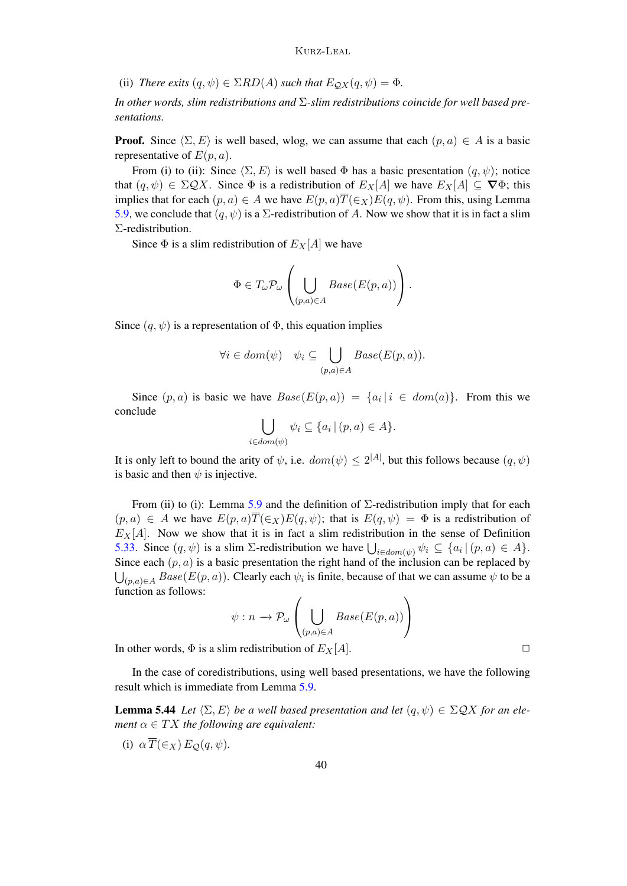(ii) *There exits* $(q,\psi) \in \Sigma RD(A)$ *such that* $E_{\mathcal{Q}X}(q,\psi) = \Phi$.

*In other words, slim redistributions and* $\Sigma$*-slim redistributions coincide for well based presentations.*

**Proof.** Since $\langle \Sigma, E\rangle$ is well based, wlog, we can assume that each $(p,a) \in A$ is a basic representative of $E(p,a)$.

From (i) to (ii): Since $\langle \Sigma, E\rangle$ is well based $\Phi$ has a basic presentation $(q,\psi)$; notice that $(q,\psi) \in \Sigma\mathcal{Q}X$. Since $\Phi$ is a redistribution of $E_X[A]$ we have $E_X[A] \subseteq \boldsymbol{\nabla}\Phi$; this implies that for each $(p,a) \in A$ we have $E(p,a)\overline{T}(\in_X)E(q,\psi)$. From this, using Lemma 5.9, we conclude that $(q,\psi)$ is a $\Sigma$-redistribution of $A$. Now we show that it is in fact a slim $\Sigma$-redistribution.

Since $\Phi$ is a slim redistribution of $E_X[A]$ we have

$$\Phi \in T_\omega\mathcal{P}_\omega\left(\bigcup_{(p,a)\in A} Base(E(p,a))\right).$$

Since $(q,\psi)$ is a representation of $\Phi$, this equation implies

$$\forall i \in dom(\psi) \quad \psi_i \subseteq \bigcup_{(p,a)\in A} Base(E(p,a)).$$

Since $(p,a)$ is basic we have $Base(E(p,a)) = \{a_i \,|\, i \in dom(a)\}$. From this we conclude

$$\bigcup_{i\in dom(\psi)} \psi_i \subseteq \{a_i \,|\, (p,a) \in A\}.$$

It is only left to bound the arity of $\psi$, i.e. $dom(\psi) \leq 2^{|A|}$, but this follows because $(q,\psi)$ is basic and then $\psi$ is injective.

From (ii) to (i): Lemma 5.9 and the definition of $\Sigma$-redistribution imply that for each $(p,a) \in A$ we have $E(p,a)\overline{T}(\in_X)E(q,\psi)$; that is $E(q,\psi) = \Phi$ is a redistribution of $E_X[A]$. Now we show that it is in fact a slim redistribution in the sense of Definition 5.33. Since $(q,\psi)$ is a slim $\Sigma$-redistribution we have $\bigcup_{i\in dom(\psi)}\psi_i \subseteq \{a_i \,|\, (p,a) \in A\}$. Since each $(p,a)$ is a basic presentation the right hand of the inclusion can be replaced by $\bigcup_{(p,a)\in A} Base(E(p,a))$. Clearly each $\psi_i$ is finite, because of that we can assume $\psi$ to be a function as follows:

$$\psi : n \longrightarrow \mathcal{P}_\omega\left(\bigcup_{(p,a)\in A} Base(E(p,a))\right)$$

In other words, $\Phi$ is a slim redistribution of $E_X[A]$. $\square$

In the case of coredistributions, using well based presentations, we have the following result which is immediate from Lemma 5.9.

**Lemma 5.44** *Let* $\langle \Sigma, E\rangle$ *be a well based presentation and let* $(q,\psi) \in \Sigma\mathcal{Q}X$ *for an element* $\alpha \in TX$ *the following are equivalent:*

(i) $\alpha\,\overline{T}(\in_X)\,E_{\mathcal{Q}}(q,\psi)$.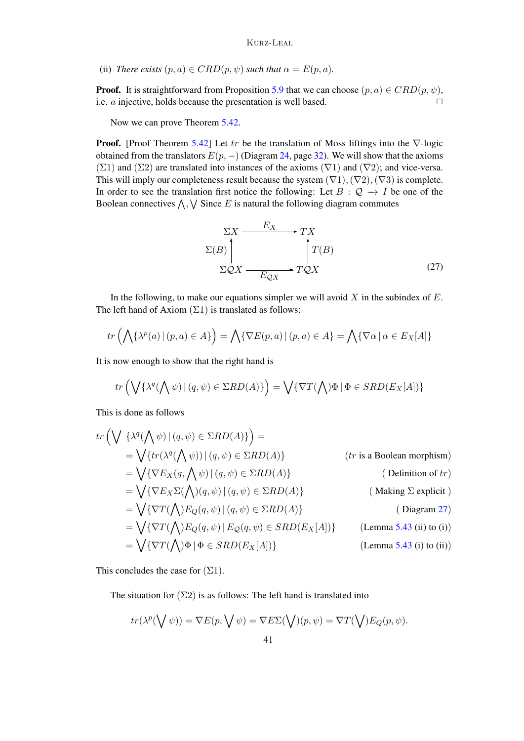(ii) *There exists* $(p, a) \in CRD(p, \psi)$ *such that* $\alpha = E(p, a)$.

**Proof.** It is straightforward from Proposition 5.9 that we can choose $(p, a) \in CRD(p, \psi)$, i.e. $a$ injective, holds because the presentation is well based. □

Now we can prove Theorem 5.42.

**Proof.** [Proof Theorem 5.42] Let $tr$ be the translation of Moss liftings into the $\nabla$-logic obtained from the translators $E(p, -)$ (Diagram 24, page 32). We will show that the axioms $(\Sigma 1)$ and $(\Sigma 2)$ are translated into instances of the axioms $(\nabla 1)$ and $(\nabla 2)$; and vice-versa. This will imply our completeness result because the system $(\nabla 1), (\nabla 2), (\nabla 3)$ is complete. In order to see the translation first notice the following: Let $B : \mathcal{Q} \longrightarrow I$ be one of the Boolean connectives $\bigwedge, \bigvee$ Since $E$ is natural the following diagram commutes

$$
\begin{array}{ccc}
\Sigma X & \xrightarrow{E_X} & TX \\
\uparrow{\scriptstyle \Sigma(B)} & & \uparrow{\scriptstyle T(B)} \\
\Sigma \mathcal{Q} X & \xrightarrow[E_{\mathcal{Q}X}]{} & T\mathcal{Q}X
\end{array}
\tag{27}
$$

In the following, to make our equations simpler we will avoid $X$ in the subindex of $E$. The left hand of Axiom $(\Sigma 1)$ is translated as follows:

$$
tr\left(\bigwedge\{\lambda^p(a) \,|\, (p, a) \in A\}\right) = \bigwedge\{\nabla E(p, a) \,|\, (p, a) \in A\} = \bigwedge\{\nabla \alpha \,|\, \alpha \in E_X[A]\}
$$

It is now enough to show that the right hand is

$$
tr\left(\bigvee\{\lambda^q(\bigwedge \psi) \,|\, (q, \psi) \in \Sigma RD(A)\}\right) = \bigvee\{\nabla T(\bigwedge)\Phi \,|\, \Phi \in SRD(E_X[A])\}
$$

This is done as follows

$$
\begin{aligned}
tr\Big(\bigvee\ & \{\lambda^q(\bigwedge \psi) \,|\, (q, \psi) \in \Sigma RD(A)\}\Big) = && \\
&= \bigvee\{tr(\lambda^q(\bigwedge \psi)) \,|\, (q, \psi) \in \Sigma RD(A)\} && (tr \text{ is a Boolean morphism}) \\
&= \bigvee\{\nabla E_X(q, \bigwedge \psi) \,|\, (q, \psi) \in \Sigma RD(A)\} && (\text{ Definition of } tr) \\
&= \bigvee\{\nabla E_X \Sigma(\bigwedge)(q, \psi) \,|\, (q, \psi) \in \Sigma RD(A)\} && (\text{ Making } \Sigma \text{ explicit }) \\
&= \bigvee\{\nabla T(\bigwedge) E_Q(q, \psi) \,|\, (q, \psi) \in \Sigma RD(A)\} && (\text{ Diagram } 27) \\
&= \bigvee\{\nabla T(\bigwedge) E_Q(q, \psi) \,|\, E_{\mathcal{Q}}(q, \psi) \in SRD(E_X[A])\} && (\text{Lemma 5.43 (ii) to (i)}) \\
&= \bigvee\{\nabla T(\bigwedge)\Phi \,|\, \Phi \in SRD(E_X[A])\} && (\text{Lemma 5.43 (i) to (ii)})
\end{aligned}
$$

This concludes the case for $(\Sigma 1)$.

The situation for $(\Sigma 2)$ is as follows: The left hand is translated into

$$
tr(\lambda^p(\bigvee \psi)) = \nabla E(p, \bigvee \psi) = \nabla E \Sigma(\bigvee)(p, \psi) = \nabla T(\bigvee) E_Q(p, \psi).
$$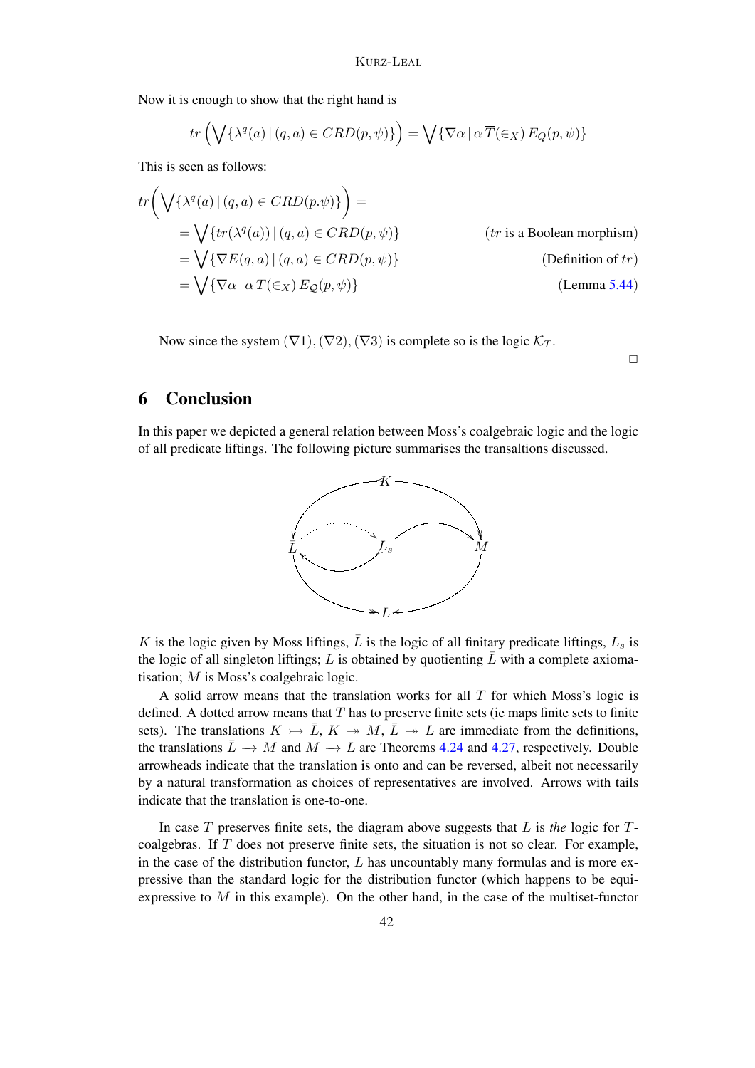Now it is enough to show that the right hand is

$$tr\left(\bigvee\{\lambda^q(a) \mid (q,a) \in CRD(p,\psi)\}\right) = \bigvee\{\nabla\alpha \mid \alpha\,\overline{T}(\in_X)\,E_Q(p,\psi)\}$$

This is seen as follows:

$$
\begin{aligned}
tr\Bigg(\bigvee\{\lambda^q(a) \mid (q,a) \in CRD(p.\psi)\}\Bigg) &= \\
&= \bigvee\{tr(\lambda^q(a)) \mid (q,a) \in CRD(p,\psi)\} && (tr \text{ is a Boolean morphism}) \\
&= \bigvee\{\nabla E(q,a) \mid (q,a) \in CRD(p,\psi)\} && (\text{Definition of } tr) \\
&= \bigvee\{\nabla\alpha \mid \alpha\,\overline{T}(\in_X)\,E_{\mathcal{Q}}(p,\psi)\} && (\text{Lemma 5.44})
\end{aligned}
$$

Now since the system $(\nabla 1), (\nabla 2), (\nabla 3)$ is complete so is the logic $\mathcal{K}_T$.

□

# 6 Conclusion

In this paper we depicted a general relation between Moss's coalgebraic logic and the logic of all predicate liftings. The following picture summarises the transaltions discussed.

$K$ is the logic given by Moss liftings, $\bar{L}$ is the logic of all finitary predicate liftings, $L_s$ is the logic of all singleton liftings; $L$ is obtained by quotienting $\bar{L}$ with a complete axiomatisation; $M$ is Moss's coalgebraic logic.

A solid arrow means that the translation works for all $T$ for which Moss's logic is defined. A dotted arrow means that $T$ has to preserve finite sets (ie maps finite sets to finite sets). The translations $K \rightarrowtail \bar{L}$, $K \twoheadrightarrow M$, $\bar{L} \twoheadrightarrow L$ are immediate from the definitions, the translations $\bar{L} \longrightarrow M$ and $M \longrightarrow L$ are Theorems 4.24 and 4.27, respectively. Double arrowheads indicate that the translation is onto and can be reversed, albeit not necessarily by a natural transformation as choices of representatives are involved. Arrows with tails indicate that the translation is one-to-one.

In case $T$ preserves finite sets, the diagram above suggests that $L$ is *the* logic for $T$-coalgebras. If $T$ does not preserve finite sets, the situation is not so clear. For example, in the case of the distribution functor, $L$ has uncountably many formulas and is more expressive than the standard logic for the distribution functor (which happens to be equi-expressive to $M$ in this example). On the other hand, in the case of the multiset-functor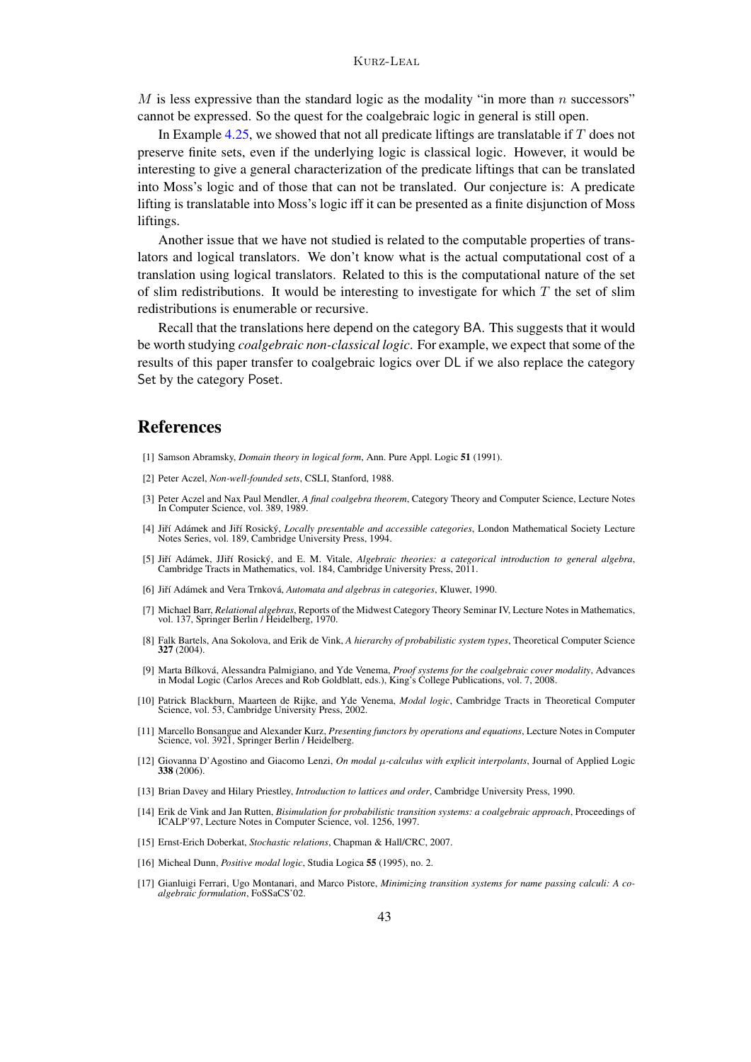$M$ is less expressive than the standard logic as the modality "in more than $n$ successors" cannot be expressed. So the quest for the coalgebraic logic in general is still open.

In Example 4.25, we showed that not all predicate liftings are translatable if $T$ does not preserve finite sets, even if the underlying logic is classical logic. However, it would be interesting to give a general characterization of the predicate liftings that can be translated into Moss's logic and of those that can not be translated. Our conjecture is: A predicate lifting is translatable into Moss's logic iff it can be presented as a finite disjunction of Moss liftings.

Another issue that we have not studied is related to the computable properties of translators and logical translators. We don't know what is the actual computational cost of a translation using logical translators. Related to this is the computational nature of the set of slim redistributions. It would be interesting to investigate for which $T$ the set of slim redistributions is enumerable or recursive.

Recall that the translations here depend on the category BA. This suggests that it would be worth studying *coalgebraic non-classical logic*. For example, we expect that some of the results of this paper transfer to coalgebraic logics over DL if we also replace the category Set by the category Poset.

# References

[1] Samson Abramsky, *Domain theory in logical form*, Ann. Pure Appl. Logic **51** (1991).

[2] Peter Aczel, *Non-well-founded sets*, CSLI, Stanford, 1988.

[3] Peter Aczel and Nax Paul Mendler, *A final coalgebra theorem*, Category Theory and Computer Science, Lecture Notes In Computer Science, vol. 389, 1989.

[4] Jiří Adámek and Jiří Rosický, *Locally presentable and accessible categories*, London Mathematical Society Lecture Notes Series, vol. 189, Cambridge University Press, 1994.

[5] Jiří Adámek, JJiří Rosický, and E. M. Vitale, *Algebraic theories: a categorical introduction to general algebra*, Cambridge Tracts in Mathematics, vol. 184, Cambridge University Press, 2011.

[6] Jiří Adámek and Vera Trnková, *Automata and algebras in categories*, Kluwer, 1990.

[7] Michael Barr, *Relational algebras*, Reports of the Midwest Category Theory Seminar IV, Lecture Notes in Mathematics, vol. 137, Springer Berlin / Heidelberg, 1970.

[8] Falk Bartels, Ana Sokolova, and Erik de Vink, *A hierarchy of probabilistic system types*, Theoretical Computer Science **327** (2004).

[9] Marta Bílková, Alessandra Palmigiano, and Yde Venema, *Proof systems for the coalgebraic cover modality*, Advances in Modal Logic (Carlos Areces and Rob Goldblatt, eds.), King's College Publications, vol. 7, 2008.

[10] Patrick Blackburn, Maarteen de Rijke, and Yde Venema, *Modal logic*, Cambridge Tracts in Theoretical Computer Science, vol. 53, Cambridge University Press, 2002.

[11] Marcello Bonsangue and Alexander Kurz, *Presenting functors by operations and equations*, Lecture Notes in Computer Science, vol. 3921, Springer Berlin / Heidelberg.

[12] Giovanna D'Agostino and Giacomo Lenzi, *On modal $\mu$-calculus with explicit interpolants*, Journal of Applied Logic **338** (2006).

[13] Brian Davey and Hilary Priestley, *Introduction to lattices and order*, Cambridge University Press, 1990.

[14] Erik de Vink and Jan Rutten, *Bisimulation for probabilistic transition systems: a coalgebraic approach*, Proceedings of ICALP'97, Lecture Notes in Computer Science, vol. 1256, 1997.

[15] Ernst-Erich Doberkat, *Stochastic relations*, Chapman & Hall/CRC, 2007.

[16] Micheal Dunn, *Positive modal logic*, Studia Logica **55** (1995), no. 2.

[17] Gianluigi Ferrari, Ugo Montanari, and Marco Pistore, *Minimizing transition systems for name passing calculi: A coalgebraic formulation*, FoSSaCS'02.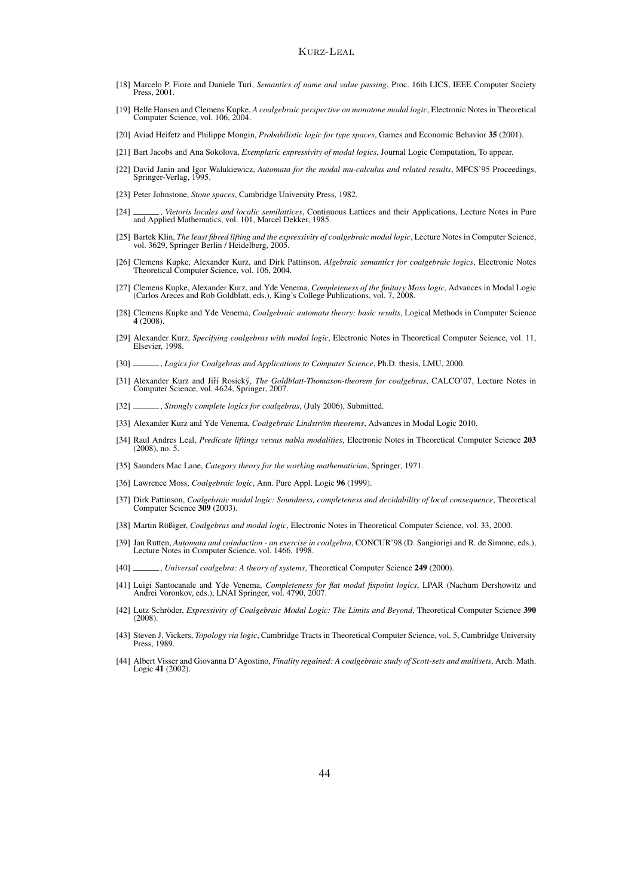[18] Marcelo P. Fiore and Daniele Turi, *Semantics of name and value passing*, Proc. 16th LICS, IEEE Computer Society Press, 2001.

[19] Helle Hansen and Clemens Kupke, *A coalgebraic perspective on monotone modal logic*, Electronic Notes in Theoretical Computer Science, vol. 106, 2004.

[20] Aviad Heifetz and Philippe Mongin, *Probabilistic logic for type spaces*, Games and Economic Behavior **35** (2001).

[21] Bart Jacobs and Ana Sokolova, *Exemplaric expressivity of modal logics*, Journal Logic Computation, To appear.

[22] David Janin and Igor Walukiewicz, *Automata for the modal mu-calculus and related results*, MFCS'95 Proceedings, Springer-Verlag, 1995.

[23] Peter Johnstone, *Stone spaces*, Cambridge University Press, 1982.

[24] ______, *Vietoris locales and localic semilattices*, Continuous Lattices and their Applications, Lecture Notes in Pure and Applied Mathematics, vol. 101, Marcel Dekker, 1985.

[25] Bartek Klin, *The least fibred lifting and the expressivity of coalgebraic modal logic*, Lecture Notes in Computer Science, vol. 3629, Springer Berlin / Heidelberg, 2005.

[26] Clemens Kupke, Alexander Kurz, and Dirk Pattinson, *Algebraic semantics for coalgebraic logics*, Electronic Notes Theoretical Computer Science, vol. 106, 2004.

[27] Clemens Kupke, Alexander Kurz, and Yde Venema, *Completeness of the finitary Moss logic*, Advances in Modal Logic (Carlos Areces and Rob Goldblatt, eds.), King's College Publications, vol. 7, 2008.

[28] Clemens Kupke and Yde Venema, *Coalgebraic automata theory: basic results*, Logical Methods in Computer Science **4** (2008).

[29] Alexander Kurz, *Specifying coalgebras with modal logic*, Electronic Notes in Theoretical Computer Science, vol. 11, Elsevier, 1998.

[30] ______, *Logics for Coalgebras and Applications to Computer Science*, Ph.D. thesis, LMU, 2000.

[31] Alexander Kurz and Jiří Rosický, *The Goldblatt-Thomason-theorem for coalgebras*, CALCO'07, Lecture Notes in Computer Science, vol. 4624, Springer, 2007.

[32] ______, *Strongly complete logics for coalgebras*, (July 2006), Submitted.

[33] Alexander Kurz and Yde Venema, *Coalgebraic Lindström theorems*, Advances in Modal Logic 2010.

[34] Raul Andres Leal, *Predicate liftings versus nabla modalities*, Electronic Notes in Theoretical Computer Science **203** (2008), no. 5.

[35] Saunders Mac Lane, *Category theory for the working mathematician*, Springer, 1971.

[36] Lawrence Moss, *Coalgebraic logic*, Ann. Pure Appl. Logic **96** (1999).

[37] Dirk Pattinson, *Coalgebraic modal logic: Soundness, completeness and decidability of local consequence*, Theoretical Computer Science **309** (2003).

[38] Martin Rößiger, *Coalgebras and modal logic*, Electronic Notes in Theoretical Computer Science, vol. 33, 2000.

[39] Jan Rutten, *Automata and coinduction - an exercise in coalgebra*, CONCUR'98 (D. Sangiorigi and R. de Simone, eds.), Lecture Notes in Computer Science, vol. 1466, 1998.

[40] ______, *Universal coalgebra: A theory of systems*, Theoretical Computer Science **249** (2000).

[41] Luigi Santocanale and Yde Venema, *Completeness for flat modal fixpoint logics*, LPAR (Nachum Dershowitz and Andrei Voronkov, eds.), LNAI Springer, vol. 4790, 2007.

[42] Lutz Schröder, *Expressivity of Coalgebraic Modal Logic: The Limits and Beyond*, Theoretical Computer Science **390** (2008).

[43] Steven J. Vickers, *Topology via logic*, Cambridge Tracts in Theoretical Computer Science, vol. 5, Cambridge University Press, 1989.

[44] Albert Visser and Giovanna D'Agostino, *Finality regained: A coalgebraic study of Scott-sets and multisets*, Arch. Math. Logic **41** (2002).